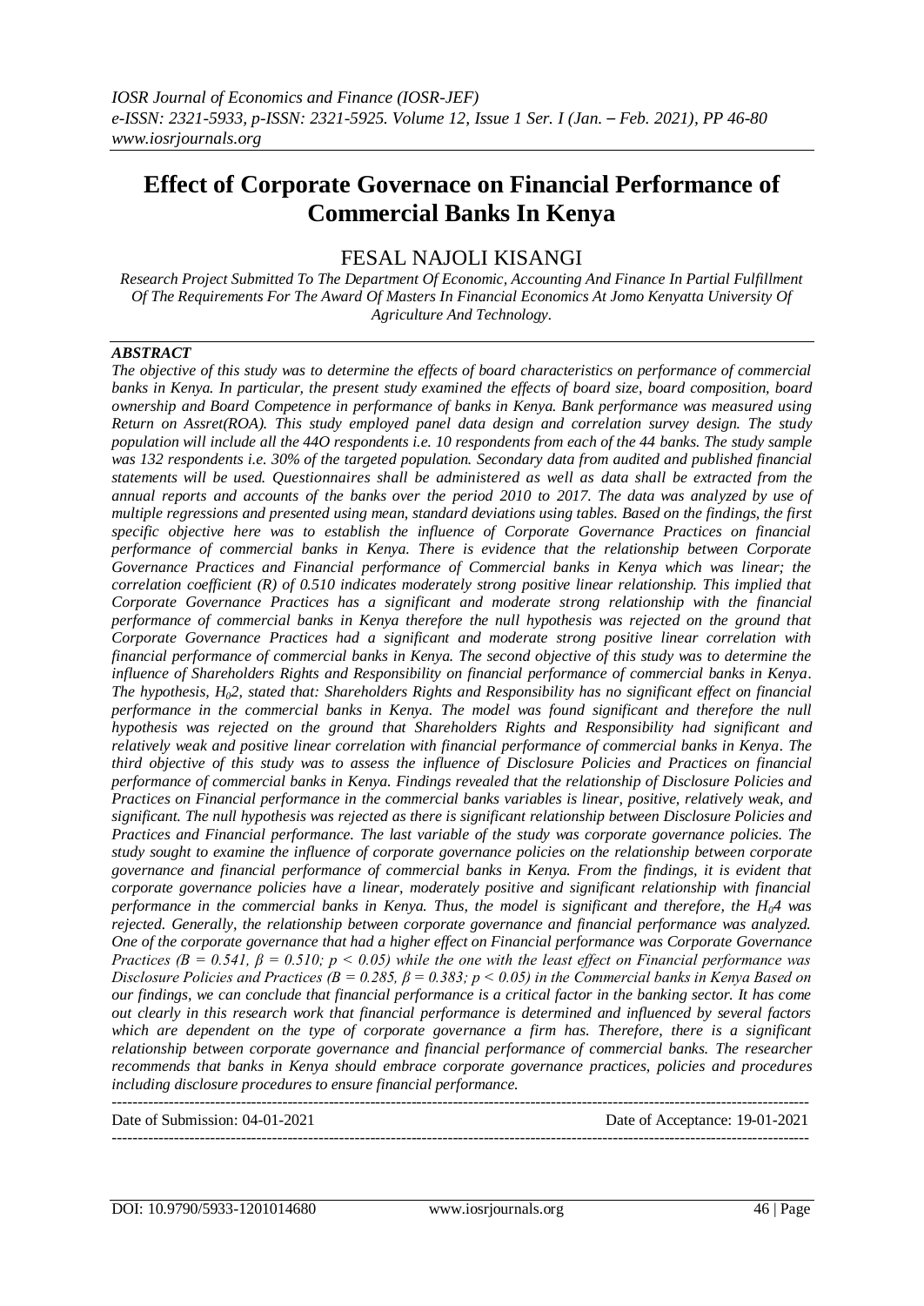# Effect of Corporate Governace on Financial Performance of Commercial Banks In Kenya

## FESAL NAJOLI KISANGI

*Research Project Submitted To The Department Of Economic, Accounting And Finance In Partial Fulfillment Of The Requirements For The Award Of Masters In Financial Economics At Jomo Kenyatta University Of Agriculture And Technology.*

### *ABSTRACT*

*The objective of this study was to determine the effects of board characteristics on performance of commercial banks in Kenya. In particular, the present study examined the effects of board size, board composition, board ownership and Board Competence in performance of banks in Kenya. Bank performance was measured using Return on Assret(ROA). This study employed panel data design and correlation survey design. The study population will include all the 44O respondents i.e. 10 respondents from each of the 44 banks. The study sample was 132 respondents i.e. 30% of the targeted population. Secondary data from audited and published financial statements will be used. Questionnaires shall be administered as well as data shall be extracted from the annual reports and accounts of the banks over the period 2010 to 2017. The data was analyzed by use of multiple regressions and presented using mean, standard deviations using tables. Based on the findings, the first specific objective here was to establish the influence of Corporate Governance Practices on financial performance of commercial banks in Kenya. There is evidence that the relationship between Corporate Governance Practices and Financial performance of Commercial banks in Kenya which was linear; the correlation coefficient (R) of 0.510 indicates moderately strong positive linear relationship. This implied that Corporate Governance Practices has a significant and moderate strong relationship with the financial performance of commercial banks in Kenya therefore the null hypothesis was rejected on the ground that Corporate Governance Practices had a significant and moderate strong positive linear correlation with financial performance of commercial banks in Kenya. The second objective of this study was to determine the influence of Shareholders Rights and Responsibility on financial performance of commercial banks in Kenya. The hypothesis, $H_02$, stated that: Shareholders Rights and Responsibility has no significant effect on financial performance in the commercial banks in Kenya. The model was found significant and therefore the null hypothesis was rejected on the ground that Shareholders Rights and Responsibility had significant and relatively weak and positive linear correlation with financial performance of commercial banks in Kenya. The third objective of this study was to assess the influence of Disclosure Policies and Practices on financial performance of commercial banks in Kenya. Findings revealed that the relationship of Disclosure Policies and Practices on Financial performance in the commercial banks variables is linear, positive, relatively weak, and significant. The null hypothesis was rejected as there is significant relationship between Disclosure Policies and Practices and Financial performance. The last variable of the study was corporate governance policies. The study sought to examine the influence of corporate governance policies on the relationship between corporate governance and financial performance of commercial banks in Kenya. From the findings, it is evident that corporate governance policies have a linear, moderately positive and significant relationship with financial performance in the commercial banks in Kenya. Thus, the model is significant and therefore, the $H_04$ was rejected. Generally, the relationship between corporate governance and financial performance was analyzed. One of the corporate governance that had a higher effect on Financial performance was Corporate Governance Practices ($B = 0.541$, $\beta = 0.510$; $p < 0.05$) while the one with the least effect on Financial performance was Disclosure Policies and Practices ($B = 0.285$, $\beta = 0.383$; $p < 0.05$) in the Commercial banks in Kenya Based on our findings, we can conclude that financial performance is a critical factor in the banking sector. It has come out clearly in this research work that financial performance is determined and influenced by several factors which are dependent on the type of corporate governance a firm has. Therefore, there is a significant relationship between corporate governance and financial performance of commercial banks. The researcher recommends that banks in Kenya should embrace corporate governance practices, policies and procedures including disclosure procedures to ensure financial performance.*

---

Date of Submission: 04-01-2021 Date of Acceptance: 19-01-2021

---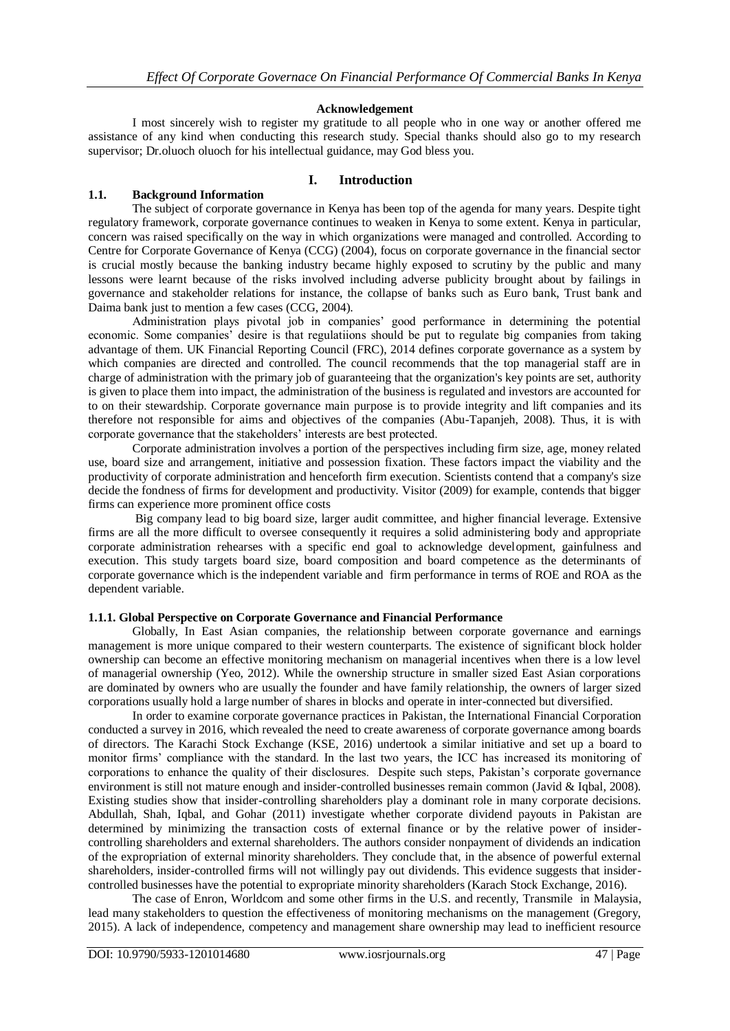**Acknowledgement**

I most sincerely wish to register my gratitude to all people who in one way or another offered me assistance of any kind when conducting this research study. Special thanks should also go to my research supervisor; Dr.oluoch oluoch for his intellectual guidance, may God bless you.

# I. Introduction

## 1.1. Background Information

The subject of corporate governance in Kenya has been top of the agenda for many years. Despite tight regulatory framework, corporate governance continues to weaken in Kenya to some extent. Kenya in particular, concern was raised specifically on the way in which organizations were managed and controlled. According to Centre for Corporate Governance of Kenya (CCG) (2004), focus on corporate governance in the financial sector is crucial mostly because the banking industry became highly exposed to scrutiny by the public and many lessons were learnt because of the risks involved including adverse publicity brought about by failings in governance and stakeholder relations for instance, the collapse of banks such as Euro bank, Trust bank and Daima bank just to mention a few cases (CCG, 2004).

Administration plays pivotal job in companies' good performance in determining the potential economic. Some companies' desire is that regulatiions should be put to regulate big companies from taking advantage of them. UK Financial Reporting Council (FRC), 2014 defines corporate governance as a system by which companies are directed and controlled. The council recommends that the top managerial staff are in charge of administration with the primary job of guaranteeing that the organization's key points are set, authority is given to place them into impact, the administration of the business is regulated and investors are accounted for to on their stewardship. Corporate governance main purpose is to provide integrity and lift companies and its therefore not responsible for aims and objectives of the companies (Abu-Tapanjeh, 2008). Thus, it is with corporate governance that the stakeholders' interests are best protected.

Corporate administration involves a portion of the perspectives including firm size, age, money related use, board size and arrangement, initiative and possession fixation. These factors impact the viability and the productivity of corporate administration and henceforth firm execution. Scientists contend that a company's size decide the fondness of firms for development and productivity. Visitor (2009) for example, contends that bigger firms can experience more prominent office costs

Big company lead to big board size, larger audit committee, and higher financial leverage. Extensive firms are all the more difficult to oversee consequently it requires a solid administering body and appropriate corporate administration rehearses with a specific end goal to acknowledge development, gainfulness and execution. This study targets board size, board composition and board competence as the determinants of corporate governance which is the independent variable and firm performance in terms of ROE and ROA as the dependent variable.

### 1.1.1. Global Perspective on Corporate Governance and Financial Performance

Globally, In East Asian companies, the relationship between corporate governance and earnings management is more unique compared to their western counterparts. The existence of significant block holder ownership can become an effective monitoring mechanism on managerial incentives when there is a low level of managerial ownership (Yeo, 2012). While the ownership structure in smaller sized East Asian corporations are dominated by owners who are usually the founder and have family relationship, the owners of larger sized corporations usually hold a large number of shares in blocks and operate in inter-connected but diversified.

In order to examine corporate governance practices in Pakistan, the International Financial Corporation conducted a survey in 2016, which revealed the need to create awareness of corporate governance among boards of directors. The Karachi Stock Exchange (KSE, 2016) undertook a similar initiative and set up a board to monitor firms' compliance with the standard. In the last two years, the ICC has increased its monitoring of corporations to enhance the quality of their disclosures. Despite such steps, Pakistan's corporate governance environment is still not mature enough and insider-controlled businesses remain common (Javid & Iqbal, 2008). Existing studies show that insider-controlling shareholders play a dominant role in many corporate decisions. Abdullah, Shah, Iqbal, and Gohar (2011) investigate whether corporate dividend payouts in Pakistan are determined by minimizing the transaction costs of external finance or by the relative power of insider-controlling shareholders and external shareholders. The authors consider nonpayment of dividends an indication of the expropriation of external minority shareholders. They conclude that, in the absence of powerful external shareholders, insider-controlled firms will not willingly pay out dividends. This evidence suggests that insider-controlled businesses have the potential to expropriate minority shareholders (Karach Stock Exchange, 2016).

The case of Enron, Worldcom and some other firms in the U.S. and recently, Transmile in Malaysia, lead many stakeholders to question the effectiveness of monitoring mechanisms on the management (Gregory, 2015). A lack of independence, competency and management share ownership may lead to inefficient resource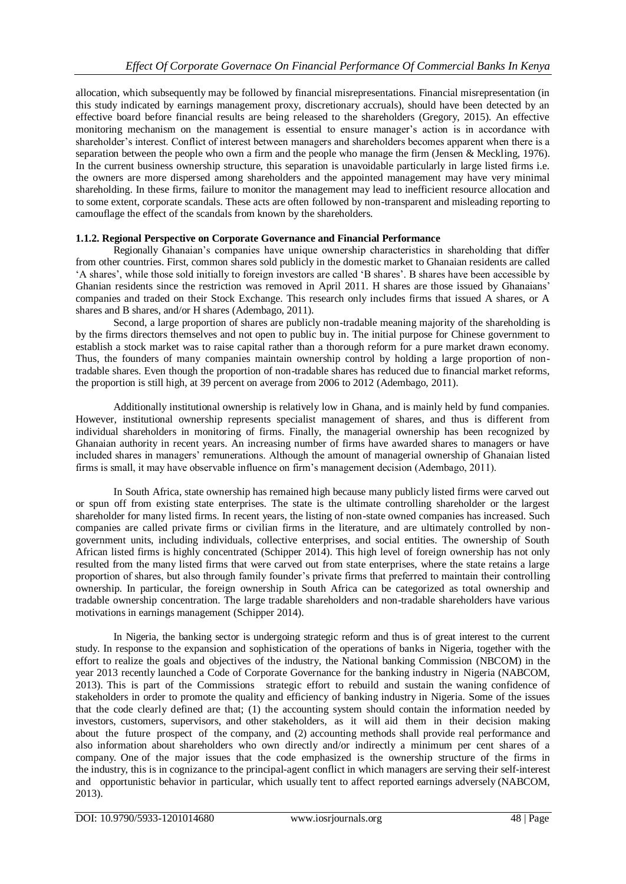allocation, which subsequently may be followed by financial misrepresentations. Financial misrepresentation (in this study indicated by earnings management proxy, discretionary accruals), should have been detected by an effective board before financial results are being released to the shareholders (Gregory, 2015). An effective monitoring mechanism on the management is essential to ensure manager's action is in accordance with shareholder's interest. Conflict of interest between managers and shareholders becomes apparent when there is a separation between the people who own a firm and the people who manage the firm (Jensen & Meckling, 1976). In the current business ownership structure, this separation is unavoidable particularly in large listed firms i.e. the owners are more dispersed among shareholders and the appointed management may have very minimal shareholding. In these firms, failure to monitor the management may lead to inefficient resource allocation and to some extent, corporate scandals. These acts are often followed by non-transparent and misleading reporting to camouflage the effect of the scandals from known by the shareholders.

### 1.1.2. Regional Perspective on Corporate Governance and Financial Performance

Regionally Ghanaian's companies have unique ownership characteristics in shareholding that differ from other countries. First, common shares sold publicly in the domestic market to Ghanaian residents are called 'A shares', while those sold initially to foreign investors are called 'B shares'. B shares have been accessible by Ghanian residents since the restriction was removed in April 2011. H shares are those issued by Ghanaians' companies and traded on their Stock Exchange. This research only includes firms that issued A shares, or A shares and B shares, and/or H shares (Adembago, 2011).

Second, a large proportion of shares are publicly non-tradable meaning majority of the shareholding is by the firms directors themselves and not open to public buy in. The initial purpose for Chinese government to establish a stock market was to raise capital rather than a thorough reform for a pure market drawn economy. Thus, the founders of many companies maintain ownership control by holding a large proportion of non-tradable shares. Even though the proportion of non-tradable shares has reduced due to financial market reforms, the proportion is still high, at 39 percent on average from 2006 to 2012 (Adembago, 2011).

Additionally institutional ownership is relatively low in Ghana, and is mainly held by fund companies. However, institutional ownership represents specialist management of shares, and thus is different from individual shareholders in monitoring of firms. Finally, the managerial ownership has been recognized by Ghanaian authority in recent years. An increasing number of firms have awarded shares to managers or have included shares in managers' remunerations. Although the amount of managerial ownership of Ghanaian listed firms is small, it may have observable influence on firm's management decision (Adembago, 2011).

In South Africa, state ownership has remained high because many publicly listed firms were carved out or spun off from existing state enterprises. The state is the ultimate controlling shareholder or the largest shareholder for many listed firms. In recent years, the listing of non-state owned companies has increased. Such companies are called private firms or civilian firms in the literature, and are ultimately controlled by non-government units, including individuals, collective enterprises, and social entities. The ownership of South African listed firms is highly concentrated (Schipper 2014). This high level of foreign ownership has not only resulted from the many listed firms that were carved out from state enterprises, where the state retains a large proportion of shares, but also through family founder's private firms that preferred to maintain their controlling ownership. In particular, the foreign ownership in South Africa can be categorized as total ownership and tradable ownership concentration. The large tradable shareholders and non-tradable shareholders have various motivations in earnings management (Schipper 2014).

In Nigeria, the banking sector is undergoing strategic reform and thus is of great interest to the current study. In response to the expansion and sophistication of the operations of banks in Nigeria, together with the effort to realize the goals and objectives of the industry, the National banking Commission (NBCOM) in the year 2013 recently launched a Code of Corporate Governance for the banking industry in Nigeria (NABCOM, 2013). This is part of the Commissions strategic effort to rebuild and sustain the waning confidence of stakeholders in order to promote the quality and efficiency of banking industry in Nigeria. Some of the issues that the code clearly defined are that; (1) the accounting system should contain the information needed by investors, customers, supervisors, and other stakeholders, as it will aid them in their decision making about the future prospect of the company, and (2) accounting methods shall provide real performance and also information about shareholders who own directly and/or indirectly a minimum per cent shares of a company. One of the major issues that the code emphasized is the ownership structure of the firms in the industry, this is in cognizance to the principal-agent conflict in which managers are serving their self-interest and opportunistic behavior in particular, which usually tent to affect reported earnings adversely (NABCOM, 2013).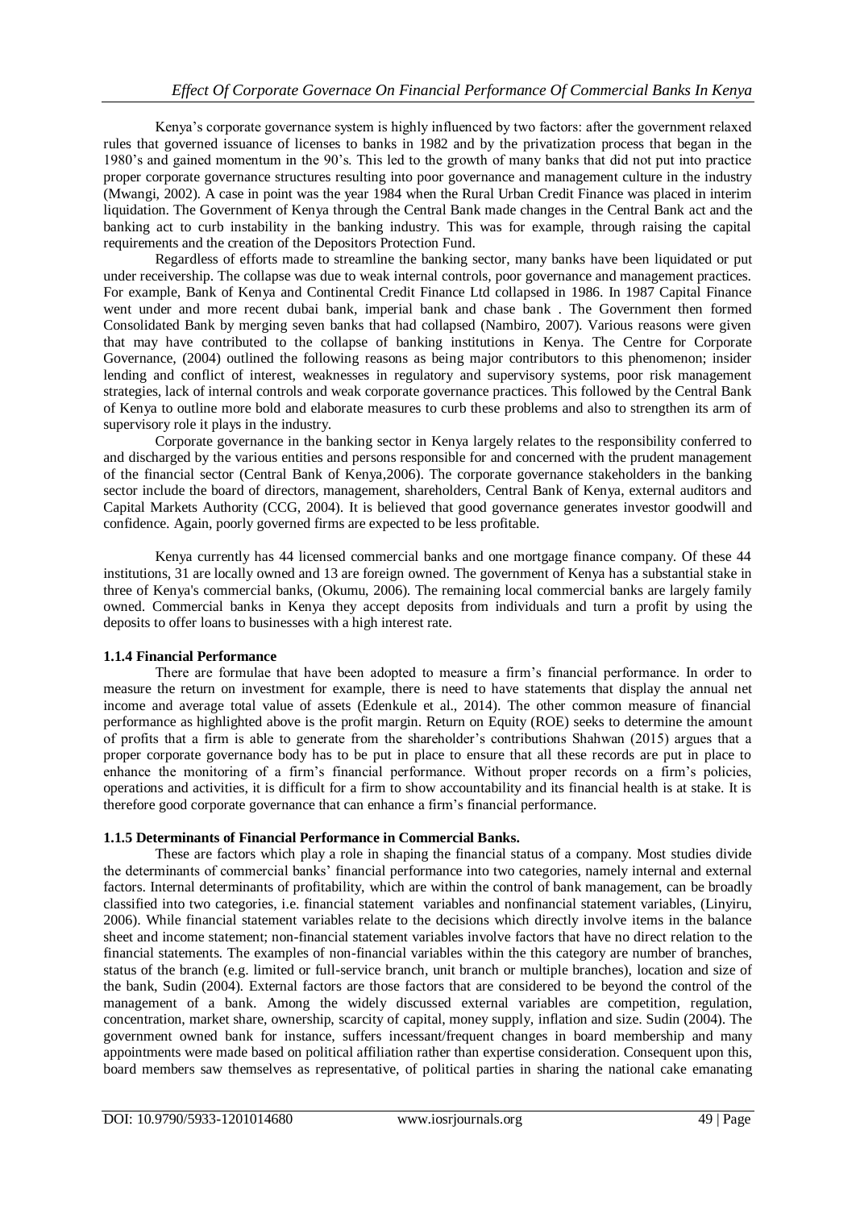Kenya's corporate governance system is highly influenced by two factors: after the government relaxed rules that governed issuance of licenses to banks in 1982 and by the privatization process that began in the 1980's and gained momentum in the 90's. This led to the growth of many banks that did not put into practice proper corporate governance structures resulting into poor governance and management culture in the industry (Mwangi, 2002). A case in point was the year 1984 when the Rural Urban Credit Finance was placed in interim liquidation. The Government of Kenya through the Central Bank made changes in the Central Bank act and the banking act to curb instability in the banking industry. This was for example, through raising the capital requirements and the creation of the Depositors Protection Fund.

Regardless of efforts made to streamline the banking sector, many banks have been liquidated or put under receivership. The collapse was due to weak internal controls, poor governance and management practices. For example, Bank of Kenya and Continental Credit Finance Ltd collapsed in 1986. In 1987 Capital Finance went under and more recent dubai bank, imperial bank and chase bank . The Government then formed Consolidated Bank by merging seven banks that had collapsed (Nambiro, 2007). Various reasons were given that may have contributed to the collapse of banking institutions in Kenya. The Centre for Corporate Governance, (2004) outlined the following reasons as being major contributors to this phenomenon; insider lending and conflict of interest, weaknesses in regulatory and supervisory systems, poor risk management strategies, lack of internal controls and weak corporate governance practices. This followed by the Central Bank of Kenya to outline more bold and elaborate measures to curb these problems and also to strengthen its arm of supervisory role it plays in the industry.

Corporate governance in the banking sector in Kenya largely relates to the responsibility conferred to and discharged by the various entities and persons responsible for and concerned with the prudent management of the financial sector (Central Bank of Kenya,2006). The corporate governance stakeholders in the banking sector include the board of directors, management, shareholders, Central Bank of Kenya, external auditors and Capital Markets Authority (CCG, 2004). It is believed that good governance generates investor goodwill and confidence. Again, poorly governed firms are expected to be less profitable.

Kenya currently has 44 licensed commercial banks and one mortgage finance company. Of these 44 institutions, 31 are locally owned and 13 are foreign owned. The government of Kenya has a substantial stake in three of Kenya's commercial banks, (Okumu, 2006). The remaining local commercial banks are largely family owned. Commercial banks in Kenya they accept deposits from individuals and turn a profit by using the deposits to offer loans to businesses with a high interest rate.

### 1.1.4 Financial Performance

There are formulae that have been adopted to measure a firm's financial performance. In order to measure the return on investment for example, there is need to have statements that display the annual net income and average total value of assets (Edenkule et al., 2014). The other common measure of financial performance as highlighted above is the profit margin. Return on Equity (ROE) seeks to determine the amount of profits that a firm is able to generate from the shareholder's contributions Shahwan (2015) argues that a proper corporate governance body has to be put in place to ensure that all these records are put in place to enhance the monitoring of a firm's financial performance. Without proper records on a firm's policies, operations and activities, it is difficult for a firm to show accountability and its financial health is at stake. It is therefore good corporate governance that can enhance a firm's financial performance.

### 1.1.5 Determinants of Financial Performance in Commercial Banks.

These are factors which play a role in shaping the financial status of a company. Most studies divide the determinants of commercial banks' financial performance into two categories, namely internal and external factors. Internal determinants of profitability, which are within the control of bank management, can be broadly classified into two categories, i.e. financial statement variables and nonfinancial statement variables, (Linyiru, 2006). While financial statement variables relate to the decisions which directly involve items in the balance sheet and income statement; non-financial statement variables involve factors that have no direct relation to the financial statements. The examples of non-financial variables within the this category are number of branches, status of the branch (e.g. limited or full-service branch, unit branch or multiple branches), location and size of the bank, Sudin (2004). External factors are those factors that are considered to be beyond the control of the management of a bank. Among the widely discussed external variables are competition, regulation, concentration, market share, ownership, scarcity of capital, money supply, inflation and size. Sudin (2004). The government owned bank for instance, suffers incessant/frequent changes in board membership and many appointments were made based on political affiliation rather than expertise consideration. Consequent upon this, board members saw themselves as representative, of political parties in sharing the national cake emanating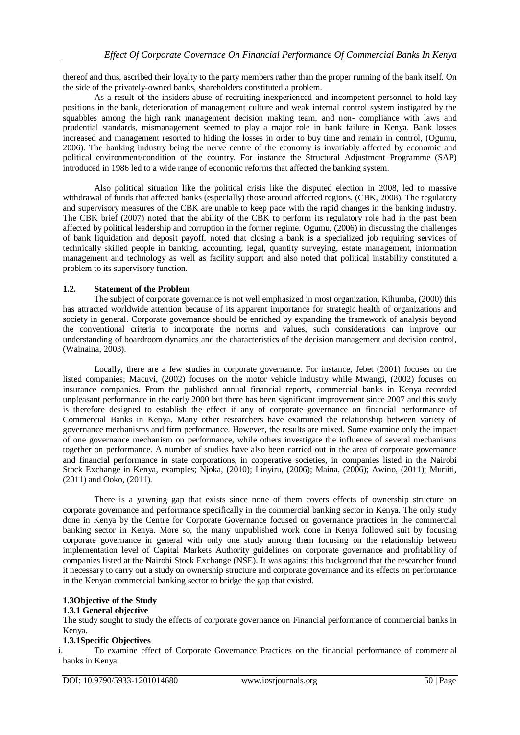thereof and thus, ascribed their loyalty to the party members rather than the proper running of the bank itself. On the side of the privately-owned banks, shareholders constituted a problem.

As a result of the insiders abuse of recruiting inexperienced and incompetent personnel to hold key positions in the bank, deterioration of management culture and weak internal control system instigated by the squabbles among the high rank management decision making team, and non- compliance with laws and prudential standards, mismanagement seemed to play a major role in bank failure in Kenya. Bank losses increased and management resorted to hiding the losses in order to buy time and remain in control, (Ogumu, 2006). The banking industry being the nerve centre of the economy is invariably affected by economic and political environment/condition of the country. For instance the Structural Adjustment Programme (SAP) introduced in 1986 led to a wide range of economic reforms that affected the banking system.

Also political situation like the political crisis like the disputed election in 2008, led to massive withdrawal of funds that affected banks (especially) those around affected regions, (CBK, 2008). The regulatory and supervisory measures of the CBK are unable to keep pace with the rapid changes in the banking industry. The CBK brief (2007) noted that the ability of the CBK to perform its regulatory role had in the past been affected by political leadership and corruption in the former regime. Ogumu, (2006) in discussing the challenges of bank liquidation and deposit payoff, noted that closing a bank is a specialized job requiring services of technically skilled people in banking, accounting, legal, quantity surveying, estate management, information management and technology as well as facility support and also noted that political instability constituted a problem to its supervisory function.

### 1.2. Statement of the Problem

The subject of corporate governance is not well emphasized in most organization, Kihumba, (2000) this has attracted worldwide attention because of its apparent importance for strategic health of organizations and society in general. Corporate governance should be enriched by expanding the framework of analysis beyond the conventional criteria to incorporate the norms and values, such considerations can improve our understanding of boardroom dynamics and the characteristics of the decision management and decision control, (Wainaina, 2003).

Locally, there are a few studies in corporate governance. For instance, Jebet (2001) focuses on the listed companies; Macuvi, (2002) focuses on the motor vehicle industry while Mwangi, (2002) focuses on insurance companies. From the published annual financial reports, commercial banks in Kenya recorded unpleasant performance in the early 2000 but there has been significant improvement since 2007 and this study is therefore designed to establish the effect if any of corporate governance on financial performance of Commercial Banks in Kenya. Many other researchers have examined the relationship between variety of governance mechanisms and firm performance. However, the results are mixed. Some examine only the impact of one governance mechanism on performance, while others investigate the influence of several mechanisms together on performance. A number of studies have also been carried out in the area of corporate governance and financial performance in state corporations, in cooperative societies, in companies listed in the Nairobi Stock Exchange in Kenya, examples; Njoka, (2010); Linyiru, (2006); Maina, (2006); Awino, (2011); Muriiti, (2011) and Ooko, (2011).

There is a yawning gap that exists since none of them covers effects of ownership structure on corporate governance and performance specifically in the commercial banking sector in Kenya. The only study done in Kenya by the Centre for Corporate Governance focused on governance practices in the commercial banking sector in Kenya. More so, the many unpublished work done in Kenya followed suit by focusing corporate governance in general with only one study among them focusing on the relationship between implementation level of Capital Markets Authority guidelines on corporate governance and profitability of companies listed at the Nairobi Stock Exchange (NSE). It was against this background that the researcher found it necessary to carry out a study on ownership structure and corporate governance and its effects on performance in the Kenyan commercial banking sector to bridge the gap that existed.

### 1.3Objective of the Study

#### 1.3.1 General objective

The study sought to study the effects of corporate governance on Financial performance of commercial banks in Kenya.

#### 1.3.1Specific Objectives

i. To examine effect of Corporate Governance Practices on the financial performance of commercial banks in Kenya.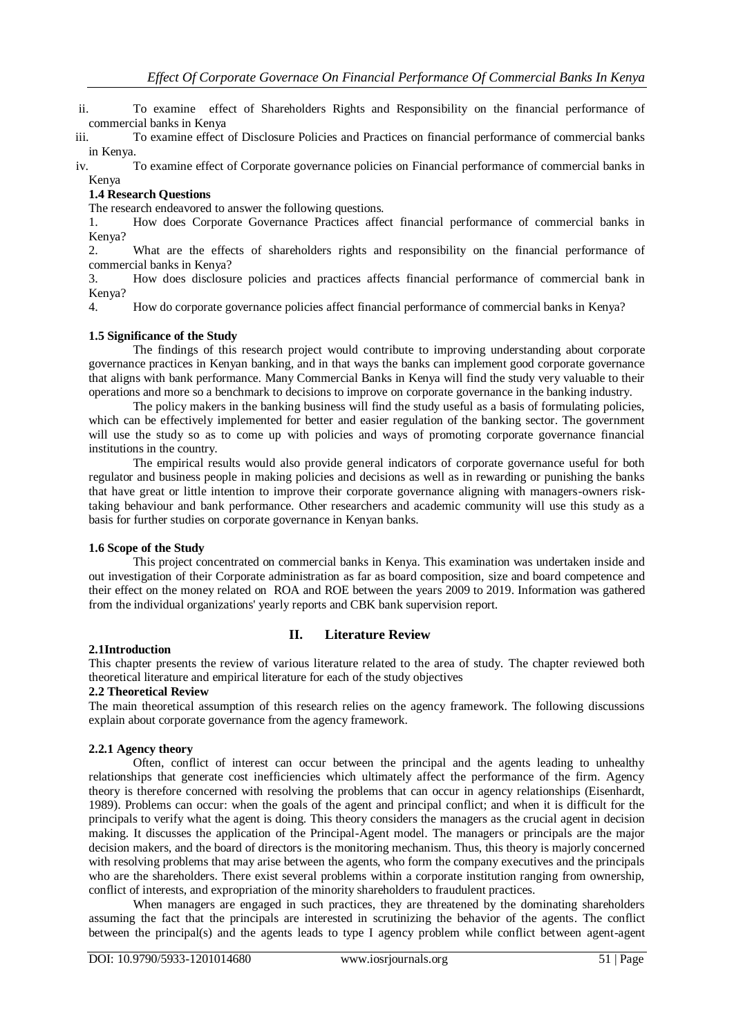ii. To examine effect of Shareholders Rights and Responsibility on the financial performance of commercial banks in Kenya

iii. To examine effect of Disclosure Policies and Practices on financial performance of commercial banks in Kenya.

iv. To examine effect of Corporate governance policies on Financial performance of commercial banks in Kenya

### 1.4 Research Questions

The research endeavored to answer the following questions.

1. How does Corporate Governance Practices affect financial performance of commercial banks in Kenya?
2. What are the effects of shareholders rights and responsibility on the financial performance of commercial banks in Kenya?
3. How does disclosure policies and practices affects financial performance of commercial bank in Kenya?
4. How do corporate governance policies affect financial performance of commercial banks in Kenya?

### 1.5 Significance of the Study

The findings of this research project would contribute to improving understanding about corporate governance practices in Kenyan banking, and in that ways the banks can implement good corporate governance that aligns with bank performance. Many Commercial Banks in Kenya will find the study very valuable to their operations and more so a benchmark to decisions to improve on corporate governance in the banking industry.

The policy makers in the banking business will find the study useful as a basis of formulating policies, which can be effectively implemented for better and easier regulation of the banking sector. The government will use the study so as to come up with policies and ways of promoting corporate governance financial institutions in the country.

The empirical results would also provide general indicators of corporate governance useful for both regulator and business people in making policies and decisions as well as in rewarding or punishing the banks that have great or little intention to improve their corporate governance aligning with managers-owners risk-taking behaviour and bank performance. Other researchers and academic community will use this study as a basis for further studies on corporate governance in Kenyan banks.

### 1.6 Scope of the Study

This project concentrated on commercial banks in Kenya. This examination was undertaken inside and out investigation of their Corporate administration as far as board composition, size and board competence and their effect on the money related on ROA and ROE between the years 2009 to 2019. Information was gathered from the individual organizations' yearly reports and CBK bank supervision report.

## II. Literature Review

### 2.1Introduction

This chapter presents the review of various literature related to the area of study. The chapter reviewed both theoretical literature and empirical literature for each of the study objectives

### 2.2 Theoretical Review

The main theoretical assumption of this research relies on the agency framework. The following discussions explain about corporate governance from the agency framework.

#### 2.2.1 Agency theory

Often, conflict of interest can occur between the principal and the agents leading to unhealthy relationships that generate cost inefficiencies which ultimately affect the performance of the firm. Agency theory is therefore concerned with resolving the problems that can occur in agency relationships (Eisenhardt, 1989). Problems can occur: when the goals of the agent and principal conflict; and when it is difficult for the principals to verify what the agent is doing. This theory considers the managers as the crucial agent in decision making. It discusses the application of the Principal-Agent model. The managers or principals are the major decision makers, and the board of directors is the monitoring mechanism. Thus, this theory is majorly concerned with resolving problems that may arise between the agents, who form the company executives and the principals who are the shareholders. There exist several problems within a corporate institution ranging from ownership, conflict of interests, and expropriation of the minority shareholders to fraudulent practices.

When managers are engaged in such practices, they are threatened by the dominating shareholders assuming the fact that the principals are interested in scrutinizing the behavior of the agents. The conflict between the principal(s) and the agents leads to type I agency problem while conflict between agent-agent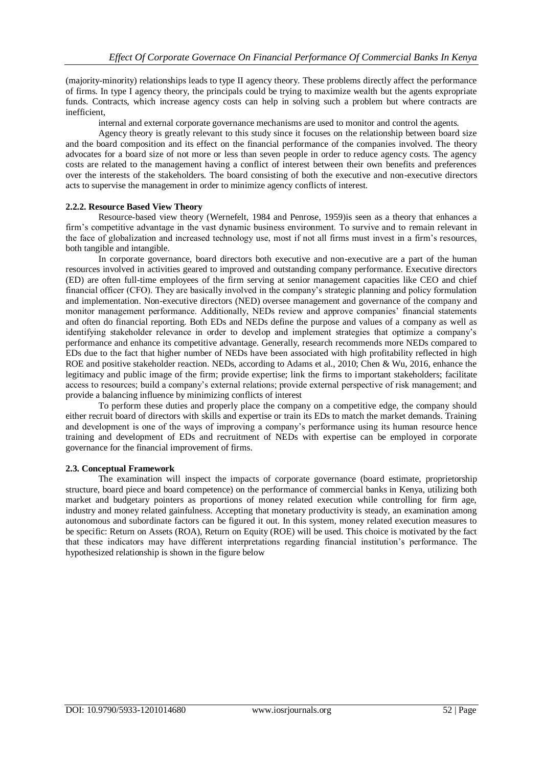(majority-minority) relationships leads to type II agency theory. These problems directly affect the performance of firms. In type I agency theory, the principals could be trying to maximize wealth but the agents expropriate funds. Contracts, which increase agency costs can help in solving such a problem but where contracts are inefficient,

internal and external corporate governance mechanisms are used to monitor and control the agents.

Agency theory is greatly relevant to this study since it focuses on the relationship between board size and the board composition and its effect on the financial performance of the companies involved. The theory advocates for a board size of not more or less than seven people in order to reduce agency costs. The agency costs are related to the management having a conflict of interest between their own benefits and preferences over the interests of the stakeholders. The board consisting of both the executive and non-executive directors acts to supervise the management in order to minimize agency conflicts of interest.

### 2.2.2. Resource Based View Theory

Resource-based view theory (Wernefelt, 1984 and Penrose, 1959)is seen as a theory that enhances a firm's competitive advantage in the vast dynamic business environment. To survive and to remain relevant in the face of globalization and increased technology use, most if not all firms must invest in a firm's resources, both tangible and intangible.

In corporate governance, board directors both executive and non-executive are a part of the human resources involved in activities geared to improved and outstanding company performance. Executive directors (ED) are often full-time employees of the firm serving at senior management capacities like CEO and chief financial officer (CFO). They are basically involved in the company's strategic planning and policy formulation and implementation. Non-executive directors (NED) oversee management and governance of the company and monitor management performance. Additionally, NEDs review and approve companies' financial statements and often do financial reporting. Both EDs and NEDs define the purpose and values of a company as well as identifying stakeholder relevance in order to develop and implement strategies that optimize a company's performance and enhance its competitive advantage. Generally, research recommends more NEDs compared to EDs due to the fact that higher number of NEDs have been associated with high profitability reflected in high ROE and positive stakeholder reaction. NEDs, according to Adams et al., 2010; Chen & Wu, 2016, enhance the legitimacy and public image of the firm; provide expertise; link the firms to important stakeholders; facilitate access to resources; build a company's external relations; provide external perspective of risk management; and provide a balancing influence by minimizing conflicts of interest

To perform these duties and properly place the company on a competitive edge, the company should either recruit board of directors with skills and expertise or train its EDs to match the market demands. Training and development is one of the ways of improving a company's performance using its human resource hence training and development of EDs and recruitment of NEDs with expertise can be employed in corporate governance for the financial improvement of firms.

## 2.3. Conceptual Framework

The examination will inspect the impacts of corporate governance (board estimate, proprietorship structure, board piece and board competence) on the performance of commercial banks in Kenya, utilizing both market and budgetary pointers as proportions of money related execution while controlling for firm age, industry and money related gainfulness. Accepting that monetary productivity is steady, an examination among autonomous and subordinate factors can be figured it out. In this system, money related execution measures to be specific: Return on Assets (ROA), Return on Equity (ROE) will be used. This choice is motivated by the fact that these indicators may have different interpretations regarding financial institution's performance. The hypothesized relationship is shown in the figure below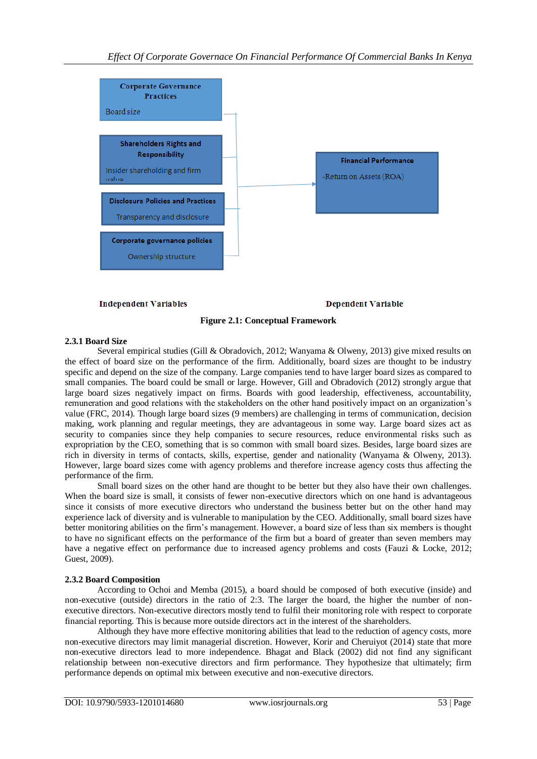Corporate Governance Practices

Board size

Shareholders Rights and Responsibility

Insider shareholding and firm value

Disclosure Policies and Practices

Transparency and disclosure

Corporate governance policies

Ownership structure

Financial Performance

-Return on Assets (ROA)

**Independent Variables** **Dependent Variable**

**Figure 2.1: Conceptual Framework**

### 2.3.1 Board Size

Several empirical studies (Gill & Obradovich, 2012; Wanyama & Olweny, 2013) give mixed results on the effect of board size on the performance of the firm. Additionally, board sizes are thought to be industry specific and depend on the size of the company. Large companies tend to have larger board sizes as compared to small companies. The board could be small or large. However, Gill and Obradovich (2012) strongly argue that large board sizes negatively impact on firms. Boards with good leadership, effectiveness, accountability, remuneration and good relations with the stakeholders on the other hand positively impact on an organization's value (FRC, 2014). Though large board sizes (9 members) are challenging in terms of communication, decision making, work planning and regular meetings, they are advantageous in some way. Large board sizes act as security to companies since they help companies to secure resources, reduce environmental risks such as expropriation by the CEO, something that is so common with small board sizes. Besides, large board sizes are rich in diversity in terms of contacts, skills, expertise, gender and nationality (Wanyama & Olweny, 2013). However, large board sizes come with agency problems and therefore increase agency costs thus affecting the performance of the firm.

Small board sizes on the other hand are thought to be better but they also have their own challenges. When the board size is small, it consists of fewer non-executive directors which on one hand is advantageous since it consists of more executive directors who understand the business better but on the other hand may experience lack of diversity and is vulnerable to manipulation by the CEO. Additionally, small board sizes have better monitoring abilities on the firm's management. However, a board size of less than six members is thought to have no significant effects on the performance of the firm but a board of greater than seven members may have a negative effect on performance due to increased agency problems and costs (Fauzi & Locke, 2012; Guest, 2009).

### 2.3.2 Board Composition

According to Ochoi and Memba (2015), a board should be composed of both executive (inside) and non-executive (outside) directors in the ratio of 2:3. The larger the board, the higher the number of non-executive directors. Non-executive directors mostly tend to fulfil their monitoring role with respect to corporate financial reporting. This is because more outside directors act in the interest of the shareholders.

Although they have more effective monitoring abilities that lead to the reduction of agency costs, more non-executive directors may limit managerial discretion. However, Korir and Cheruiyot (2014) state that more non-executive directors lead to more independence. Bhagat and Black (2002) did not find any significant relationship between non-executive directors and firm performance. They hypothesize that ultimately; firm performance depends on optimal mix between executive and non-executive directors.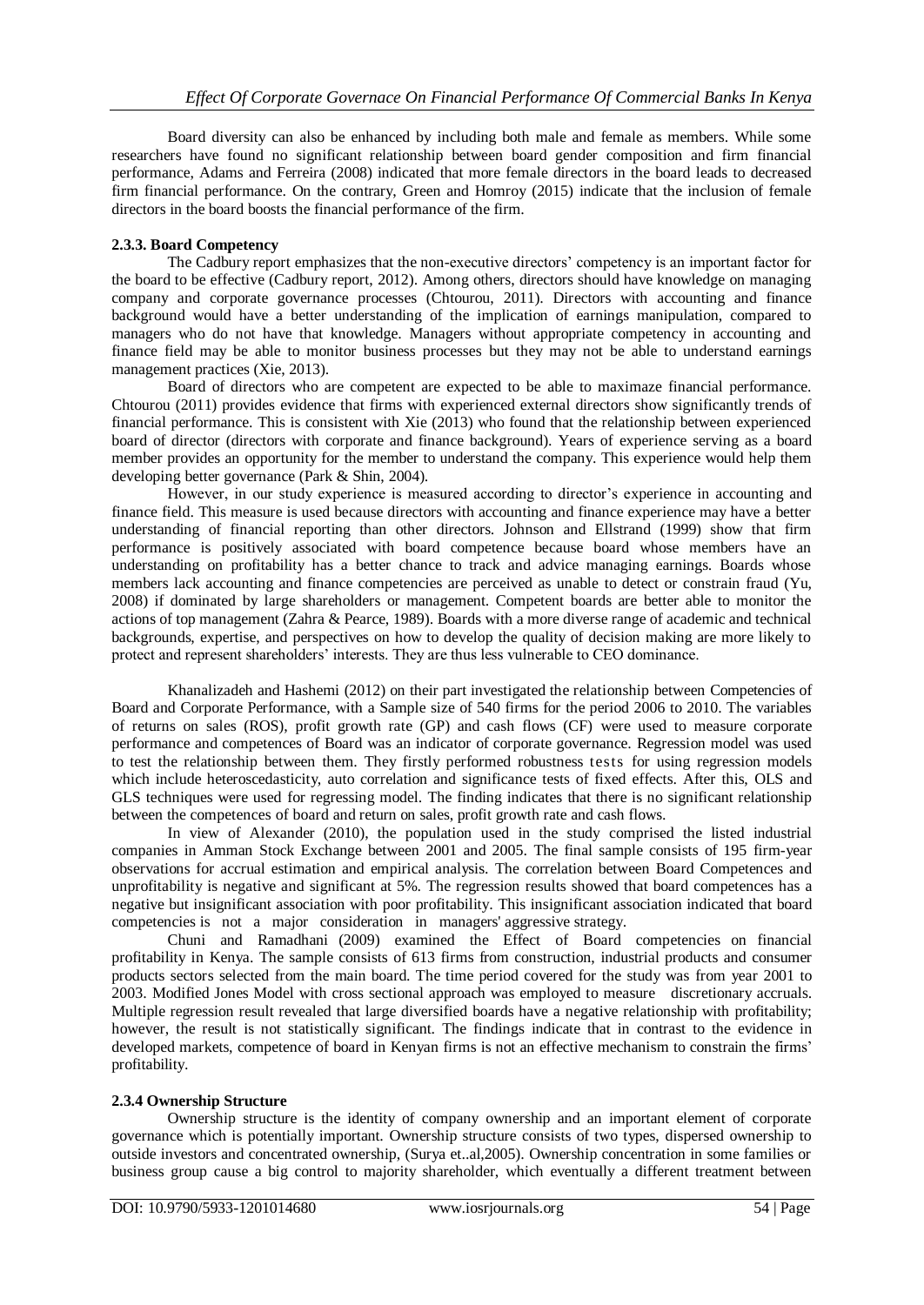Board diversity can also be enhanced by including both male and female as members. While some researchers have found no significant relationship between board gender composition and firm financial performance, Adams and Ferreira (2008) indicated that more female directors in the board leads to decreased firm financial performance. On the contrary, Green and Homroy (2015) indicate that the inclusion of female directors in the board boosts the financial performance of the firm.

### 2.3.3. Board Competency

The Cadbury report emphasizes that the non-executive directors' competency is an important factor for the board to be effective (Cadbury report, 2012). Among others, directors should have knowledge on managing company and corporate governance processes (Chtourou, 2011). Directors with accounting and finance background would have a better understanding of the implication of earnings manipulation, compared to managers who do not have that knowledge. Managers without appropriate competency in accounting and finance field may be able to monitor business processes but they may not be able to understand earnings management practices (Xie, 2013).

Board of directors who are competent are expected to be able to maximaze financial performance. Chtourou (2011) provides evidence that firms with experienced external directors show significantly trends of financial performance. This is consistent with Xie (2013) who found that the relationship between experienced board of director (directors with corporate and finance background). Years of experience serving as a board member provides an opportunity for the member to understand the company. This experience would help them developing better governance (Park & Shin, 2004).

However, in our study experience is measured according to director's experience in accounting and finance field. This measure is used because directors with accounting and finance experience may have a better understanding of financial reporting than other directors. Johnson and Ellstrand (1999) show that firm performance is positively associated with board competence because board whose members have an understanding on profitability has a better chance to track and advice managing earnings. Boards whose members lack accounting and finance competencies are perceived as unable to detect or constrain fraud (Yu, 2008) if dominated by large shareholders or management. Competent boards are better able to monitor the actions of top management (Zahra & Pearce, 1989). Boards with a more diverse range of academic and technical backgrounds, expertise, and perspectives on how to develop the quality of decision making are more likely to protect and represent shareholders' interests. They are thus less vulnerable to CEO dominance.

Khanalizadeh and Hashemi (2012) on their part investigated the relationship between Competencies of Board and Corporate Performance, with a Sample size of 540 firms for the period 2006 to 2010. The variables of returns on sales (ROS), profit growth rate (GP) and cash flows (CF) were used to measure corporate performance and competences of Board was an indicator of corporate governance. Regression model was used to test the relationship between them. They firstly performed robustness tests for using regression models which include heteroscedasticity, auto correlation and significance tests of fixed effects. After this, OLS and GLS techniques were used for regressing model. The finding indicates that there is no significant relationship between the competences of board and return on sales, profit growth rate and cash flows.

In view of Alexander (2010), the population used in the study comprised the listed industrial companies in Amman Stock Exchange between 2001 and 2005. The final sample consists of 195 firm-year observations for accrual estimation and empirical analysis. The correlation between Board Competences and unprofitability is negative and significant at 5%. The regression results showed that board competences has a negative but insignificant association with poor profitability. This insignificant association indicated that board competencies is not a major consideration in managers' aggressive strategy.

Chuni and Ramadhani (2009) examined the Effect of Board competencies on financial profitability in Kenya. The sample consists of 613 firms from construction, industrial products and consumer products sectors selected from the main board. The time period covered for the study was from year 2001 to 2003. Modified Jones Model with cross sectional approach was employed to measure discretionary accruals. Multiple regression result revealed that large diversified boards have a negative relationship with profitability; however, the result is not statistically significant. The findings indicate that in contrast to the evidence in developed markets, competence of board in Kenyan firms is not an effective mechanism to constrain the firms' profitability.

### 2.3.4 Ownership Structure

Ownership structure is the identity of company ownership and an important element of corporate governance which is potentially important. Ownership structure consists of two types, dispersed ownership to outside investors and concentrated ownership, (Surya et..al,2005). Ownership concentration in some families or business group cause a big control to majority shareholder, which eventually a different treatment between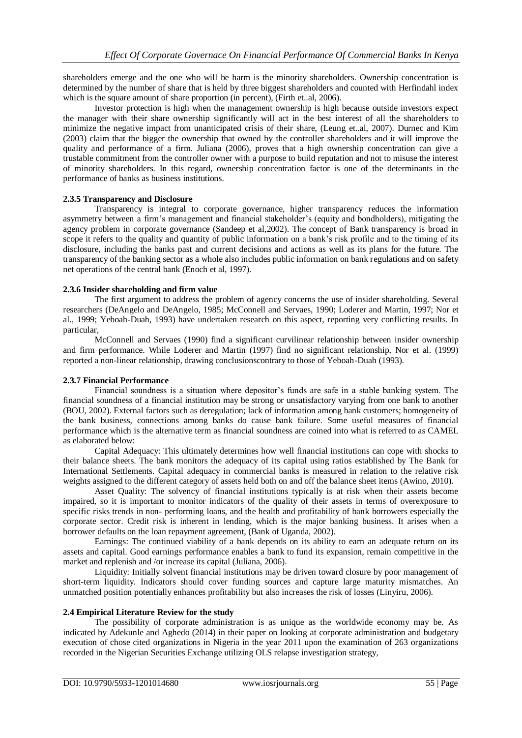shareholders emerge and the one who will be harm is the minority shareholders. Ownership concentration is determined by the number of share that is held by three biggest shareholders and counted with Herfindahl index which is the square amount of share proportion (in percent), (Firth et..al, 2006).

Investor protection is high when the management ownership is high because outside investors expect the manager with their share ownership significantly will act in the best interest of all the shareholders to minimize the negative impact from unanticipated crisis of their share, (Leung et..al, 2007). Durnec and Kim (2003) claim that the bigger the ownership that owned by the controller shareholders and it will improve the quality and performance of a firm. Juliana (2006), proves that a high ownership concentration can give a trustable commitment from the controller owner with a purpose to build reputation and not to misuse the interest of minority shareholders. In this regard, ownership concentration factor is one of the determinants in the performance of banks as business institutions.

#### 2.3.5 Transparency and Disclosure

Transparency is integral to corporate governance, higher transparency reduces the information asymmetry between a firm's management and financial stakeholder's (equity and bondholders), mitigating the agency problem in corporate governance (Sandeep et al,2002). The concept of Bank transparency is broad in scope it refers to the quality and quantity of public information on a bank's risk profile and to the timing of its disclosure, including the banks past and current decisions and actions as well as its plans for the future. The transparency of the banking sector as a whole also includes public information on bank regulations and on safety net operations of the central bank (Enoch et al, 1997).

#### 2.3.6 Insider shareholding and firm value

The first argument to address the problem of agency concerns the use of insider shareholding. Several researchers (DeAngelo and DeAngelo, 1985; McConnell and Servaes, 1990; Loderer and Martin, 1997; Nor et al., 1999; Yeboah-Duah, 1993) have undertaken research on this aspect, reporting very conflicting results. In particular,

McConnell and Servaes (1990) find a significant curvilinear relationship between insider ownership and firm performance. While Loderer and Martin (1997) find no significant relationship, Nor et al. (1999) reported a non-linear relationship, drawing conclusionscontrary to those of Yeboah-Duah (1993).

#### 2.3.7 Financial Performance

Financial soundness is a situation where depositor's funds are safe in a stable banking system. The financial soundness of a financial institution may be strong or unsatisfactory varying from one bank to another (BOU, 2002). External factors such as deregulation; lack of information among bank customers; homogeneity of the bank business, connections among banks do cause bank failure. Some useful measures of financial performance which is the alternative term as financial soundness are coined into what is referred to as CAMEL as elaborated below:

Capital Adequacy: This ultimately determines how well financial institutions can cope with shocks to their balance sheets. The bank monitors the adequacy of its capital using ratios established by The Bank for International Settlements. Capital adequacy in commercial banks is measured in relation to the relative risk weights assigned to the different category of assets held both on and off the balance sheet items (Awino, 2010).

Asset Quality: The solvency of financial institutions typically is at risk when their assets become impaired, so it is important to monitor indicators of the quality of their assets in terms of overexposure to specific risks trends in non- performing loans, and the health and profitability of bank borrowers especially the corporate sector. Credit risk is inherent in lending, which is the major banking business. It arises when a borrower defaults on the loan repayment agreement, (Bank of Uganda, 2002).

Earnings: The continued viability of a bank depends on its ability to earn an adequate return on its assets and capital. Good earnings performance enables a bank to fund its expansion, remain competitive in the market and replenish and /or increase its capital (Juliana, 2006).

Liquidity: Initially solvent financial institutions may be driven toward closure by poor management of short-term liquidity. Indicators should cover funding sources and capture large maturity mismatches. An unmatched position potentially enhances profitability but also increases the risk of losses (Linyiru, 2006).

### 2.4 Empirical Literature Review for the study

The possibility of corporate administration is as unique as the worldwide economy may be. As indicated by Adekunle and Aghedo (2014) in their paper on looking at corporate administration and budgetary execution of chose cited organizations in Nigeria in the year 2011 upon the examination of 263 organizations recorded in the Nigerian Securities Exchange utilizing OLS relapse investigation strategy,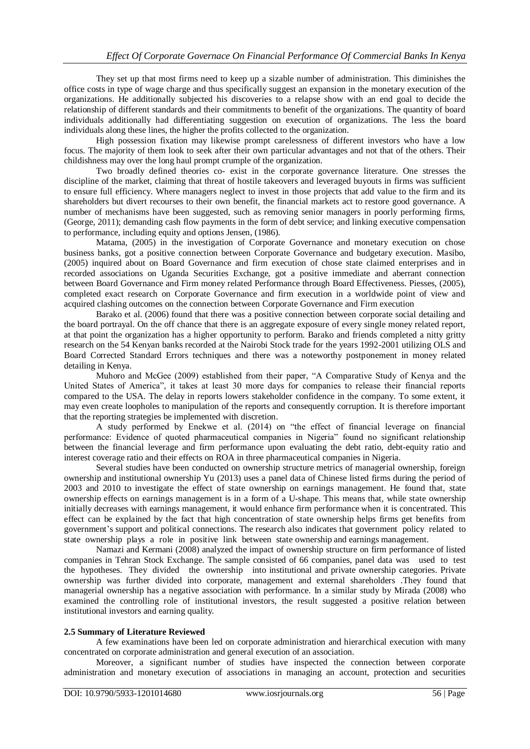They set up that most firms need to keep up a sizable number of administration. This diminishes the office costs in type of wage charge and thus specifically suggest an expansion in the monetary execution of the organizations. He additionally subjected his discoveries to a relapse show with an end goal to decide the relationship of different standards and their commitments to benefit of the organizations. The quantity of board individuals additionally had differentiating suggestion on execution of organizations. The less the board individuals along these lines, the higher the profits collected to the organization.

High possession fixation may likewise prompt carelessness of different investors who have a low focus. The majority of them look to seek after their own particular advantages and not that of the others. Their childishness may over the long haul prompt crumple of the organization.

Two broadly defined theories co- exist in the corporate governance literature. One stresses the discipline of the market, claiming that threat of hostile takeovers and leveraged buyouts in firms was sufficient to ensure full efficiency. Where managers neglect to invest in those projects that add value to the firm and its shareholders but divert recourses to their own benefit, the financial markets act to restore good governance. A number of mechanisms have been suggested, such as removing senior managers in poorly performing firms, (George, 2011); demanding cash flow payments in the form of debt service; and linking executive compensation to performance, including equity and options Jensen, (1986).

Matama, (2005) in the investigation of Corporate Governance and monetary execution on chose business banks, got a positive connection between Corporate Governance and budgetary execution. Masibo, (2005) inquired about on Board Governance and firm execution of chose state claimed enterprises and in recorded associations on Uganda Securities Exchange, got a positive immediate and aberrant connection between Board Governance and Firm money related Performance through Board Effectiveness. Piesses, (2005), completed exact research on Corporate Governance and firm execution in a worldwide point of view and acquired clashing outcomes on the connection between Corporate Governance and Firm execution

Barako et al. (2006) found that there was a positive connection between corporate social detailing and the board portrayal. On the off chance that there is an aggregate exposure of every single money related report, at that point the organization has a higher opportunity to perform. Barako and friends completed a nitty gritty research on the 54 Kenyan banks recorded at the Nairobi Stock trade for the years 1992-2001 utilizing OLS and Board Corrected Standard Errors techniques and there was a noteworthy postponement in money related detailing in Kenya.

Muhoro and McGee (2009) established from their paper, "A Comparative Study of Kenya and the United States of America", it takes at least 30 more days for companies to release their financial reports compared to the USA. The delay in reports lowers stakeholder confidence in the company. To some extent, it may even create loopholes to manipulation of the reports and consequently corruption. It is therefore important that the reporting strategies be implemented with discretion.

A study performed by Enekwe et al. (2014) on "the effect of financial leverage on financial performance: Evidence of quoted pharmaceutical companies in Nigeria" found no significant relationship between the financial leverage and firm performance upon evaluating the debt ratio, debt-equity ratio and interest coverage ratio and their effects on ROA in three pharmaceutical companies in Nigeria.

Several studies have been conducted on ownership structure metrics of managerial ownership, foreign ownership and institutional ownership Yu (2013) uses a panel data of Chinese listed firms during the period of 2003 and 2010 to investigate the effect of state ownership on earnings management. He found that, state ownership effects on earnings management is in a form of a U-shape. This means that, while state ownership initially decreases with earnings management, it would enhance firm performance when it is concentrated. This effect can be explained by the fact that high concentration of state ownership helps firms get benefits from government's support and political connections. The research also indicates that government policy related to state ownership plays a role in positive link between state ownership and earnings management.

Namazi and Kermani (2008) analyzed the impact of ownership structure on firm performance of listed companies in Tehran Stock Exchange. The sample consisted of 66 companies, panel data was used to test the hypotheses. They divided the ownership into institutional and private ownership categories. Private ownership was further divided into corporate, management and external shareholders .They found that managerial ownership has a negative association with performance. In a similar study by Mirada (2008) who examined the controlling role of institutional investors, the result suggested a positive relation between institutional investors and earning quality.

**2.5 Summary of Literature Reviewed**

A few examinations have been led on corporate administration and hierarchical execution with many concentrated on corporate administration and general execution of an association.

Moreover, a significant number of studies have inspected the connection between corporate administration and monetary execution of associations in managing an account, protection and securities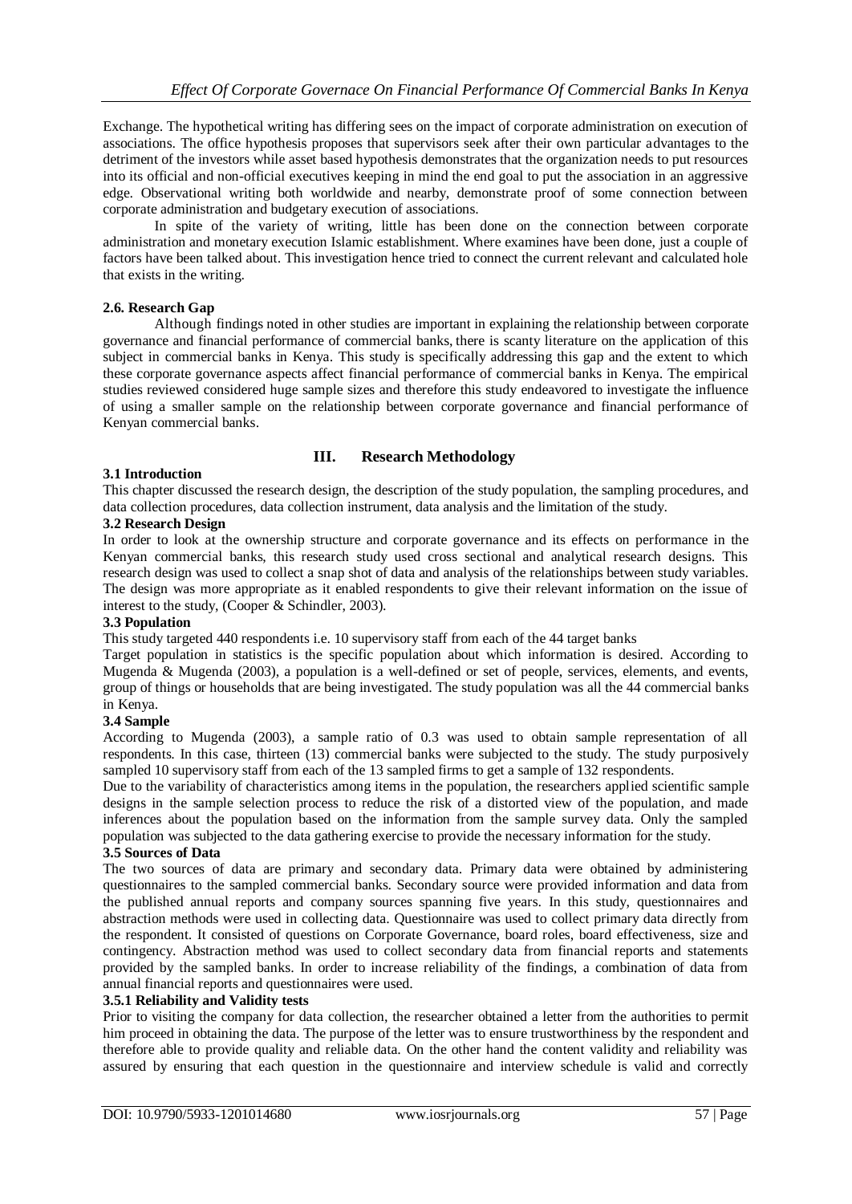Exchange. The hypothetical writing has differing sees on the impact of corporate administration on execution of associations. The office hypothesis proposes that supervisors seek after their own particular advantages to the detriment of the investors while asset based hypothesis demonstrates that the organization needs to put resources into its official and non-official executives keeping in mind the end goal to put the association in an aggressive edge. Observational writing both worldwide and nearby, demonstrate proof of some connection between corporate administration and budgetary execution of associations.

In spite of the variety of writing, little has been done on the connection between corporate administration and monetary execution Islamic establishment. Where examines have been done, just a couple of factors have been talked about. This investigation hence tried to connect the current relevant and calculated hole that exists in the writing.

### 2.6. Research Gap

Although findings noted in other studies are important in explaining the relationship between corporate governance and financial performance of commercial banks, there is scanty literature on the application of this subject in commercial banks in Kenya. This study is specifically addressing this gap and the extent to which these corporate governance aspects affect financial performance of commercial banks in Kenya. The empirical studies reviewed considered huge sample sizes and therefore this study endeavored to investigate the influence of using a smaller sample on the relationship between corporate governance and financial performance of Kenyan commercial banks.

## III. Research Methodology

### 3.1 Introduction

This chapter discussed the research design, the description of the study population, the sampling procedures, and data collection procedures, data collection instrument, data analysis and the limitation of the study.

### 3.2 Research Design

In order to look at the ownership structure and corporate governance and its effects on performance in the Kenyan commercial banks, this research study used cross sectional and analytical research designs. This research design was used to collect a snap shot of data and analysis of the relationships between study variables. The design was more appropriate as it enabled respondents to give their relevant information on the issue of interest to the study, (Cooper & Schindler, 2003).

### 3.3 Population

This study targeted 440 respondents i.e. 10 supervisory staff from each of the 44 target banks

Target population in statistics is the specific population about which information is desired. According to Mugenda & Mugenda (2003), a population is a well-defined or set of people, services, elements, and events, group of things or households that are being investigated. The study population was all the 44 commercial banks in Kenya.

### 3.4 Sample

According to Mugenda (2003), a sample ratio of 0.3 was used to obtain sample representation of all respondents. In this case, thirteen (13) commercial banks were subjected to the study. The study purposively sampled 10 supervisory staff from each of the 13 sampled firms to get a sample of 132 respondents.

Due to the variability of characteristics among items in the population, the researchers applied scientific sample designs in the sample selection process to reduce the risk of a distorted view of the population, and made inferences about the population based on the information from the sample survey data. Only the sampled population was subjected to the data gathering exercise to provide the necessary information for the study.

### 3.5 Sources of Data

The two sources of data are primary and secondary data. Primary data were obtained by administering questionnaires to the sampled commercial banks. Secondary source were provided information and data from the published annual reports and company sources spanning five years. In this study, questionnaires and abstraction methods were used in collecting data. Questionnaire was used to collect primary data directly from the respondent. It consisted of questions on Corporate Governance, board roles, board effectiveness, size and contingency. Abstraction method was used to collect secondary data from financial reports and statements provided by the sampled banks. In order to increase reliability of the findings, a combination of data from annual financial reports and questionnaires were used.

#### 3.5.1 Reliability and Validity tests

Prior to visiting the company for data collection, the researcher obtained a letter from the authorities to permit him proceed in obtaining the data. The purpose of the letter was to ensure trustworthiness by the respondent and therefore able to provide quality and reliable data. On the other hand the content validity and reliability was assured by ensuring that each question in the questionnaire and interview schedule is valid and correctly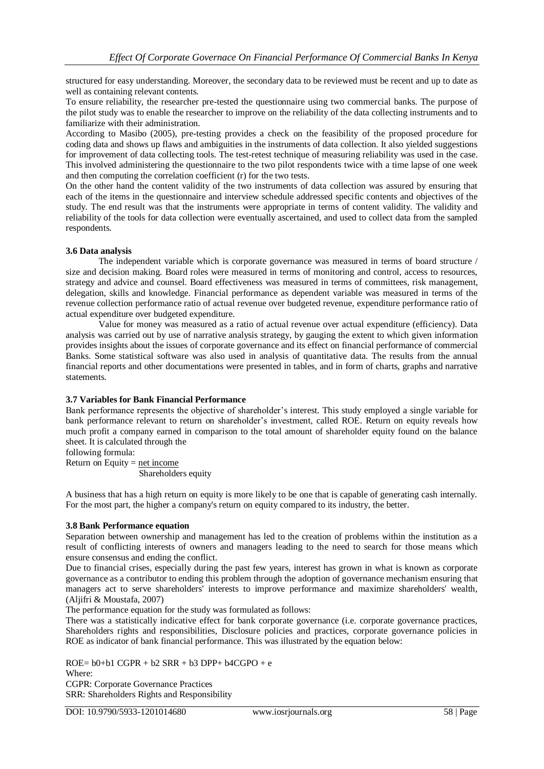structured for easy understanding. Moreover, the secondary data to be reviewed must be recent and up to date as well as containing relevant contents.

To ensure reliability, the researcher pre-tested the questionnaire using two commercial banks. The purpose of the pilot study was to enable the researcher to improve on the reliability of the data collecting instruments and to familiarize with their administration.

According to Masibo (2005), pre-testing provides a check on the feasibility of the proposed procedure for coding data and shows up flaws and ambiguities in the instruments of data collection. It also yielded suggestions for improvement of data collecting tools. The test-retest technique of measuring reliability was used in the case. This involved administering the questionnaire to the two pilot respondents twice with a time lapse of one week and then computing the correlation coefficient (r) for the two tests.

On the other hand the content validity of the two instruments of data collection was assured by ensuring that each of the items in the questionnaire and interview schedule addressed specific contents and objectives of the study. The end result was that the instruments were appropriate in terms of content validity. The validity and reliability of the tools for data collection were eventually ascertained, and used to collect data from the sampled respondents.

### 3.6 Data analysis

The independent variable which is corporate governance was measured in terms of board structure / size and decision making. Board roles were measured in terms of monitoring and control, access to resources, strategy and advice and counsel. Board effectiveness was measured in terms of committees, risk management, delegation, skills and knowledge. Financial performance as dependent variable was measured in terms of the revenue collection performance ratio of actual revenue over budgeted revenue, expenditure performance ratio of actual expenditure over budgeted expenditure.

Value for money was measured as a ratio of actual revenue over actual expenditure (efficiency). Data analysis was carried out by use of narrative analysis strategy, by gauging the extent to which given information provides insights about the issues of corporate governance and its effect on financial performance of commercial Banks. Some statistical software was also used in analysis of quantitative data. The results from the annual financial reports and other documentations were presented in tables, and in form of charts, graphs and narrative statements.

### 3.7 Variables for Bank Financial Performance

Bank performance represents the objective of shareholder's interest. This study employed a single variable for bank performance relevant to return on shareholder's investment, called ROE. Return on equity reveals how much profit a company earned in comparison to the total amount of shareholder equity found on the balance sheet. It is calculated through the

following formula:

$$\text{Return on Equity} = \frac{\text{net income}}{\text{Shareholders equity}}$$

A business that has a high return on equity is more likely to be one that is capable of generating cash internally. For the most part, the higher a company's return on equity compared to its industry, the better.

### 3.8 Bank Performance equation

Separation between ownership and management has led to the creation of problems within the institution as a result of conflicting interests of owners and managers leading to the need to search for those means which ensure consensus and ending the conflict.

Due to financial crises, especially during the past few years, interest has grown in what is known as corporate governance as a contributor to ending this problem through the adoption of governance mechanism ensuring that managers act to serve shareholders' interests to improve performance and maximize shareholders' wealth, (Aljifri & Moustafa, 2007)

The performance equation for the study was formulated as follows:

There was a statistically indicative effect for bank corporate governance (i.e. corporate governance practices, Shareholders rights and responsibilities, Disclosure policies and practices, corporate governance policies in ROE as indicator of bank financial performance. This was illustrated by the equation below:

$$ROE = b0 + b1\ CGPR + b2\ SRR + b3\ DPP + b4CGPO + e$$

Where:

CGPR: Corporate Governance Practices

SRR: Shareholders Rights and Responsibility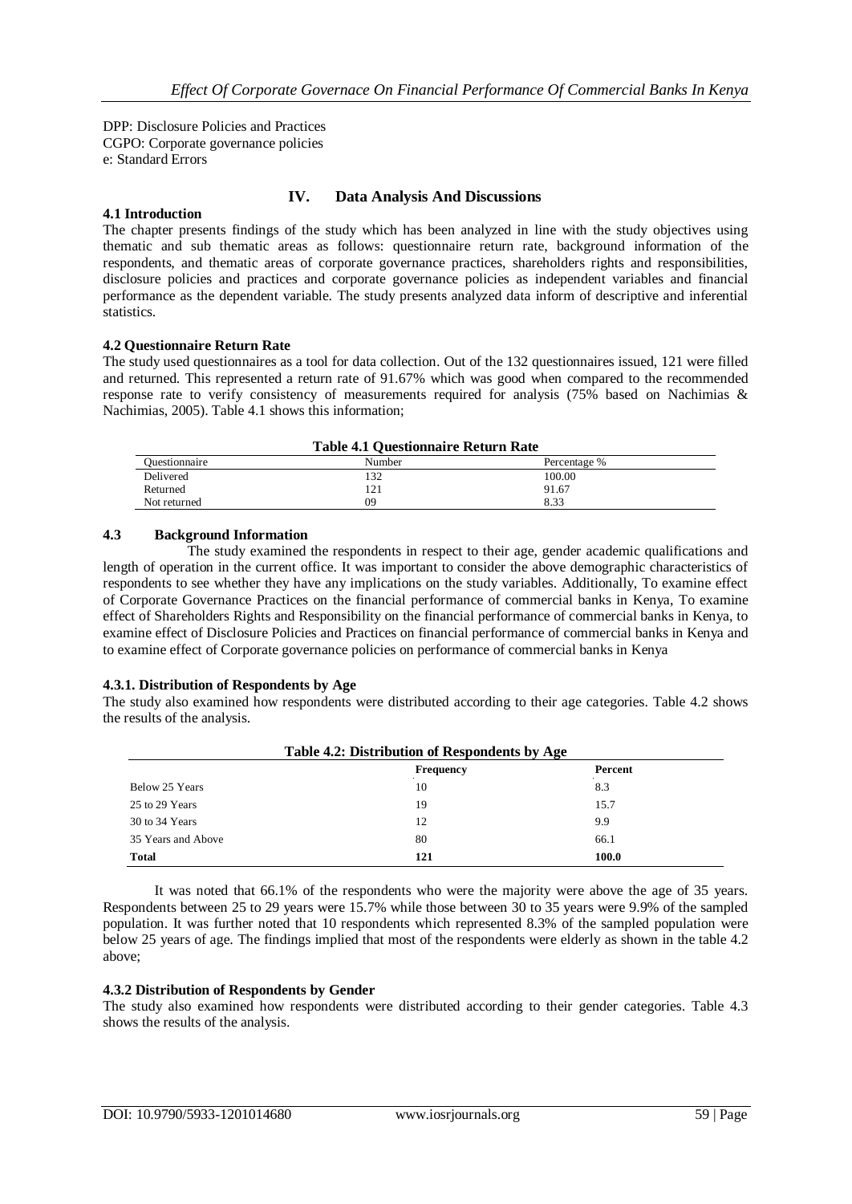DPP: Disclosure Policies and Practices
CGPO: Corporate governance policies
e: Standard Errors

## IV. Data Analysis And Discussions

### 4.1 Introduction

The chapter presents findings of the study which has been analyzed in line with the study objectives using thematic and sub thematic areas as follows: questionnaire return rate, background information of the respondents, and thematic areas of corporate governance practices, shareholders rights and responsibilities, disclosure policies and practices and corporate governance policies as independent variables and financial performance as the dependent variable. The study presents analyzed data inform of descriptive and inferential statistics.

### 4.2 Questionnaire Return Rate

The study used questionnaires as a tool for data collection. Out of the 132 questionnaires issued, 121 were filled and returned. This represented a return rate of 91.67% which was good when compared to the recommended response rate to verify consistency of measurements required for analysis (75% based on Nachimias & Nachimias, 2005). Table 4.1 shows this information;

**Table 4.1 Questionnaire Return Rate**

| Questionnaire | Number | Percentage % |
|---|---|---|
| Delivered | 132 | 100.00 |
| Returned | 121 | 91.67 |
| Not returned | 09 | 8.33 |

### 4.3 Background Information

The study examined the respondents in respect to their age, gender academic qualifications and length of operation in the current office. It was important to consider the above demographic characteristics of respondents to see whether they have any implications on the study variables. Additionally, To examine effect of Corporate Governance Practices on the financial performance of commercial banks in Kenya, To examine effect of Shareholders Rights and Responsibility on the financial performance of commercial banks in Kenya, to examine effect of Disclosure Policies and Practices on financial performance of commercial banks in Kenya and to examine effect of Corporate governance policies on performance of commercial banks in Kenya

#### 4.3.1. Distribution of Respondents by Age

The study also examined how respondents were distributed according to their age categories. Table 4.2 shows the results of the analysis.

**Table 4.2: Distribution of Respondents by Age**

| | Frequency | Percent |
|---|---|---|
| Below 25 Years | 10 | 8.3 |
| 25 to 29 Years | 19 | 15.7 |
| 30 to 34 Years | 12 | 9.9 |
| 35 Years and Above | 80 | 66.1 |
| **Total** | **121** | **100.0** |

It was noted that 66.1% of the respondents who were the majority were above the age of 35 years. Respondents between 25 to 29 years were 15.7% while those between 30 to 35 years were 9.9% of the sampled population. It was further noted that 10 respondents which represented 8.3% of the sampled population were below 25 years of age. The findings implied that most of the respondents were elderly as shown in the table 4.2 above;

#### 4.3.2 Distribution of Respondents by Gender

The study also examined how respondents were distributed according to their gender categories. Table 4.3 shows the results of the analysis.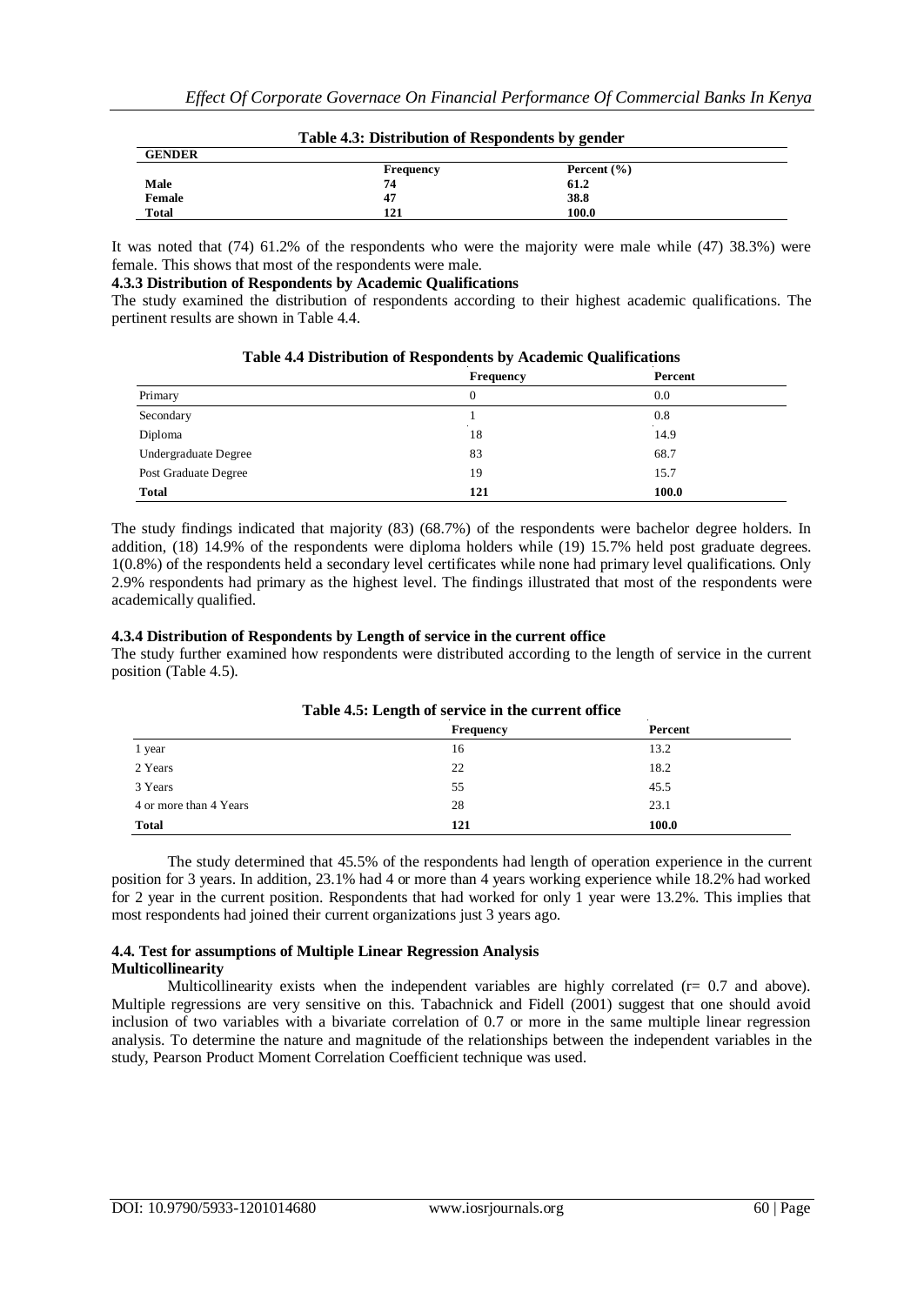**Table 4.3: Distribution of Respondents by gender**

| GENDER | Frequency | Percent (%) |
|---|---|---|
| Male | 74 | 61.2 |
| Female | 47 | 38.8 |
| Total | 121 | 100.0 |

It was noted that (74) 61.2% of the respondents who were the majority were male while (47) 38.3%) were female. This shows that most of the respondents were male.

**4.3.3 Distribution of Respondents by Academic Qualifications**

The study examined the distribution of respondents according to their highest academic qualifications. The pertinent results are shown in Table 4.4.

**Table 4.4 Distribution of Respondents by Academic Qualifications**

| | Frequency | Percent |
|---|---|---|
| Primary | 0 | 0.0 |
| Secondary | 1 | 0.8 |
| Diploma | 18 | 14.9 |
| Undergraduate Degree | 83 | 68.7 |
| Post Graduate Degree | 19 | 15.7 |
| **Total** | **121** | **100.0** |

The study findings indicated that majority (83) (68.7%) of the respondents were bachelor degree holders. In addition, (18) 14.9% of the respondents were diploma holders while (19) 15.7% held post graduate degrees. 1(0.8%) of the respondents held a secondary level certificates while none had primary level qualifications. Only 2.9% respondents had primary as the highest level. The findings illustrated that most of the respondents were academically qualified.

**4.3.4 Distribution of Respondents by Length of service in the current office**

The study further examined how respondents were distributed according to the length of service in the current position (Table 4.5).

**Table 4.5: Length of service in the current office**

| | Frequency | Percent |
|---|---|---|
| 1 year | 16 | 13.2 |
| 2 Years | 22 | 18.2 |
| 3 Years | 55 | 45.5 |
| 4 or more than 4 Years | 28 | 23.1 |
| **Total** | **121** | **100.0** |

The study determined that 45.5% of the respondents had length of operation experience in the current position for 3 years. In addition, 23.1% had 4 or more than 4 years working experience while 18.2% had worked for 2 year in the current position. Respondents that had worked for only 1 year were 13.2%. This implies that most respondents had joined their current organizations just 3 years ago.

**4.4. Test for assumptions of Multiple Linear Regression Analysis**

**Multicollinearity**

Multicollinearity exists when the independent variables are highly correlated (r= 0.7 and above). Multiple regressions are very sensitive on this. Tabachnick and Fidell (2001) suggest that one should avoid inclusion of two variables with a bivariate correlation of 0.7 or more in the same multiple linear regression analysis. To determine the nature and magnitude of the relationships between the independent variables in the study, Pearson Product Moment Correlation Coefficient technique was used.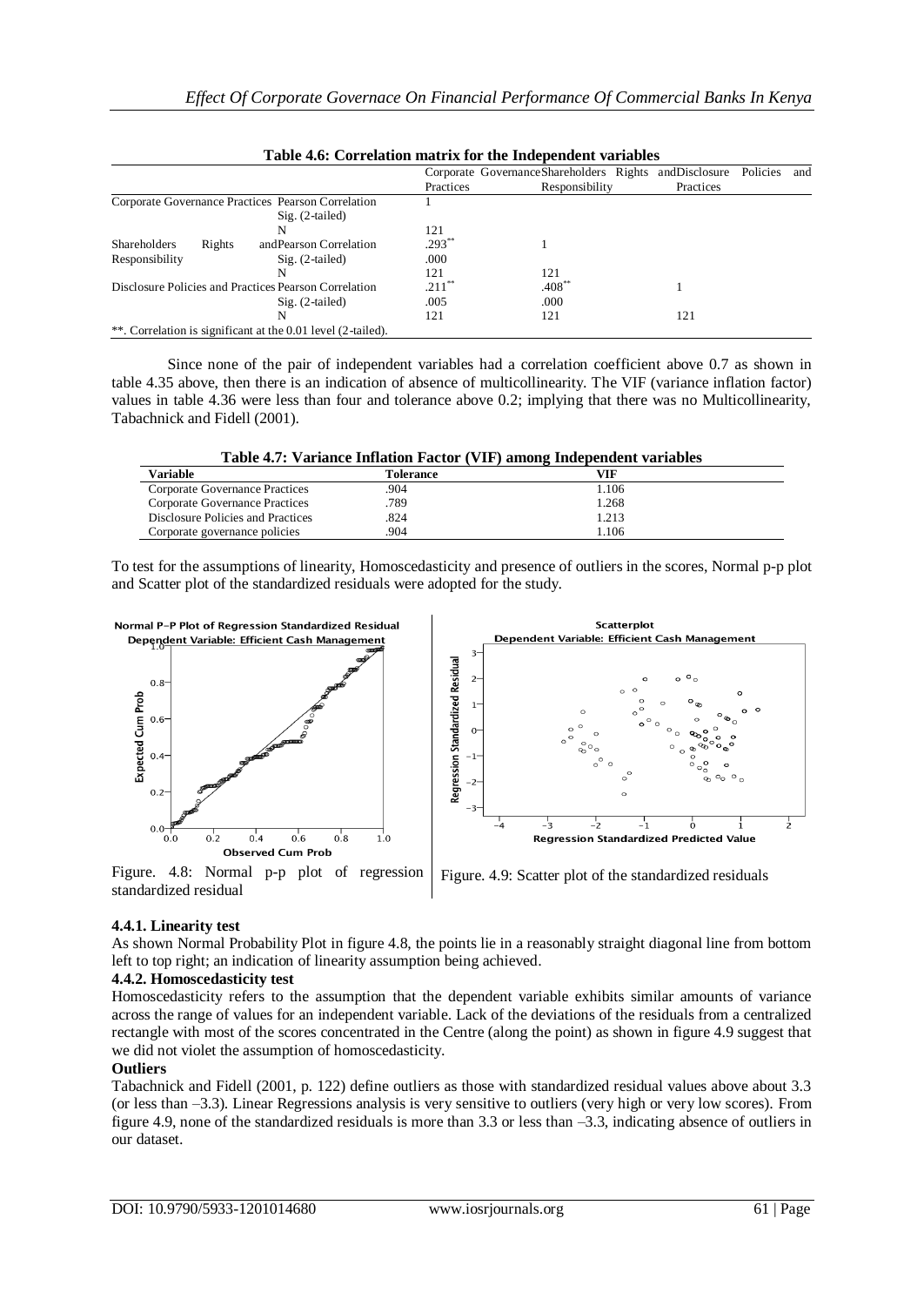**Table 4.6: Correlation matrix for the Independent variables**

| | | Corporate Governance Practices | Shareholders Rights and Responsibility | Disclosure Policies and Practices |
|---|---|---|---|---|
| Corporate Governance Practices | Pearson Correlation | 1 | | |
| | Sig. (2-tailed) | | | |
| | N | 121 | | |
| Shareholders Rights and Responsibility | Pearson Correlation | .293** | 1 | |
| | Sig. (2-tailed) | .000 | | |
| | N | 121 | 121 | |
| Disclosure Policies and Practices | Pearson Correlation | .211** | .408** | 1 |
| | Sig. (2-tailed) | .005 | .000 | |
| | N | 121 | 121 | 121 |

**. Correlation is significant at the 0.01 level (2-tailed).

Since none of the pair of independent variables had a correlation coefficient above 0.7 as shown in table 4.35 above, then there is an indication of absence of multicollinearity. The VIF (variance inflation factor) values in table 4.36 were less than four and tolerance above 0.2; implying that there was no Multicollinearity, Tabachnick and Fidell (2001).

**Table 4.7: Variance Inflation Factor (VIF) among Independent variables**

| Variable | Tolerance | VIF |
|---|---|---|
| Corporate Governance Practices | .904 | 1.106 |
| Corporate Governance Practices | .789 | 1.268 |
| Disclosure Policies and Practices | .824 | 1.213 |
| Corporate governance policies | .904 | 1.106 |

To test for the assumptions of linearity, Homoscedasticity and presence of outliers in the scores, Normal p-p plot and Scatter plot of the standardized residuals were adopted for the study.

Figure. 4.8: Normal p-p plot of regression standardized residual

Figure. 4.9: Scatter plot of the standardized residuals

### 4.4.1. Linearity test

As shown Normal Probability Plot in figure 4.8, the points lie in a reasonably straight diagonal line from bottom left to top right; an indication of linearity assumption being achieved.

### 4.4.2. Homoscedasticity test

Homoscedasticity refers to the assumption that the dependent variable exhibits similar amounts of variance across the range of values for an independent variable. Lack of the deviations of the residuals from a centralized rectangle with most of the scores concentrated in the Centre (along the point) as shown in figure 4.9 suggest that we did not violate the assumption of homoscedasticity.

**Outliers**

Tabachnick and Fidell (2001, p. 122) define outliers as those with standardized residual values above about 3.3 (or less than –3.3). Linear Regressions analysis is very sensitive to outliers (very high or very low scores). From figure 4.9, none of the standardized residuals is more than 3.3 or less than –3.3, indicating absence of outliers in our dataset.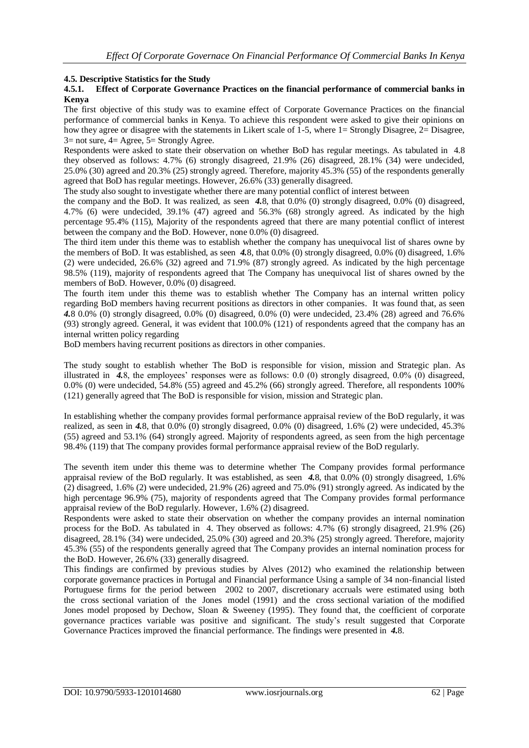### 4.5. Descriptive Statistics for the Study

#### 4.5.1. Effect of Corporate Governance Practices on the financial performance of commercial banks in Kenya

The first objective of this study was to examine effect of Corporate Governance Practices on the financial performance of commercial banks in Kenya. To achieve this respondent were asked to give their opinions on how they agree or disagree with the statements in Likert scale of 1-5, where 1= Strongly Disagree, 2= Disagree, 3= not sure, 4= Agree, 5= Strongly Agree.

Respondents were asked to state their observation on whether BoD has regular meetings. As tabulated in 4.8 they observed as follows: 4.7% (6) strongly disagreed, 21.9% (26) disagreed, 28.1% (34) were undecided, 25.0% (30) agreed and 20.3% (25) strongly agreed. Therefore, majority 45.3% (55) of the respondents generally agreed that BoD has regular meetings. However, 26.6% (33) generally disagreed.

The study also sought to investigate whether there are many potential conflict of interest between the company and the BoD. It was realized, as seen ***4.***8, that 0.0% (0) strongly disagreed, 0.0% (0) disagreed, 4.7% (6) were undecided, 39.1% (47) agreed and 56.3% (68) strongly agreed. As indicated by the high percentage 95.4% (115), Majority of the respondents agreed that there are many potential conflict of interest between the company and the BoD. However, none 0.0% (0) disagreed.

The third item under this theme was to establish whether the company has unequivocal list of shares owne by the members of BoD. It was established, as seen ***4.***8, that 0.0% (0) strongly disagreed, 0.0% (0) disagreed, 1.6% (2) were undecided, 26.6% (32) agreed and 71.9% (87) strongly agreed. As indicated by the high percentage 98.5% (119), majority of respondents agreed that The Company has unequivocal list of shares owned by the members of BoD. However, 0.0% (0) disagreed.

The fourth item under this theme was to establish whether The Company has an internal written policy regarding BoD members having recurrent positions as directors in other companies. It was found that, as seen ***4.***8 0.0% (0) strongly disagreed, 0.0% (0) disagreed, 0.0% (0) were undecided, 23.4% (28) agreed and 76.6% (93) strongly agreed. General, it was evident that 100.0% (121) of respondents agreed that the company has an internal written policy regarding

BoD members having recurrent positions as directors in other companies.

The study sought to establish whether The BoD is responsible for vision, mission and Strategic plan. As illustrated in ***4.***8, the employees' responses were as follows: 0.0 (0) strongly disagreed, 0.0% (0) disagreed, 0.0% (0) were undecided, 54.8% (55) agreed and 45.2% (66) strongly agreed. Therefore, all respondents 100% (121) generally agreed that The BoD is responsible for vision, mission and Strategic plan.

In establishing whether the company provides formal performance appraisal review of the BoD regularly, it was realized, as seen in ***4.***8, that 0.0% (0) strongly disagreed, 0.0% (0) disagreed, 1.6% (2) were undecided, 45.3% (55) agreed and 53.1% (64) strongly agreed. Majority of respondents agreed, as seen from the high percentage 98.4% (119) that The company provides formal performance appraisal review of the BoD regularly.

The seventh item under this theme was to determine whether The Company provides formal performance appraisal review of the BoD regularly. It was established, as seen ***4.***8, that 0.0% (0) strongly disagreed, 1.6% (2) disagreed, 1.6% (2) were undecided, 21.9% (26) agreed and 75.0% (91) strongly agreed. As indicated by the high percentage 96.9% (75), majority of respondents agreed that The Company provides formal performance appraisal review of the BoD regularly. However, 1.6% (2) disagreed.

Respondents were asked to state their observation on whether the company provides an internal nomination process for the BoD. As tabulated in 4. They observed as follows: 4.7% (6) strongly disagreed, 21.9% (26) disagreed, 28.1% (34) were undecided, 25.0% (30) agreed and 20.3% (25) strongly agreed. Therefore, majority 45.3% (55) of the respondents generally agreed that The Company provides an internal nomination process for the BoD. However, 26.6% (33) generally disagreed.

This findings are confirmed by previous studies by Alves (2012) who examined the relationship between corporate governance practices in Portugal and Financial performance Using a sample of 34 non-financial listed Portuguese firms for the period between 2002 to 2007, discretionary accruals were estimated using both the cross sectional variation of the Jones model (1991) and the cross sectional variation of the modified Jones model proposed by Dechow, Sloan & Sweeney (1995). They found that, the coefficient of corporate governance practices variable was positive and significant. The study's result suggested that Corporate Governance Practices improved the financial performance. The findings were presented in ***4.***8.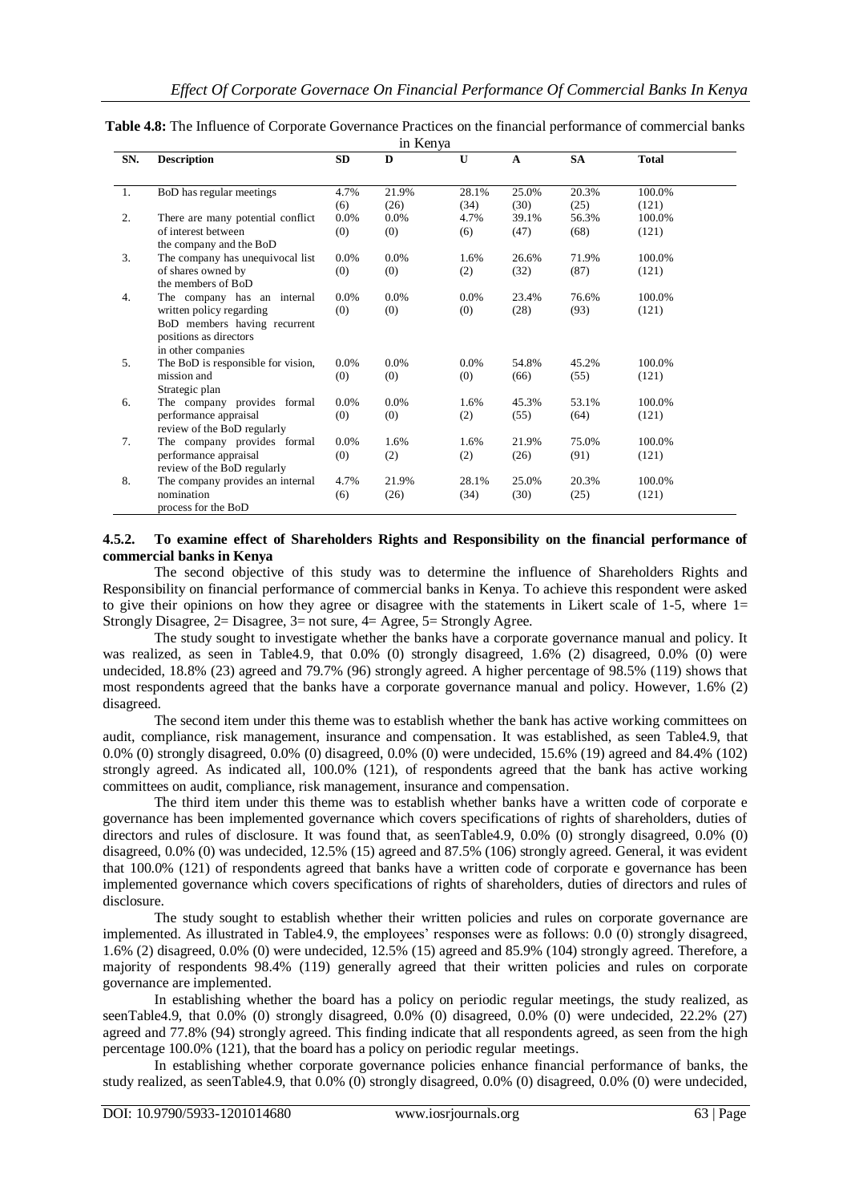**Table 4.8:** The Influence of Corporate Governance Practices on the financial performance of commercial banks in Kenya

| SN. | Description | SD | D | U | A | SA | Total |
|---|---|---|---|---|---|---|---|
| 1. | BoD has regular meetings | 4.7% (6) | 21.9% (26) | 28.1% (34) | 25.0% (30) | 20.3% (25) | 100.0% (121) |
| 2. | There are many potential conflict of interest between the company and the BoD | 0.0% (0) | 0.0% (0) | 4.7% (6) | 39.1% (47) | 56.3% (68) | 100.0% (121) |
| 3. | The company has unequivocal list of shares owned by the members of BoD | 0.0% (0) | 0.0% (0) | 1.6% (2) | 26.6% (32) | 71.9% (87) | 100.0% (121) |
| 4. | The company has an internal written policy regarding BoD members having recurrent positions as directors in other companies | 0.0% (0) | 0.0% (0) | 0.0% (0) | 23.4% (28) | 76.6% (93) | 100.0% (121) |
| 5. | The BoD is responsible for vision, mission and Strategic plan | 0.0% (0) | 0.0% (0) | 0.0% (0) | 54.8% (66) | 45.2% (55) | 100.0% (121) |
| 6. | The company provides formal performance appraisal review of the BoD regularly | 0.0% (0) | 0.0% (0) | 1.6% (2) | 45.3% (55) | 53.1% (64) | 100.0% (121) |
| 7. | The company provides formal performance appraisal review of the BoD regularly | 0.0% (0) | 1.6% (2) | 1.6% (2) | 21.9% (26) | 75.0% (91) | 100.0% (121) |
| 8. | The company provides an internal nomination process for the BoD | 4.7% (6) | 21.9% (26) | 28.1% (34) | 25.0% (30) | 20.3% (25) | 100.0% (121) |

#### 4.5.2. To examine effect of Shareholders Rights and Responsibility on the financial performance of commercial banks in Kenya

The second objective of this study was to determine the influence of Shareholders Rights and Responsibility on financial performance of commercial banks in Kenya. To achieve this respondent were asked to give their opinions on how they agree or disagree with the statements in Likert scale of 1-5, where 1= Strongly Disagree, 2= Disagree, 3= not sure, 4= Agree, 5= Strongly Agree.

The study sought to investigate whether the banks have a corporate governance manual and policy. It was realized, as seen in Table4.9, that 0.0% (0) strongly disagreed, 1.6% (2) disagreed, 0.0% (0) were undecided, 18.8% (23) agreed and 79.7% (96) strongly agreed. A higher percentage of 98.5% (119) shows that most respondents agreed that the banks have a corporate governance manual and policy. However, 1.6% (2) disagreed.

The second item under this theme was to establish whether the bank has active working committees on audit, compliance, risk management, insurance and compensation. It was established, as seen Table4.9, that 0.0% (0) strongly disagreed, 0.0% (0) disagreed, 0.0% (0) were undecided, 15.6% (19) agreed and 84.4% (102) strongly agreed. As indicated all, 100.0% (121), of respondents agreed that the bank has active working committees on audit, compliance, risk management, insurance and compensation.

The third item under this theme was to establish whether banks have a written code of corporate e governance has been implemented governance which covers specifications of rights of shareholders, duties of directors and rules of disclosure. It was found that, as seenTable4.9, 0.0% (0) strongly disagreed, 0.0% (0) disagreed, 0.0% (0) was undecided, 12.5% (15) agreed and 87.5% (106) strongly agreed. General, it was evident that 100.0% (121) of respondents agreed that banks have a written code of corporate e governance has been implemented governance which covers specifications of rights of shareholders, duties of directors and rules of disclosure.

The study sought to establish whether their written policies and rules on corporate governance are implemented. As illustrated in Table4.9, the employees' responses were as follows: 0.0 (0) strongly disagreed, 1.6% (2) disagreed, 0.0% (0) were undecided, 12.5% (15) agreed and 85.9% (104) strongly agreed. Therefore, a majority of respondents 98.4% (119) generally agreed that their written policies and rules on corporate governance are implemented.

In establishing whether the board has a policy on periodic regular meetings, the study realized, as seenTable4.9, that 0.0% (0) strongly disagreed, 0.0% (0) disagreed, 0.0% (0) were undecided, 22.2% (27) agreed and 77.8% (94) strongly agreed. This finding indicate that all respondents agreed, as seen from the high percentage 100.0% (121), that the board has a policy on periodic regular meetings.

In establishing whether corporate governance policies enhance financial performance of banks, the study realized, as seenTable4.9, that 0.0% (0) strongly disagreed, 0.0% (0) disagreed, 0.0% (0) were undecided,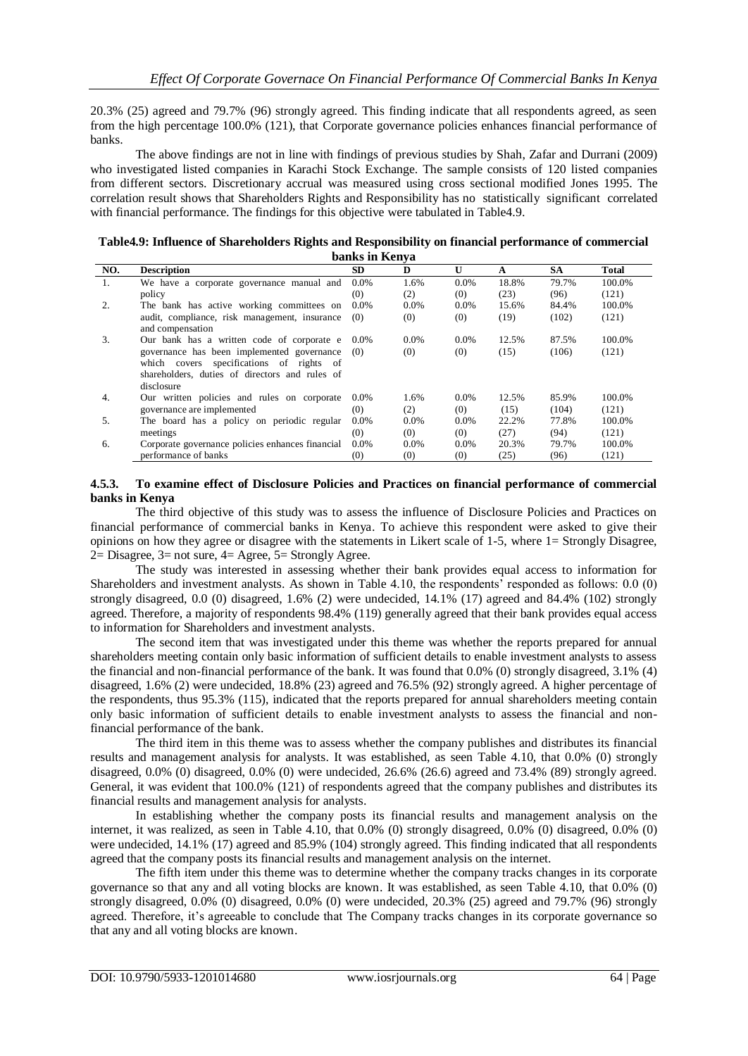20.3% (25) agreed and 79.7% (96) strongly agreed. This finding indicate that all respondents agreed, as seen from the high percentage 100.0% (121), that Corporate governance policies enhances financial performance of banks.

The above findings are not in line with findings of previous studies by Shah, Zafar and Durrani (2009) who investigated listed companies in Karachi Stock Exchange. The sample consists of 120 listed companies from different sectors. Discretionary accrual was measured using cross sectional modified Jones 1995. The correlation result shows that Shareholders Rights and Responsibility has no statistically significant correlated with financial performance. The findings for this objective were tabulated in Table4.9.

**Table4.9: Influence of Shareholders Rights and Responsibility on financial performance of commercial banks in Kenya**

| NO. | Description | SD | D | U | A | SA | Total |
|---|---|---|---|---|---|---|---|
| 1. | We have a corporate governance manual and policy | 0.0% (0) | 1.6% (2) | 0.0% (0) | 18.8% (23) | 79.7% (96) | 100.0% (121) |
| 2. | The bank has active working committees on audit, compliance, risk management, insurance and compensation | 0.0% (0) | 0.0% (0) | 0.0% (0) | 15.6% (19) | 84.4% (102) | 100.0% (121) |
| 3. | Our bank has a written code of corporate e governance has been implemented governance which covers specifications of rights of shareholders, duties of directors and rules of disclosure | 0.0% (0) | 0.0% (0) | 0.0% (0) | 12.5% (15) | 87.5% (106) | 100.0% (121) |
| 4. | Our written policies and rules on corporate governance are implemented | 0.0% (0) | 1.6% (2) | 0.0% (0) | 12.5% (15) | 85.9% (104) | 100.0% (121) |
| 5. | The board has a policy on periodic regular meetings | 0.0% (0) | 0.0% (0) | 0.0% (0) | 22.2% (27) | 77.8% (94) | 100.0% (121) |
| 6. | Corporate governance policies enhances financial performance of banks | 0.0% (0) | 0.0% (0) | 0.0% (0) | 20.3% (25) | 79.7% (96) | 100.0% (121) |

#### 4.5.3. To examine effect of Disclosure Policies and Practices on financial performance of commercial banks in Kenya

The third objective of this study was to assess the influence of Disclosure Policies and Practices on financial performance of commercial banks in Kenya. To achieve this respondent were asked to give their opinions on how they agree or disagree with the statements in Likert scale of 1-5, where 1= Strongly Disagree, 2= Disagree, 3= not sure, 4= Agree, 5= Strongly Agree.

The study was interested in assessing whether their bank provides equal access to information for Shareholders and investment analysts. As shown in Table 4.10, the respondents' responded as follows: 0.0 (0) strongly disagreed, 0.0 (0) disagreed, 1.6% (2) were undecided, 14.1% (17) agreed and 84.4% (102) strongly agreed. Therefore, a majority of respondents 98.4% (119) generally agreed that their bank provides equal access to information for Shareholders and investment analysts.

The second item that was investigated under this theme was whether the reports prepared for annual shareholders meeting contain only basic information of sufficient details to enable investment analysts to assess the financial and non-financial performance of the bank. It was found that 0.0% (0) strongly disagreed, 3.1% (4) disagreed, 1.6% (2) were undecided, 18.8% (23) agreed and 76.5% (92) strongly agreed. A higher percentage of the respondents, thus 95.3% (115), indicated that the reports prepared for annual shareholders meeting contain only basic information of sufficient details to enable investment analysts to assess the financial and non-financial performance of the bank.

The third item in this theme was to assess whether the company publishes and distributes its financial results and management analysis for analysts. It was established, as seen Table 4.10, that 0.0% (0) strongly disagreed, 0.0% (0) disagreed, 0.0% (0) were undecided, 26.6% (26.6) agreed and 73.4% (89) strongly agreed. General, it was evident that 100.0% (121) of respondents agreed that the company publishes and distributes its financial results and management analysis for analysts.

In establishing whether the company posts its financial results and management analysis on the internet, it was realized, as seen in Table 4.10, that 0.0% (0) strongly disagreed, 0.0% (0) disagreed, 0.0% (0) were undecided, 14.1% (17) agreed and 85.9% (104) strongly agreed. This finding indicated that all respondents agreed that the company posts its financial results and management analysis on the internet.

The fifth item under this theme was to determine whether the company tracks changes in its corporate governance so that any and all voting blocks are known. It was established, as seen Table 4.10, that 0.0% (0) strongly disagreed, 0.0% (0) disagreed, 0.0% (0) were undecided, 20.3% (25) agreed and 79.7% (96) strongly agreed. Therefore, it's agreeable to conclude that The Company tracks changes in its corporate governance so that any and all voting blocks are known.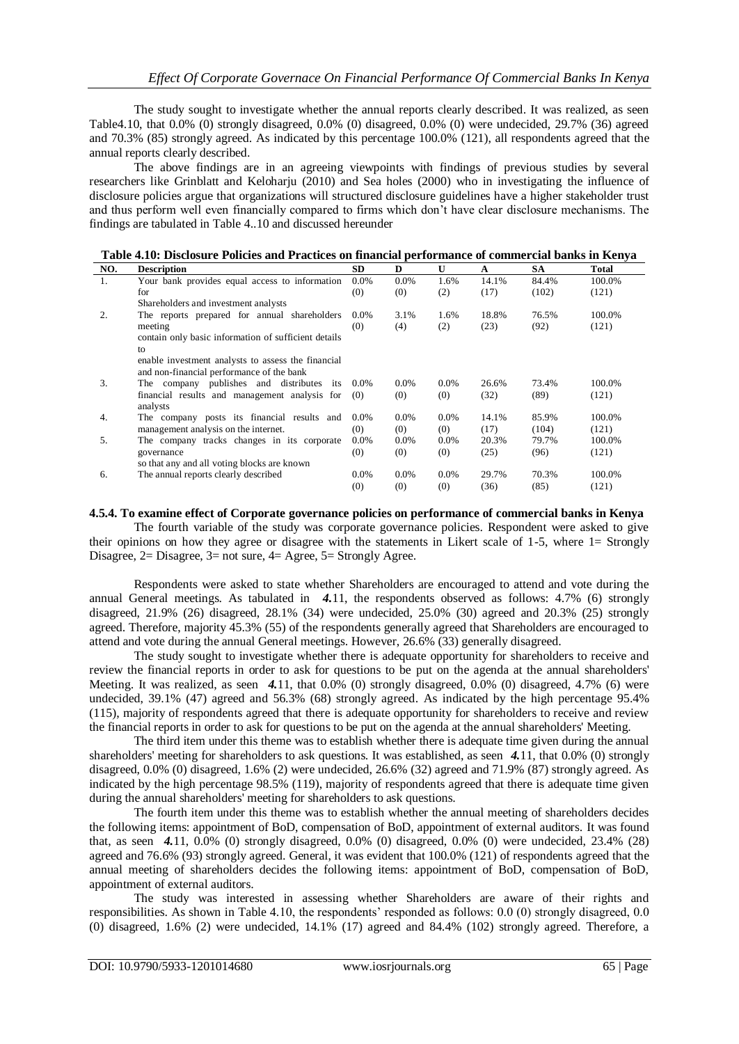The study sought to investigate whether the annual reports clearly described. It was realized, as seen Table4.10, that 0.0% (0) strongly disagreed, 0.0% (0) disagreed, 0.0% (0) were undecided, 29.7% (36) agreed and 70.3% (85) strongly agreed. As indicated by this percentage 100.0% (121), all respondents agreed that the annual reports clearly described.

The above findings are in an agreeing viewpoints with findings of previous studies by several researchers like Grinblatt and Keloharju (2010) and Sea holes (2000) who in investigating the influence of disclosure policies argue that organizations will structured disclosure guidelines have a higher stakeholder trust and thus perform well even financially compared to firms which don't have clear disclosure mechanisms. The findings are tabulated in Table 4..10 and discussed hereunder

**Table 4.10: Disclosure Policies and Practices on financial performance of commercial banks in Kenya**

| NO. | Description | SD | D | U | A | SA | Total |
|---|---|---|---|---|---|---|---|
| 1. | Your bank provides equal access to information for Shareholders and investment analysts | 0.0% (0) | 0.0% (0) | 1.6% (2) | 14.1% (17) | 84.4% (102) | 100.0% (121) |
| 2. | The reports prepared for annual shareholders meeting contain only basic information of sufficient details to enable investment analysts to assess the financial and non-financial performance of the bank | 0.0% (0) | 3.1% (4) | 1.6% (2) | 18.8% (23) | 76.5% (92) | 100.0% (121) |
| 3. | The company publishes and distributes its financial results and management analysis for analysts | 0.0% (0) | 0.0% (0) | 0.0% (0) | 26.6% (32) | 73.4% (89) | 100.0% (121) |
| 4. | The company posts its financial results and management analysis on the internet. | 0.0% (0) | 0.0% (0) | 0.0% (0) | 14.1% (17) | 85.9% (104) | 100.0% (121) |
| 5. | The company tracks changes in its corporate governance so that any and all voting blocks are known | 0.0% (0) | 0.0% (0) | 0.0% (0) | 20.3% (25) | 79.7% (96) | 100.0% (121) |
| 6. | The annual reports clearly described | 0.0% (0) | 0.0% (0) | 0.0% (0) | 29.7% (36) | 70.3% (85) | 100.0% (121) |

#### 4.5.4. To examine effect of Corporate governance policies on performance of commercial banks in Kenya

The fourth variable of the study was corporate governance policies. Respondent were asked to give their opinions on how they agree or disagree with the statements in Likert scale of 1-5, where 1= Strongly Disagree, 2= Disagree, 3= not sure, 4= Agree, 5= Strongly Agree.

Respondents were asked to state whether Shareholders are encouraged to attend and vote during the annual General meetings. As tabulated in ***4.***11, the respondents observed as follows: 4.7% (6) strongly disagreed, 21.9% (26) disagreed, 28.1% (34) were undecided, 25.0% (30) agreed and 20.3% (25) strongly agreed. Therefore, majority 45.3% (55) of the respondents generally agreed that Shareholders are encouraged to attend and vote during the annual General meetings. However, 26.6% (33) generally disagreed.

The study sought to investigate whether there is adequate opportunity for shareholders to receive and review the financial reports in order to ask for questions to be put on the agenda at the annual shareholders' Meeting. It was realized, as seen ***4.***11, that 0.0% (0) strongly disagreed, 0.0% (0) disagreed, 4.7% (6) were undecided, 39.1% (47) agreed and 56.3% (68) strongly agreed. As indicated by the high percentage 95.4% (115), majority of respondents agreed that there is adequate opportunity for shareholders to receive and review the financial reports in order to ask for questions to be put on the agenda at the annual shareholders' Meeting.

The third item under this theme was to establish whether there is adequate time given during the annual shareholders' meeting for shareholders to ask questions. It was established, as seen ***4.***11, that 0.0% (0) strongly disagreed, 0.0% (0) disagreed, 1.6% (2) were undecided, 26.6% (32) agreed and 71.9% (87) strongly agreed. As indicated by the high percentage 98.5% (119), majority of respondents agreed that there is adequate time given during the annual shareholders' meeting for shareholders to ask questions.

The fourth item under this theme was to establish whether the annual meeting of shareholders decides the following items: appointment of BoD, compensation of BoD, appointment of external auditors. It was found that, as seen ***4.***11, 0.0% (0) strongly disagreed, 0.0% (0) disagreed, 0.0% (0) were undecided, 23.4% (28) agreed and 76.6% (93) strongly agreed. General, it was evident that 100.0% (121) of respondents agreed that the annual meeting of shareholders decides the following items: appointment of BoD, compensation of BoD, appointment of external auditors.

The study was interested in assessing whether Shareholders are aware of their rights and responsibilities. As shown in Table 4.10, the respondents' responded as follows: 0.0 (0) strongly disagreed, 0.0 (0) disagreed, 1.6% (2) were undecided, 14.1% (17) agreed and 84.4% (102) strongly agreed. Therefore, a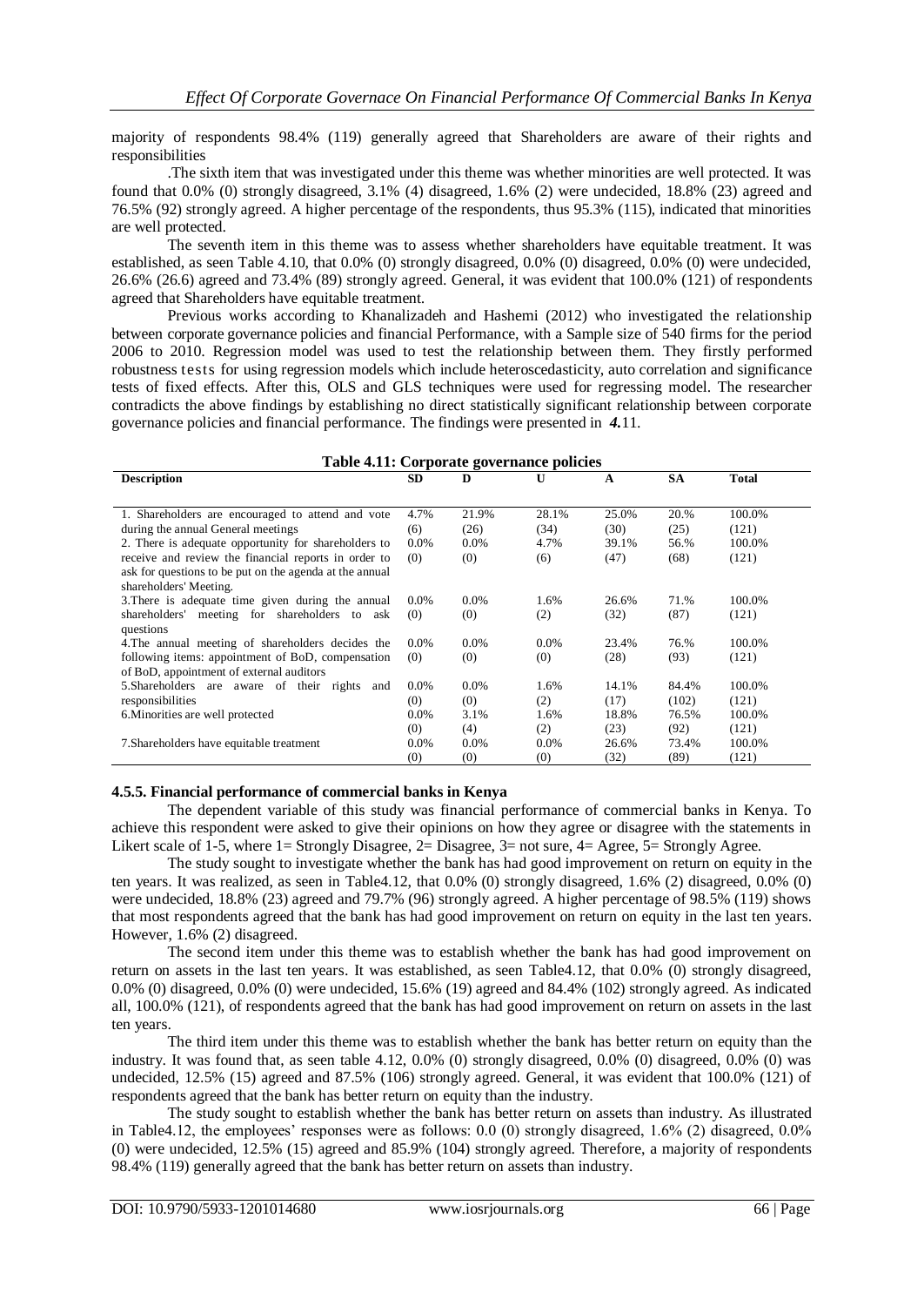majority of respondents 98.4% (119) generally agreed that Shareholders are aware of their rights and responsibilities

.The sixth item that was investigated under this theme was whether minorities are well protected. It was found that 0.0% (0) strongly disagreed, 3.1% (4) disagreed, 1.6% (2) were undecided, 18.8% (23) agreed and 76.5% (92) strongly agreed. A higher percentage of the respondents, thus 95.3% (115), indicated that minorities are well protected.

The seventh item in this theme was to assess whether shareholders have equitable treatment. It was established, as seen Table 4.10, that 0.0% (0) strongly disagreed, 0.0% (0) disagreed, 0.0% (0) were undecided, 26.6% (26.6) agreed and 73.4% (89) strongly agreed. General, it was evident that 100.0% (121) of respondents agreed that Shareholders have equitable treatment.

Previous works according to Khanalizadeh and Hashemi (2012) who investigated the relationship between corporate governance policies and financial Performance, with a Sample size of 540 firms for the period 2006 to 2010. Regression model was used to test the relationship between them. They firstly performed robustness tests for using regression models which include heteroscedasticity, auto correlation and significance tests of fixed effects. After this, OLS and GLS techniques were used for regressing model. The researcher contradicts the above findings by establishing no direct statistically significant relationship between corporate governance policies and financial performance. The findings were presented in ***4.***11.

**Table 4.11: Corporate governance policies**

| Description | SD | D | U | A | SA | Total |
|---|---|---|---|---|---|---|
| 1. Shareholders are encouraged to attend and vote during the annual General meetings | 4.7% (6) | 21.9% (26) | 28.1% (34) | 25.0% (30) | 20.% (25) | 100.0% (121) |
| 2. There is adequate opportunity for shareholders to receive and review the financial reports in order to ask for questions to be put on the agenda at the annual shareholders' Meeting. | 0.0% (0) | 0.0% (0) | 4.7% (6) | 39.1% (47) | 56.% (68) | 100.0% (121) |
| 3.There is adequate time given during the annual shareholders' meeting for shareholders to ask questions | 0.0% (0) | 0.0% (0) | 1.6% (2) | 26.6% (32) | 71.% (87) | 100.0% (121) |
| 4.The annual meeting of shareholders decides the following items: appointment of BoD, compensation of BoD, appointment of external auditors | 0.0% (0) | 0.0% (0) | 0.0% (0) | 23.4% (28) | 76.% (93) | 100.0% (121) |
| 5.Shareholders are aware of their rights and responsibilities | 0.0% (0) | 0.0% (0) | 1.6% (2) | 14.1% (17) | 84.4% (102) | 100.0% (121) |
| 6.Minorities are well protected | 0.0% (0) | 3.1% (4) | 1.6% (2) | 18.8% (23) | 76.5% (92) | 100.0% (121) |
| 7.Shareholders have equitable treatment | 0.0% (0) | 0.0% (0) | 0.0% (0) | 26.6% (32) | 73.4% (89) | 100.0% (121) |

#### 4.5.5. Financial performance of commercial banks in Kenya

The dependent variable of this study was financial performance of commercial banks in Kenya. To achieve this respondent were asked to give their opinions on how they agree or disagree with the statements in Likert scale of 1-5, where 1= Strongly Disagree, 2= Disagree, 3= not sure, 4= Agree, 5= Strongly Agree.

The study sought to investigate whether the bank has had good improvement on return on equity in the ten years. It was realized, as seen in Table4.12, that 0.0% (0) strongly disagreed, 1.6% (2) disagreed, 0.0% (0) were undecided, 18.8% (23) agreed and 79.7% (96) strongly agreed. A higher percentage of 98.5% (119) shows that most respondents agreed that the bank has had good improvement on return on equity in the last ten years. However, 1.6% (2) disagreed.

The second item under this theme was to establish whether the bank has had good improvement on return on assets in the last ten years. It was established, as seen Table4.12, that 0.0% (0) strongly disagreed, 0.0% (0) disagreed, 0.0% (0) were undecided, 15.6% (19) agreed and 84.4% (102) strongly agreed. As indicated all, 100.0% (121), of respondents agreed that the bank has had good improvement on return on assets in the last ten years.

The third item under this theme was to establish whether the bank has better return on equity than the industry. It was found that, as seen table 4.12, 0.0% (0) strongly disagreed, 0.0% (0) disagreed, 0.0% (0) was undecided, 12.5% (15) agreed and 87.5% (106) strongly agreed. General, it was evident that 100.0% (121) of respondents agreed that the bank has better return on equity than the industry.

The study sought to establish whether the bank has better return on assets than industry. As illustrated in Table4.12, the employees' responses were as follows: 0.0 (0) strongly disagreed, 1.6% (2) disagreed, 0.0% (0) were undecided, 12.5% (15) agreed and 85.9% (104) strongly agreed. Therefore, a majority of respondents 98.4% (119) generally agreed that the bank has better return on assets than industry.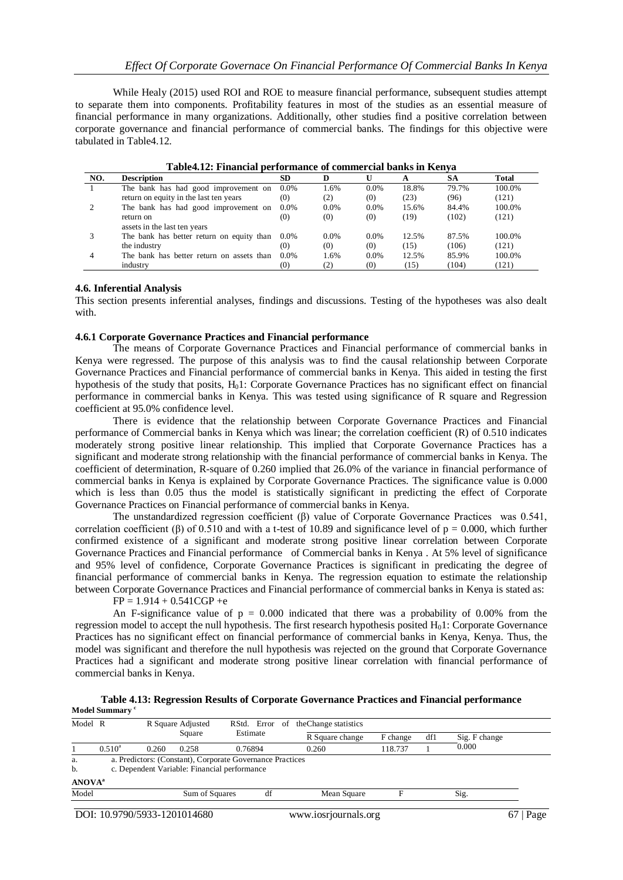While Healy (2015) used ROI and ROE to measure financial performance, subsequent studies attempt to separate them into components. Profitability features in most of the studies as an essential measure of financial performance in many organizations. Additionally, other studies find a positive correlation between corporate governance and financial performance of commercial banks. The findings for this objective were tabulated in Table4.12.

**Table4.12: Financial performance of commercial banks in Kenya**

| NO. | Description | SD | D | U | A | SA | Total |
|---|---|---|---|---|---|---|---|
| 1 | The bank has had good improvement on return on equity in the last ten years | 0.0% (0) | 1.6% (2) | 0.0% (0) | 18.8% (23) | 79.7% (96) | 100.0% (121) |
| 2 | The bank has had good improvement on return on assets in the last ten years | 0.0% (0) | 0.0% (0) | 0.0% (0) | 15.6% (19) | 84.4% (102) | 100.0% (121) |
| 3 | The bank has better return on equity than the industry | 0.0% (0) | 0.0% (0) | 0.0% (0) | 12.5% (15) | 87.5% (106) | 100.0% (121) |
| 4 | The bank has better return on assets than industry | 0.0% (0) | 1.6% (2) | 0.0% (0) | 12.5% (15) | 85.9% (104) | 100.0% (121) |

### 4.6. Inferential Analysis

This section presents inferential analyses, findings and discussions. Testing of the hypotheses was also dealt with.

#### 4.6.1 Corporate Governance Practices and Financial performance

The means of Corporate Governance Practices and Financial performance of commercial banks in Kenya were regressed. The purpose of this analysis was to find the causal relationship between Corporate Governance Practices and Financial performance of commercial banks in Kenya. This aided in testing the first hypothesis of the study that posits, $H_0 1$: Corporate Governance Practices has no significant effect on financial performance in commercial banks in Kenya. This was tested using significance of R square and Regression coefficient at 95.0% confidence level.

There is evidence that the relationship between Corporate Governance Practices and Financial performance of Commercial banks in Kenya which was linear; the correlation coefficient (R) of 0.510 indicates moderately strong positive linear relationship. This implied that Corporate Governance Practices has a significant and moderate strong relationship with the financial performance of commercial banks in Kenya. The coefficient of determination, R-square of 0.260 implied that 26.0% of the variance in financial performance of commercial banks in Kenya is explained by Corporate Governance Practices. The significance value is 0.000 which is less than 0.05 thus the model is statistically significant in predicting the effect of Corporate Governance Practices on Financial performance of commercial banks in Kenya.

The unstandardized regression coefficient (β) value of Corporate Governance Practices was 0.541, correlation coefficient (β) of 0.510 and with a t-test of 10.89 and significance level of $p = 0.000$, which further confirmed existence of a significant and moderate strong positive linear correlation between Corporate Governance Practices and Financial performance of Commercial banks in Kenya . At 5% level of significance and 95% level of confidence, Corporate Governance Practices is significant in predicating the degree of financial performance of commercial banks in Kenya. The regression equation to estimate the relationship between Corporate Governance Practices and Financial performance of commercial banks in Kenya is stated as:

$$FP = 1.914 + 0.541CGP + e$$

An F-significance value of $p = 0.000$ indicated that there was a probability of 0.00% from the regression model to accept the null hypothesis. The first research hypothesis posited $H_0 1$: Corporate Governance Practices has no significant effect on financial performance of commercial banks in Kenya, Kenya. Thus, the model was significant and therefore the null hypothesis was rejected on the ground that Corporate Governance Practices had a significant and moderate strong positive linear correlation with financial performance of commercial banks in Kenya.

**Table 4.13: Regression Results of Corporate Governance Practices and Financial performance**

**Model Summary** [c]

| Model | R | R Square | Adjusted Square | RStd. Error of the Estimate | Change statistics | | | |
|---|---|---|---|---|---|---|---|---|
| | | | | | R Square change | F change | df1 | Sig. F change |
| 1 | 0.510[a] | 0.260 | 0.258 | 0.76894 | 0.260 | 118.737 | 1 | 0.000 |

a. a. Predictors: (Constant), Corporate Governance Practices
b. c. Dependent Variable: Financial performance

**ANOVA**[a]

| Model | Sum of Squares | df | Mean Square | F | Sig. |
|---|---|---|---|---|---|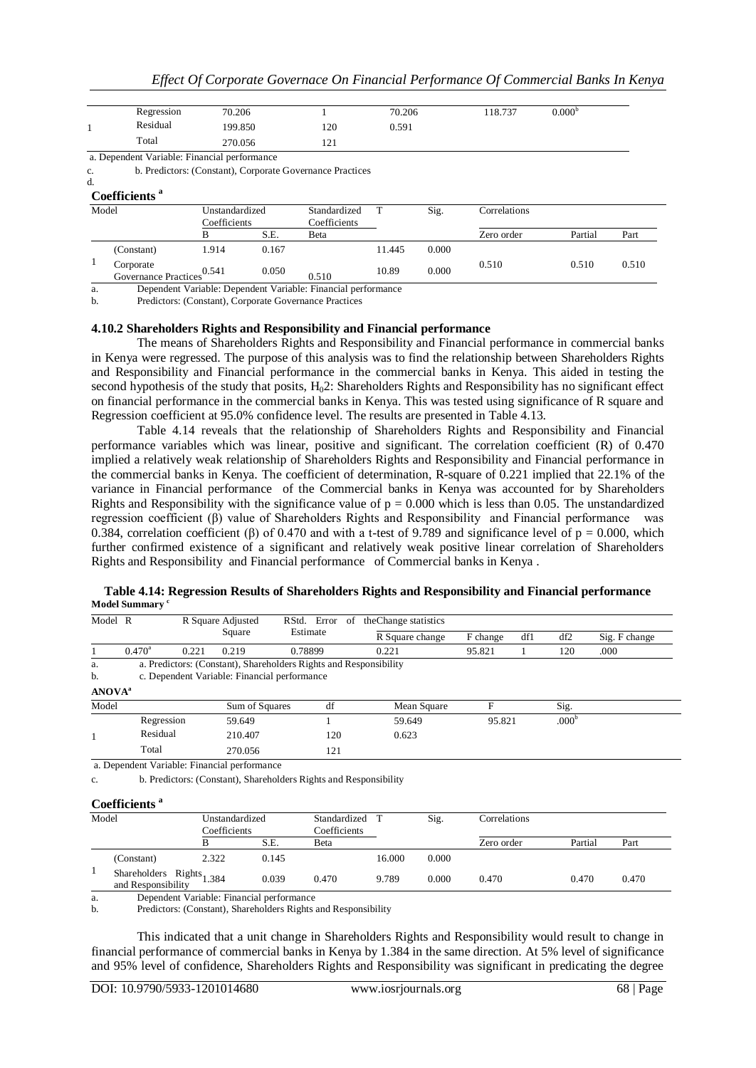| Model | | Sum of Squares | df | Mean Square | F | Sig. |
|---|---|---|---|---|---|---|
| 1 | Regression | 70.206 | 1 | 70.206 | 118.737 | 0.000[b] |
| | Residual | 199.850 | 120 | 0.591 | | |
| | Total | 270.056 | 121 | | | |

a. Dependent Variable: Financial performance

c. b. Predictors: (Constant), Corporate Governance Practices

d.

**Coefficients [a]**

| Model | | Unstandardized Coefficients | | Standardized Coefficients | T | Sig. | Correlations | | |
|---|---|---|---|---|---|---|---|---|---|
| | | B | S.E. | Beta | | | Zero order | Partial | Part |
| 1 | (Constant) | 1.914 | 0.167 | | 11.445 | 0.000 | | | |
| | Corporate Governance Practices | 0.541 | 0.050 | 0.510 | 10.89 | 0.000 | 0.510 | 0.510 | 0.510 |

a. Dependent Variable: Dependent Variable: Financial performance

b. Predictors: (Constant), Corporate Governance Practices

### 4.10.2 Shareholders Rights and Responsibility and Financial performance

The means of Shareholders Rights and Responsibility and Financial performance in commercial banks in Kenya were regressed. The purpose of this analysis was to find the relationship between Shareholders Rights and Responsibility and Financial performance in the commercial banks in Kenya. This aided in testing the second hypothesis of the study that posits, $H_02$: Shareholders Rights and Responsibility has no significant effect on financial performance in the commercial banks in Kenya. This was tested using significance of R square and Regression coefficient at 95.0% confidence level. The results are presented in Table 4.13.

Table 4.14 reveals that the relationship of Shareholders Rights and Responsibility and Financial performance variables which was linear, positive and significant. The correlation coefficient (R) of 0.470 implied a relatively weak relationship of Shareholders Rights and Responsibility and Financial performance in the commercial banks in Kenya. The coefficient of determination, R-square of 0.221 implied that 22.1% of the variance in Financial performance of the Commercial banks in Kenya was accounted for by Shareholders Rights and Responsibility with the significance value of $p = 0.000$ which is less than 0.05. The unstandardized regression coefficient (β) value of Shareholders Rights and Responsibility and Financial performance was 0.384, correlation coefficient (β) of 0.470 and with a t-test of 9.789 and significance level of $p = 0.000$, which further confirmed existence of a significant and relatively weak positive linear correlation of Shareholders Rights and Responsibility and Financial performance of Commercial banks in Kenya .

**Table 4.14: Regression Results of Shareholders Rights and Responsibility and Financial performance**

**Model Summary [c]**

| Model | R | R Square | Adjusted Square | RStd. Error of Estimate | R Square change | F change | df1 | df2 | Sig. F change |
|---|---|---|---|---|---|---|---|---|---|
| | | | | | theChange statistics | | | | |
| 1 | 0.470[a] | 0.221 | 0.219 | 0.78899 | 0.221 | 95.821 | 1 | 120 | .000 |

a. a. Predictors: (Constant), Shareholders Rights and Responsibility

b. c. Dependent Variable: Financial performance

**ANOVA[a]**

| Model | | Sum of Squares | df | Mean Square | F | Sig. |
|---|---|---|---|---|---|---|
| 1 | Regression | 59.649 | 1 | 59.649 | 95.821 | .000[b] |
| | Residual | 210.407 | 120 | 0.623 | | |
| | Total | 270.056 | 121 | | | |

a. Dependent Variable: Financial performance

c. b. Predictors: (Constant), Shareholders Rights and Responsibility

**Coefficients [a]**

| Model | | Unstandardized Coefficients | | Standardized Coefficients | T | Sig. | Correlations | | |
|---|---|---|---|---|---|---|---|---|---|
| | | B | S.E. | Beta | | | Zero order | Partial | Part |
| 1 | (Constant) | 2.322 | 0.145 | | 16.000 | 0.000 | | | |
| | Shareholders Rights and Responsibility | 1.384 | 0.039 | 0.470 | 9.789 | 0.000 | 0.470 | 0.470 | 0.470 |

a. Dependent Variable: Financial performance

b. Predictors: (Constant), Shareholders Rights and Responsibility

This indicated that a unit change in Shareholders Rights and Responsibility would result to change in financial performance of commercial banks in Kenya by 1.384 in the same direction. At 5% level of significance and 95% level of confidence, Shareholders Rights and Responsibility was significant in predicating the degree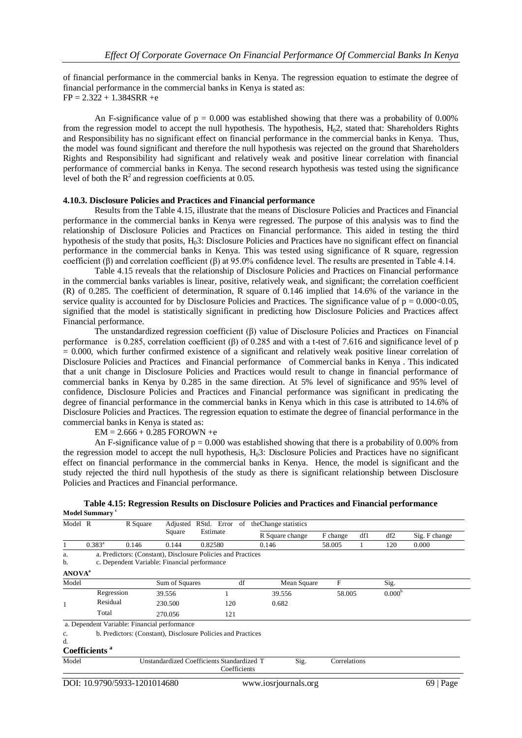of financial performance in the commercial banks in Kenya. The regression equation to estimate the degree of financial performance in the commercial banks in Kenya is stated as:

FP = 2.322 + 1.384SRR +e

An F-significance value of p = 0.000 was established showing that there was a probability of 0.00% from the regression model to accept the null hypothesis. The hypothesis, $H_0$2, stated that: Shareholders Rights and Responsibility has no significant effect on financial performance in the commercial banks in Kenya. Thus, the model was found significant and therefore the null hypothesis was rejected on the ground that Shareholders Rights and Responsibility had significant and relatively weak and positive linear correlation with financial performance of commercial banks in Kenya. The second research hypothesis was tested using the significance level of both the $R^2$ and regression coefficients at 0.05.

#### 4.10.3. Disclosure Policies and Practices and Financial performance

Results from the Table 4.15, illustrate that the means of Disclosure Policies and Practices and Financial performance in the commercial banks in Kenya were regressed. The purpose of this analysis was to find the relationship of Disclosure Policies and Practices on Financial performance. This aided in testing the third hypothesis of the study that posits, $H_0$3: Disclosure Policies and Practices have no significant effect on financial performance in the commercial banks in Kenya. This was tested using significance of R square, regression coefficient (β) and correlation coefficient (β) at 95.0% confidence level. The results are presented in Table 4.14.

Table 4.15 reveals that the relationship of Disclosure Policies and Practices on Financial performance in the commercial banks variables is linear, positive, relatively weak, and significant; the correlation coefficient (R) of 0.285. The coefficient of determination, R square of 0.146 implied that 14.6% of the variance in the service quality is accounted for by Disclosure Policies and Practices. The significance value of p = 0.000<0.05, signified that the model is statistically significant in predicting how Disclosure Policies and Practices affect Financial performance.

The unstandardized regression coefficient (β) value of Disclosure Policies and Practices on Financial performance is 0.285, correlation coefficient (β) of 0.285 and with a t-test of 7.616 and significance level of p = 0.000, which further confirmed existence of a significant and relatively weak positive linear correlation of Disclosure Policies and Practices and Financial performance of Commercial banks in Kenya . This indicated that a unit change in Disclosure Policies and Practices would result to change in financial performance of commercial banks in Kenya by 0.285 in the same direction. At 5% level of significance and 95% level of confidence, Disclosure Policies and Practices and Financial performance was significant in predicating the degree of financial performance in the commercial banks in Kenya which in this case is attributed to 14.6% of Disclosure Policies and Practices. The regression equation to estimate the degree of financial performance in the commercial banks in Kenya is stated as:

EM = 2.666 + 0.285 FOROWN +e

An F-significance value of p = 0.000 was established showing that there is a probability of 0.00% from the regression model to accept the null hypothesis, $H_0$3: Disclosure Policies and Practices have no significant effect on financial performance in the commercial banks in Kenya. Hence, the model is significant and the study rejected the third null hypothesis of the study as there is significant relationship between Disclosure Policies and Practices and Financial performance.

**Table 4.15: Regression Results on Disclosure Policies and Practices and Financial performance**

**Model Summary** [c]

| Model | R | R Square | Adjusted R Square | Std. Error of the Estimate | Change statistics | | | | |
|---|---|---|---|---|---|---|---|---|---|
| | | | | | R Square change | F change | df1 | df2 | Sig. F change |
| 1 | 0.383[a] | 0.146 | 0.144 | 0.82580 | 0.146 | 58.005 | 1 | 120 | 0.000 |

a. a. Predictors: (Constant), Disclosure Policies and Practices

b. c. Dependent Variable: Financial performance

**ANOVA**[a]

| Model | | Sum of Squares | df | Mean Square | F | Sig. |
|---|---|---|---|---|---|---|
| 1 | Regression | 39.556 | 1 | 39.556 | 58.005 | 0.000[b] |
| | Residual | 230.500 | 120 | 0.682 | | |
| | Total | 270.056 | 121 | | | |

a. Dependent Variable: Financial performance

c. b. Predictors: (Constant), Disclosure Policies and Practices

d.

**Coefficients** [a]

| Model | Unstandardized Coefficients | Standardized Coefficients | T | Sig. | Correlations |
|---|---|---|---|---|---|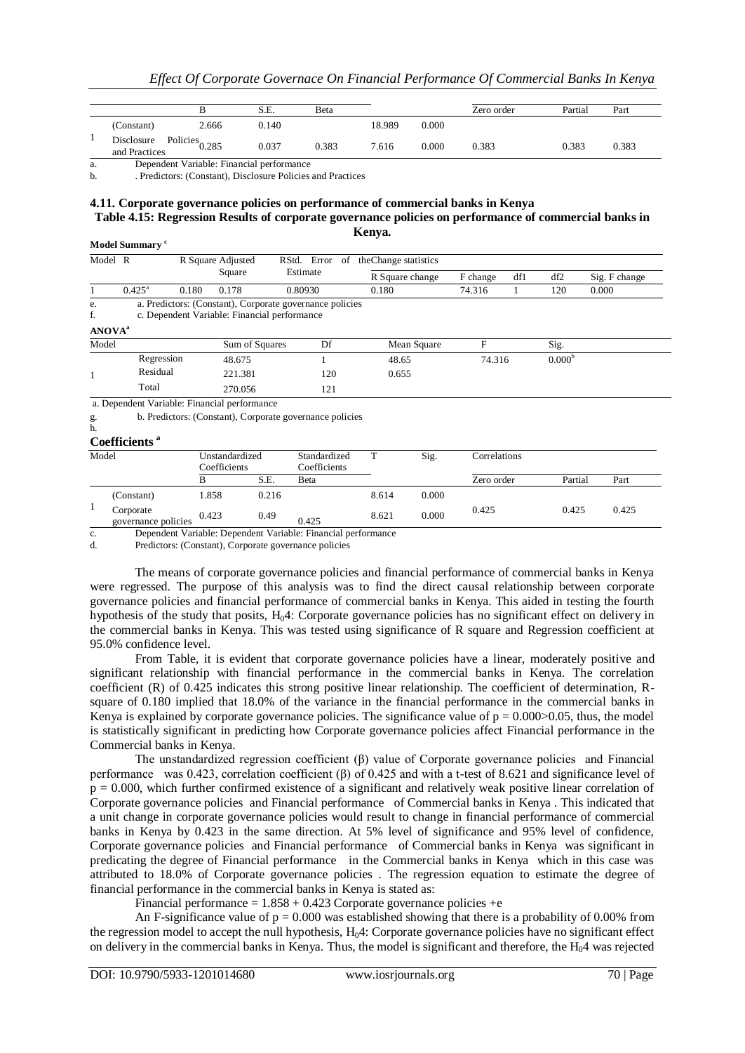| | | B | S.E. | Beta | | | Zero order | Partial | Part |
|---|---|---|---|---|---|---|---|---|---|
| | (Constant) | 2.666 | 0.140 | | 18.989 | 0.000 | | | |
| 1 | Disclosure Policies and Practices | 0.285 | 0.037 | 0.383 | 7.616 | 0.000 | 0.383 | 0.383 | 0.383 |

a. Dependent Variable: Financial performance

b. . Predictors: (Constant), Disclosure Policies and Practices

### 4.11. Corporate governance policies on performance of commercial banks in Kenya

**Table 4.15: Regression Results of corporate governance policies on performance of commercial banks in Kenya.**

**Model Summary [c]**

| Model | R | R Square | Adjusted Square | RStd. Error of the Estimate | R Square change | F change | df1 | df2 | Sig. F change |
|---|---|---|---|---|---|---|---|---|---|
| | | | | | Change statistics | | | | |
| 1 | 0.425[a] | 0.180 | 0.178 | 0.80930 | 0.180 | 74.316 | 1 | 120 | 0.000 |

e. a. Predictors: (Constant), Corporate governance policies

f. c. Dependent Variable: Financial performance

**ANOVA[a]**

| Model | | Sum of Squares | Df | Mean Square | F | Sig. |
|---|---|---|---|---|---|---|
| 1 | Regression | 48.675 | 1 | 48.65 | 74.316 | 0.000[b] |
| | Residual | 221.381 | 120 | 0.655 | | |
| | Total | 270.056 | 121 | | | |

a. Dependent Variable: Financial performance

g. b. Predictors: (Constant), Corporate governance policies

h.

**Coefficients [a]**

| Model | | Unstandardized Coefficients | | Standardized Coefficients | T | Sig. | Correlations | | |
|---|---|---|---|---|---|---|---|---|---|
| | | B | S.E. | Beta | | | Zero order | Partial | Part |
| | (Constant) | 1.858 | 0.216 | | 8.614 | 0.000 | | | |
| 1 | Corporate governance policies | 0.423 | 0.49 | 0.425 | 8.621 | 0.000 | 0.425 | 0.425 | 0.425 |

c. Dependent Variable: Dependent Variable: Financial performance

d. Predictors: (Constant), Corporate governance policies

The means of corporate governance policies and financial performance of commercial banks in Kenya were regressed. The purpose of this analysis was to find the direct causal relationship between corporate governance policies and financial performance of commercial banks in Kenya. This aided in testing the fourth hypothesis of the study that posits, $H_04$: Corporate governance policies has no significant effect on delivery in the commercial banks in Kenya. This was tested using significance of R square and Regression coefficient at 95.0% confidence level.

From Table, it is evident that corporate governance policies have a linear, moderately positive and significant relationship with financial performance in the commercial banks in Kenya. The correlation coefficient (R) of 0.425 indicates this strong positive linear relationship. The coefficient of determination, R-square of 0.180 implied that 18.0% of the variance in the financial performance in the commercial banks in Kenya is explained by corporate governance policies. The significance value of $p = 0.000>0.05$, thus, the model is statistically significant in predicting how Corporate governance policies affect Financial performance in the Commercial banks in Kenya.

The unstandardized regression coefficient (β) value of Corporate governance policies and Financial performance was 0.423, correlation coefficient (β) of 0.425 and with a t-test of 8.621 and significance level of $p = 0.000$, which further confirmed existence of a significant and relatively weak positive linear correlation of Corporate governance policies and Financial performance of Commercial banks in Kenya . This indicated that a unit change in corporate governance policies would result to change in financial performance of commercial banks in Kenya by 0.423 in the same direction. At 5% level of significance and 95% level of confidence, Corporate governance policies and Financial performance of Commercial banks in Kenya was significant in predicating the degree of Financial performance in the Commercial banks in Kenya which in this case was attributed to 18.0% of Corporate governance policies . The regression equation to estimate the degree of financial performance in the commercial banks in Kenya is stated as:

Financial performance = 1.858 + 0.423 Corporate governance policies +e

An F-significance value of $p = 0.000$ was established showing that there is a probability of 0.00% from the regression model to accept the null hypothesis, $H_04$: Corporate governance policies have no significant effect on delivery in the commercial banks in Kenya. Thus, the model is significant and therefore, the $H_04$ was rejected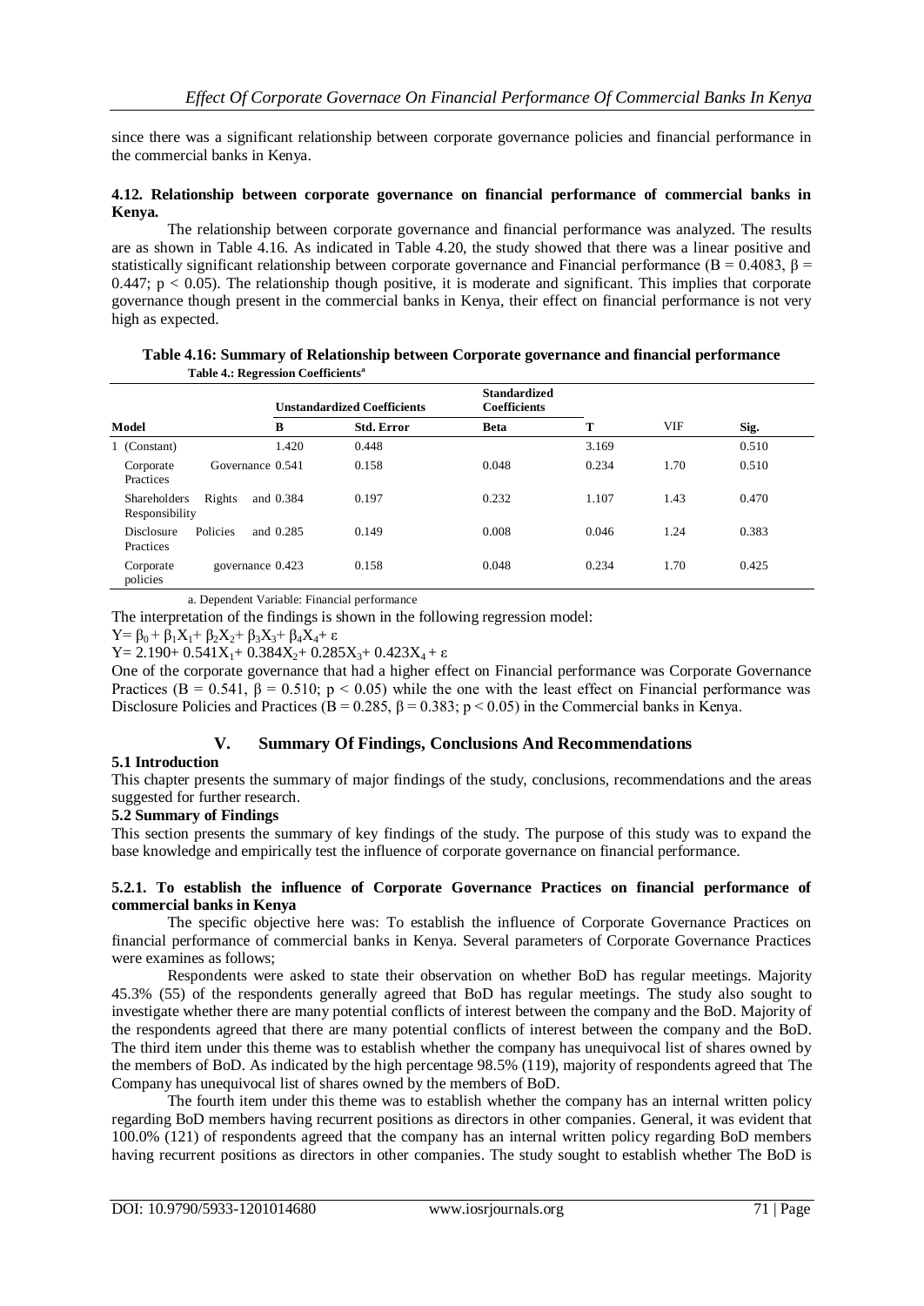since there was a significant relationship between corporate governance policies and financial performance in the commercial banks in Kenya.

### 4.12. Relationship between corporate governance on financial performance of commercial banks in Kenya.

The relationship between corporate governance and financial performance was analyzed. The results are as shown in Table 4.16. As indicated in Table 4.20, the study showed that there was a linear positive and statistically significant relationship between corporate governance and Financial performance (B = 0.4083, β = 0.447; $p < 0.05$). The relationship though positive, it is moderate and significant. This implies that corporate governance though present in the commercial banks in Kenya, their effect on financial performance is not very high as expected.

**Table 4.16: Summary of Relationship between Corporate governance and financial performance**

**Table 4.: Regression Coefficients[a]**

| Model | Unstandardized Coefficients | | Standardized Coefficients | | | |
|---|---|---|---|---|---|---|
| | B | Std. Error | Beta | T | VIF | Sig. |
| 1 (Constant) | 1.420 | 0.448 | | 3.169 | | 0.510 |
| Corporate Governance Practices | 0.541 | 0.158 | 0.048 | 0.234 | 1.70 | 0.510 |
| Shareholders Rights and Responsibility | 0.384 | 0.197 | 0.232 | 1.107 | 1.43 | 0.470 |
| Disclosure Policies and Practices | 0.285 | 0.149 | 0.008 | 0.046 | 1.24 | 0.383 |
| Corporate governance policies | 0.423 | 0.158 | 0.048 | 0.234 | 1.70 | 0.425 |

a. Dependent Variable: Financial performance

The interpretation of the findings is shown in the following regression model:

$$Y = \beta_0 + \beta_1X_1 + \beta_2X_2 + \beta_3X_3 + \beta_4X_4 + \varepsilon$$

$$Y = 2.190 + 0.541X_1 + 0.384X_2 + 0.285X_3 + 0.423X_4 + \varepsilon$$

One of the corporate governance that had a higher effect on Financial performance was Corporate Governance Practices (B = 0.541, β = 0.510; $p < 0.05$) while the one with the least effect on Financial performance was Disclosure Policies and Practices (B = 0.285, β = 0.383; $p < 0.05$) in the Commercial banks in Kenya.

## V. Summary Of Findings, Conclusions And Recommendations

### 5.1 Introduction

This chapter presents the summary of major findings of the study, conclusions, recommendations and the areas suggested for further research.

### 5.2 Summary of Findings

This section presents the summary of key findings of the study. The purpose of this study was to expand the base knowledge and empirically test the influence of corporate governance on financial performance.

#### 5.2.1. To establish the influence of Corporate Governance Practices on financial performance of commercial banks in Kenya

The specific objective here was: To establish the influence of Corporate Governance Practices on financial performance of commercial banks in Kenya. Several parameters of Corporate Governance Practices were examines as follows;

Respondents were asked to state their observation on whether BoD has regular meetings. Majority 45.3% (55) of the respondents generally agreed that BoD has regular meetings. The study also sought to investigate whether there are many potential conflicts of interest between the company and the BoD. Majority of the respondents agreed that there are many potential conflicts of interest between the company and the BoD. The third item under this theme was to establish whether the company has unequivocal list of shares owned by the members of BoD. As indicated by the high percentage 98.5% (119), majority of respondents agreed that The Company has unequivocal list of shares owned by the members of BoD.

The fourth item under this theme was to establish whether the company has an internal written policy regarding BoD members having recurrent positions as directors in other companies. General, it was evident that 100.0% (121) of respondents agreed that the company has an internal written policy regarding BoD members having recurrent positions as directors in other companies. The study sought to establish whether The BoD is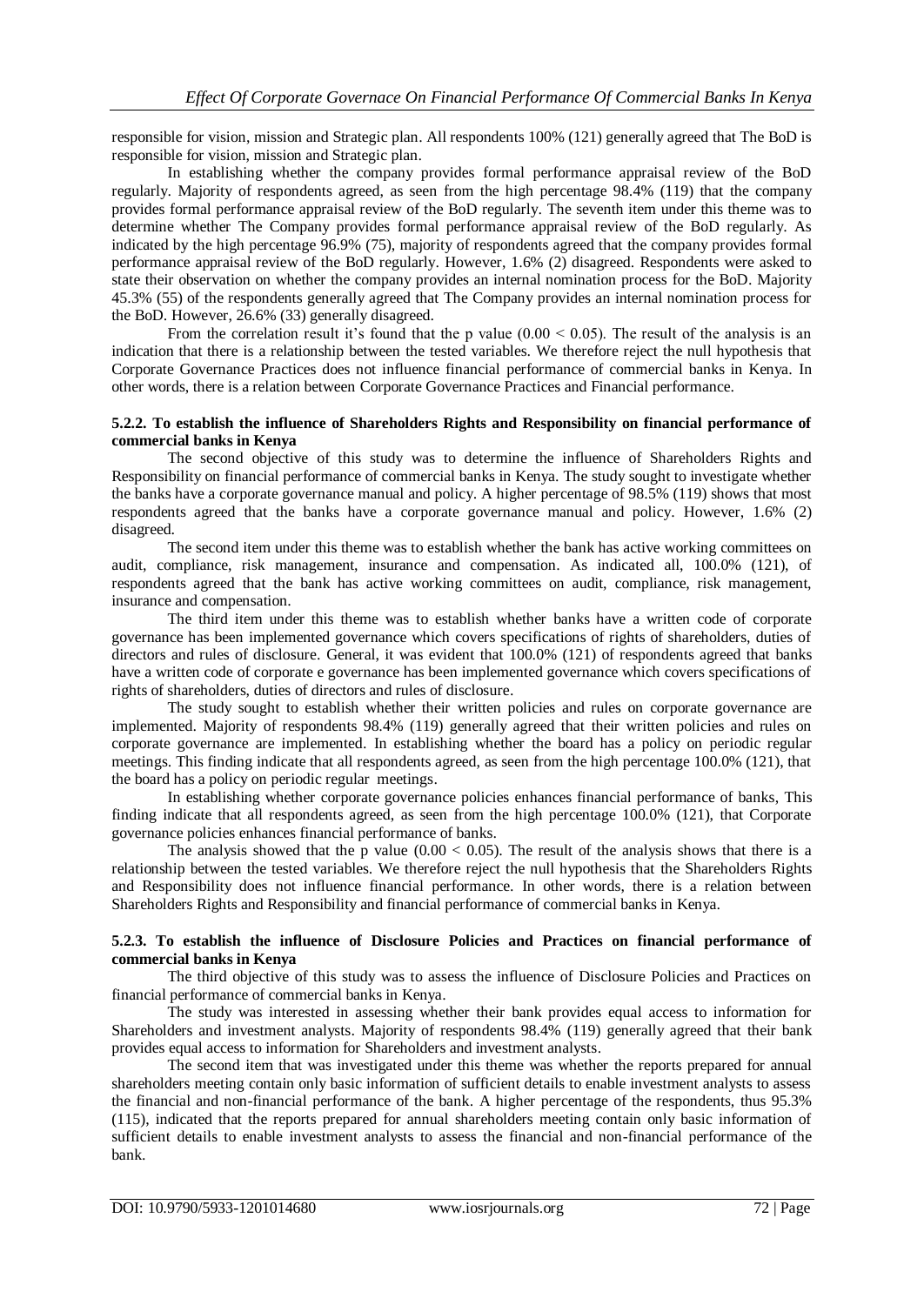responsible for vision, mission and Strategic plan. All respondents 100% (121) generally agreed that The BoD is responsible for vision, mission and Strategic plan.

In establishing whether the company provides formal performance appraisal review of the BoD regularly. Majority of respondents agreed, as seen from the high percentage 98.4% (119) that the company provides formal performance appraisal review of the BoD regularly. The seventh item under this theme was to determine whether The Company provides formal performance appraisal review of the BoD regularly. As indicated by the high percentage 96.9% (75), majority of respondents agreed that the company provides formal performance appraisal review of the BoD regularly. However, 1.6% (2) disagreed. Respondents were asked to state their observation on whether the company provides an internal nomination process for the BoD. Majority 45.3% (55) of the respondents generally agreed that The Company provides an internal nomination process for the BoD. However, 26.6% (33) generally disagreed.

From the correlation result it's found that the p value ($0.00 < 0.05$). The result of the analysis is an indication that there is a relationship between the tested variables. We therefore reject the null hypothesis that Corporate Governance Practices does not influence financial performance of commercial banks in Kenya. In other words, there is a relation between Corporate Governance Practices and Financial performance.

#### 5.2.2. To establish the influence of Shareholders Rights and Responsibility on financial performance of commercial banks in Kenya

The second objective of this study was to determine the influence of Shareholders Rights and Responsibility on financial performance of commercial banks in Kenya. The study sought to investigate whether the banks have a corporate governance manual and policy. A higher percentage of 98.5% (119) shows that most respondents agreed that the banks have a corporate governance manual and policy. However, 1.6% (2) disagreed.

The second item under this theme was to establish whether the bank has active working committees on audit, compliance, risk management, insurance and compensation. As indicated all, 100.0% (121), of respondents agreed that the bank has active working committees on audit, compliance, risk management, insurance and compensation.

The third item under this theme was to establish whether banks have a written code of corporate governance has been implemented governance which covers specifications of rights of shareholders, duties of directors and rules of disclosure. General, it was evident that 100.0% (121) of respondents agreed that banks have a written code of corporate e governance has been implemented governance which covers specifications of rights of shareholders, duties of directors and rules of disclosure.

The study sought to establish whether their written policies and rules on corporate governance are implemented. Majority of respondents 98.4% (119) generally agreed that their written policies and rules on corporate governance are implemented. In establishing whether the board has a policy on periodic regular meetings. This finding indicate that all respondents agreed, as seen from the high percentage 100.0% (121), that the board has a policy on periodic regular meetings.

In establishing whether corporate governance policies enhances financial performance of banks, This finding indicate that all respondents agreed, as seen from the high percentage 100.0% (121), that Corporate governance policies enhances financial performance of banks.

The analysis showed that the p value ($0.00 < 0.05$). The result of the analysis shows that there is a relationship between the tested variables. We therefore reject the null hypothesis that the Shareholders Rights and Responsibility does not influence financial performance. In other words, there is a relation between Shareholders Rights and Responsibility and financial performance of commercial banks in Kenya.

#### 5.2.3. To establish the influence of Disclosure Policies and Practices on financial performance of commercial banks in Kenya

The third objective of this study was to assess the influence of Disclosure Policies and Practices on financial performance of commercial banks in Kenya.

The study was interested in assessing whether their bank provides equal access to information for Shareholders and investment analysts. Majority of respondents 98.4% (119) generally agreed that their bank provides equal access to information for Shareholders and investment analysts.

The second item that was investigated under this theme was whether the reports prepared for annual shareholders meeting contain only basic information of sufficient details to enable investment analysts to assess the financial and non-financial performance of the bank. A higher percentage of the respondents, thus 95.3% (115), indicated that the reports prepared for annual shareholders meeting contain only basic information of sufficient details to enable investment analysts to assess the financial and non-financial performance of the bank.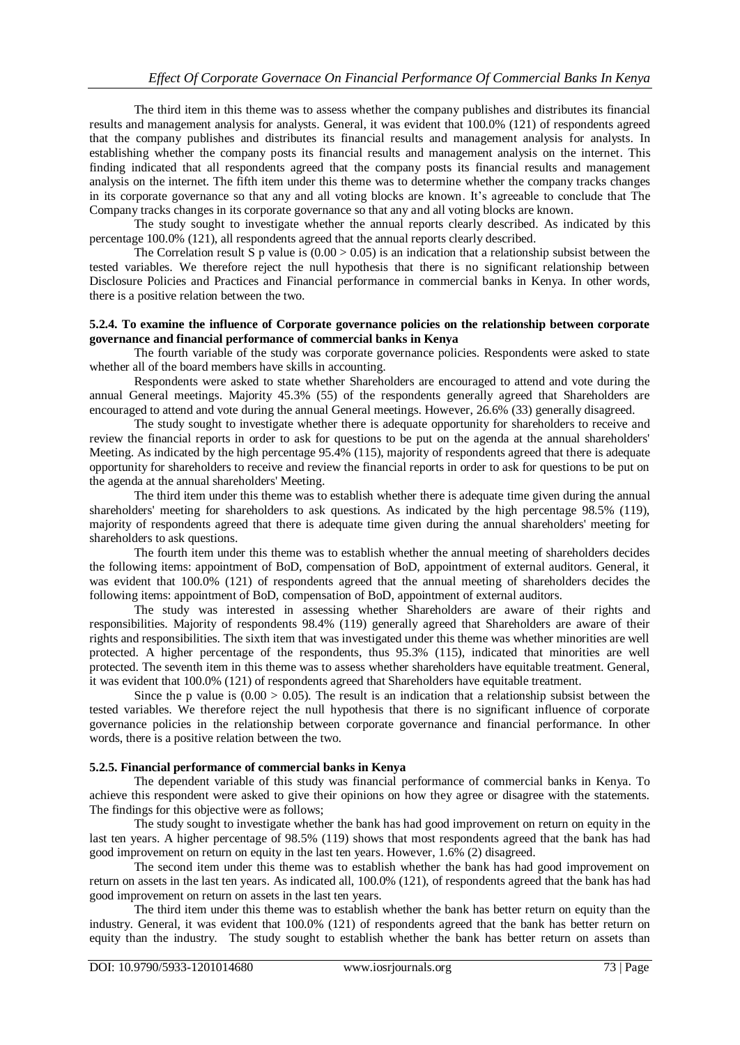The third item in this theme was to assess whether the company publishes and distributes its financial results and management analysis for analysts. General, it was evident that 100.0% (121) of respondents agreed that the company publishes and distributes its financial results and management analysis for analysts. In establishing whether the company posts its financial results and management analysis on the internet. This finding indicated that all respondents agreed that the company posts its financial results and management analysis on the internet. The fifth item under this theme was to determine whether the company tracks changes in its corporate governance so that any and all voting blocks are known. It's agreeable to conclude that The Company tracks changes in its corporate governance so that any and all voting blocks are known.

The study sought to investigate whether the annual reports clearly described. As indicated by this percentage 100.0% (121), all respondents agreed that the annual reports clearly described.

The Correlation result S p value is $(0.00 > 0.05)$ is an indication that a relationship subsist between the tested variables. We therefore reject the null hypothesis that there is no significant relationship between Disclosure Policies and Practices and Financial performance in commercial banks in Kenya. In other words, there is a positive relation between the two.

#### 5.2.4. To examine the influence of Corporate governance policies on the relationship between corporate governance and financial performance of commercial banks in Kenya

The fourth variable of the study was corporate governance policies. Respondents were asked to state whether all of the board members have skills in accounting.

Respondents were asked to state whether Shareholders are encouraged to attend and vote during the annual General meetings. Majority 45.3% (55) of the respondents generally agreed that Shareholders are encouraged to attend and vote during the annual General meetings. However, 26.6% (33) generally disagreed.

The study sought to investigate whether there is adequate opportunity for shareholders to receive and review the financial reports in order to ask for questions to be put on the agenda at the annual shareholders' Meeting. As indicated by the high percentage 95.4% (115), majority of respondents agreed that there is adequate opportunity for shareholders to receive and review the financial reports in order to ask for questions to be put on the agenda at the annual shareholders' Meeting.

The third item under this theme was to establish whether there is adequate time given during the annual shareholders' meeting for shareholders to ask questions. As indicated by the high percentage 98.5% (119), majority of respondents agreed that there is adequate time given during the annual shareholders' meeting for shareholders to ask questions.

The fourth item under this theme was to establish whether the annual meeting of shareholders decides the following items: appointment of BoD, compensation of BoD, appointment of external auditors. General, it was evident that 100.0% (121) of respondents agreed that the annual meeting of shareholders decides the following items: appointment of BoD, compensation of BoD, appointment of external auditors.

The study was interested in assessing whether Shareholders are aware of their rights and responsibilities. Majority of respondents 98.4% (119) generally agreed that Shareholders are aware of their rights and responsibilities. The sixth item that was investigated under this theme was whether minorities are well protected. A higher percentage of the respondents, thus 95.3% (115), indicated that minorities are well protected. The seventh item in this theme was to assess whether shareholders have equitable treatment. General, it was evident that 100.0% (121) of respondents agreed that Shareholders have equitable treatment.

Since the p value is $(0.00 > 0.05)$. The result is an indication that a relationship subsist between the tested variables. We therefore reject the null hypothesis that there is no significant influence of corporate governance policies in the relationship between corporate governance and financial performance. In other words, there is a positive relation between the two.

#### 5.2.5. Financial performance of commercial banks in Kenya

The dependent variable of this study was financial performance of commercial banks in Kenya. To achieve this respondent were asked to give their opinions on how they agree or disagree with the statements. The findings for this objective were as follows;

The study sought to investigate whether the bank has had good improvement on return on equity in the last ten years. A higher percentage of 98.5% (119) shows that most respondents agreed that the bank has had good improvement on return on equity in the last ten years. However, 1.6% (2) disagreed.

The second item under this theme was to establish whether the bank has had good improvement on return on assets in the last ten years. As indicated all, 100.0% (121), of respondents agreed that the bank has had good improvement on return on assets in the last ten years.

The third item under this theme was to establish whether the bank has better return on equity than the industry. General, it was evident that 100.0% (121) of respondents agreed that the bank has better return on equity than the industry. The study sought to establish whether the bank has better return on assets than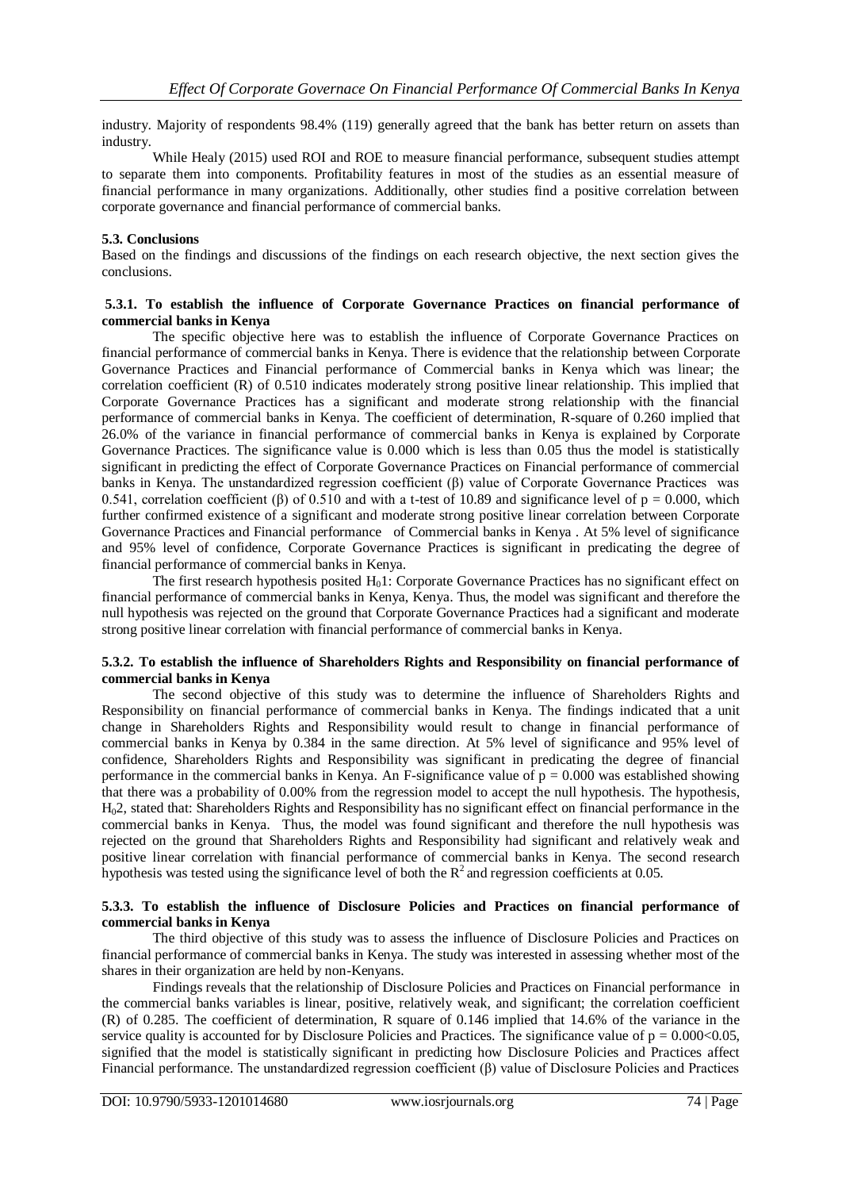industry. Majority of respondents 98.4% (119) generally agreed that the bank has better return on assets than industry.

While Healy (2015) used ROI and ROE to measure financial performance, subsequent studies attempt to separate them into components. Profitability features in most of the studies as an essential measure of financial performance in many organizations. Additionally, other studies find a positive correlation between corporate governance and financial performance of commercial banks.

## 5.3. Conclusions

Based on the findings and discussions of the findings on each research objective, the next section gives the conclusions.

### 5.3.1. To establish the influence of Corporate Governance Practices on financial performance of commercial banks in Kenya

The specific objective here was to establish the influence of Corporate Governance Practices on financial performance of commercial banks in Kenya. There is evidence that the relationship between Corporate Governance Practices and Financial performance of Commercial banks in Kenya which was linear; the correlation coefficient (R) of 0.510 indicates moderately strong positive linear relationship. This implied that Corporate Governance Practices has a significant and moderate strong relationship with the financial performance of commercial banks in Kenya. The coefficient of determination, R-square of 0.260 implied that 26.0% of the variance in financial performance of commercial banks in Kenya is explained by Corporate Governance Practices. The significance value is 0.000 which is less than 0.05 thus the model is statistically significant in predicting the effect of Corporate Governance Practices on Financial performance of commercial banks in Kenya. The unstandardized regression coefficient (β) value of Corporate Governance Practices was 0.541, correlation coefficient (β) of 0.510 and with a t-test of 10.89 and significance level of $p = 0.000$, which further confirmed existence of a significant and moderate strong positive linear correlation between Corporate Governance Practices and Financial performance of Commercial banks in Kenya . At 5% level of significance and 95% level of confidence, Corporate Governance Practices is significant in predicating the degree of financial performance of commercial banks in Kenya.

The first research hypothesis posited $H_01$: Corporate Governance Practices has no significant effect on financial performance of commercial banks in Kenya, Kenya. Thus, the model was significant and therefore the null hypothesis was rejected on the ground that Corporate Governance Practices had a significant and moderate strong positive linear correlation with financial performance of commercial banks in Kenya.

### 5.3.2. To establish the influence of Shareholders Rights and Responsibility on financial performance of commercial banks in Kenya

The second objective of this study was to determine the influence of Shareholders Rights and Responsibility on financial performance of commercial banks in Kenya. The findings indicated that a unit change in Shareholders Rights and Responsibility would result to change in financial performance of commercial banks in Kenya by 0.384 in the same direction. At 5% level of significance and 95% level of confidence, Shareholders Rights and Responsibility was significant in predicating the degree of financial performance in the commercial banks in Kenya. An F-significance value of $p = 0.000$ was established showing that there was a probability of 0.00% from the regression model to accept the null hypothesis. The hypothesis, $H_02$, stated that: Shareholders Rights and Responsibility has no significant effect on financial performance in the commercial banks in Kenya. Thus, the model was found significant and therefore the null hypothesis was rejected on the ground that Shareholders Rights and Responsibility had significant and relatively weak and positive linear correlation with financial performance of commercial banks in Kenya. The second research hypothesis was tested using the significance level of both the $R^2$ and regression coefficients at 0.05.

### 5.3.3. To establish the influence of Disclosure Policies and Practices on financial performance of commercial banks in Kenya

The third objective of this study was to assess the influence of Disclosure Policies and Practices on financial performance of commercial banks in Kenya. The study was interested in assessing whether most of the shares in their organization are held by non-Kenyans.

Findings reveals that the relationship of Disclosure Policies and Practices on Financial performance in the commercial banks variables is linear, positive, relatively weak, and significant; the correlation coefficient (R) of 0.285. The coefficient of determination, R square of 0.146 implied that 14.6% of the variance in the service quality is accounted for by Disclosure Policies and Practices. The significance value of $p = 0.000<0.05$, signified that the model is statistically significant in predicting how Disclosure Policies and Practices affect Financial performance. The unstandardized regression coefficient (β) value of Disclosure Policies and Practices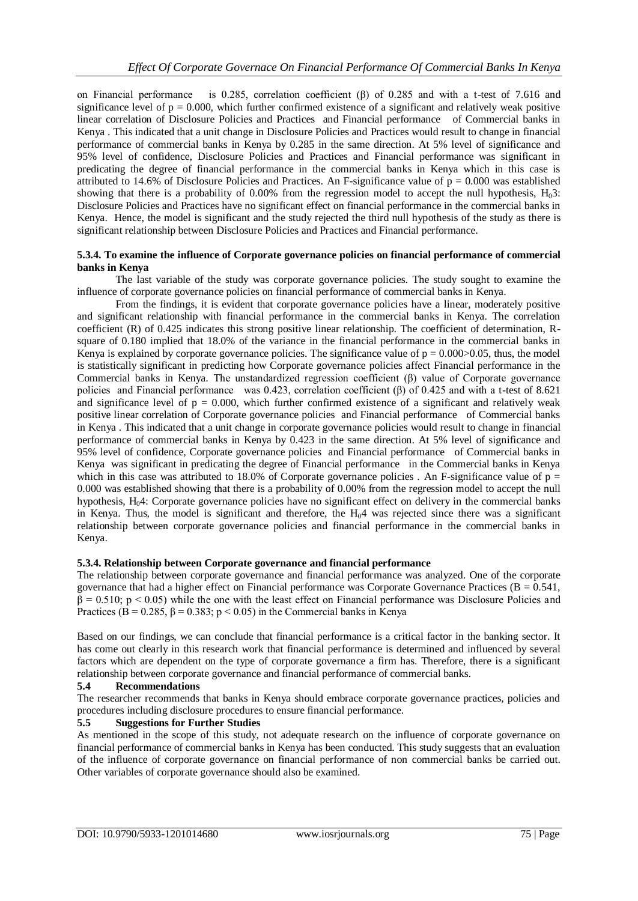on Financial performance is 0.285, correlation coefficient (β) of 0.285 and with a t-test of 7.616 and significance level of $p = 0.000$, which further confirmed existence of a significant and relatively weak positive linear correlation of Disclosure Policies and Practices and Financial performance of Commercial banks in Kenya . This indicated that a unit change in Disclosure Policies and Practices would result to change in financial performance of commercial banks in Kenya by 0.285 in the same direction. At 5% level of significance and 95% level of confidence, Disclosure Policies and Practices and Financial performance was significant in predicating the degree of financial performance in the commercial banks in Kenya which in this case is attributed to 14.6% of Disclosure Policies and Practices. An F-significance value of $p = 0.000$ was established showing that there is a probability of 0.00% from the regression model to accept the null hypothesis, $H_0 3$: Disclosure Policies and Practices have no significant effect on financial performance in the commercial banks in Kenya. Hence, the model is significant and the study rejected the third null hypothesis of the study as there is significant relationship between Disclosure Policies and Practices and Financial performance.

#### 5.3.4. To examine the influence of Corporate governance policies on financial performance of commercial banks in Kenya

The last variable of the study was corporate governance policies. The study sought to examine the influence of corporate governance policies on financial performance of commercial banks in Kenya.

From the findings, it is evident that corporate governance policies have a linear, moderately positive and significant relationship with financial performance in the commercial banks in Kenya. The correlation coefficient (R) of 0.425 indicates this strong positive linear relationship. The coefficient of determination, R-square of 0.180 implied that 18.0% of the variance in the financial performance in the commercial banks in Kenya is explained by corporate governance policies. The significance value of $p = 0.000>0.05$, thus, the model is statistically significant in predicting how Corporate governance policies affect Financial performance in the Commercial banks in Kenya. The unstandardized regression coefficient (β) value of Corporate governance policies and Financial performance was 0.423, correlation coefficient (β) of 0.425 and with a t-test of 8.621 and significance level of $p = 0.000$, which further confirmed existence of a significant and relatively weak positive linear correlation of Corporate governance policies and Financial performance of Commercial banks in Kenya . This indicated that a unit change in corporate governance policies would result to change in financial performance of commercial banks in Kenya by 0.423 in the same direction. At 5% level of significance and 95% level of confidence, Corporate governance policies and Financial performance of Commercial banks in Kenya was significant in predicating the degree of Financial performance in the Commercial banks in Kenya which in this case was attributed to 18.0% of Corporate governance policies . An F-significance value of $p = 0.000$ was established showing that there is a probability of 0.00% from the regression model to accept the null hypothesis, $H_0 4$: Corporate governance policies have no significant effect on delivery in the commercial banks in Kenya. Thus, the model is significant and therefore, the $H_0 4$ was rejected since there was a significant relationship between corporate governance policies and financial performance in the commercial banks in Kenya.

#### 5.3.4. Relationship between Corporate governance and financial performance

The relationship between corporate governance and financial performance was analyzed. One of the corporate governance that had a higher effect on Financial performance was Corporate Governance Practices ($B = 0.541$, $\beta = 0.510$; $p < 0.05$) while the one with the least effect on Financial performance was Disclosure Policies and Practices ($B = 0.285$, $\beta = 0.383$; $p < 0.05$) in the Commercial banks in Kenya

Based on our findings, we can conclude that financial performance is a critical factor in the banking sector. It has come out clearly in this research work that financial performance is determined and influenced by several factors which are dependent on the type of corporate governance a firm has. Therefore, there is a significant relationship between corporate governance and financial performance of commercial banks.

### 5.4 Recommendations

The researcher recommends that banks in Kenya should embrace corporate governance practices, policies and procedures including disclosure procedures to ensure financial performance.

### 5.5 Suggestions for Further Studies

As mentioned in the scope of this study, not adequate research on the influence of corporate governance on financial performance of commercial banks in Kenya has been conducted. This study suggests that an evaluation of the influence of corporate governance on financial performance of non commercial banks be carried out. Other variables of corporate governance should also be examined.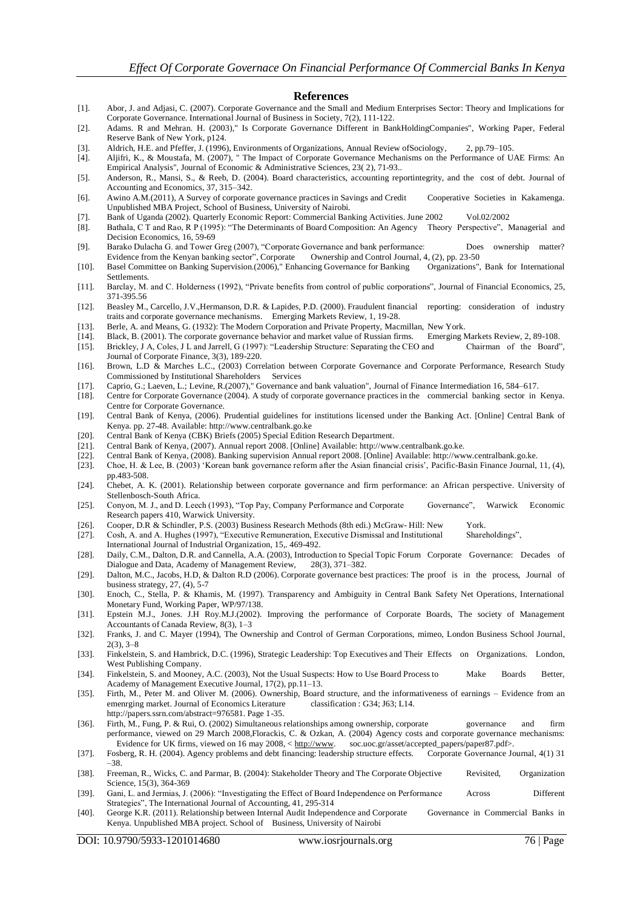## References

[1]. Abor, J. and Adjasi, C. (2007). Corporate Governance and the Small and Medium Enterprises Sector: Theory and Implications for Corporate Governance. International Journal of Business in Society, 7(2), 111-122.

[2]. Adams. R and Mehran. H. (2003)," Is Corporate Governance Different in BankHoldingCompanies", Working Paper, Federal Reserve Bank of New York, p124.

[3]. Aldrich, H.E. and Pfeffer, J. (1996), Environments of Organizations, Annual Review ofSociology, 2, pp.79–105.

[4]. Aljifri, K., & Moustafa, M. (2007), " The Impact of Corporate Governance Mechanisms on the Performance of UAE Firms: An Empirical Analysis", Journal of Economic & Administrative Sciences, 23( 2), 71-93..

[5]. Anderson, R., Mansi, S., & Reeb, D. (2004). Board characteristics, accounting reportintegrity, and the cost of debt. Journal of Accounting and Economics, 37, 315–342.

[6]. Awino A.M.(2011), A Survey of corporate governance practices in Savings and Credit Cooperative Societies in Kakamenga. Unpublished MBA Project, School of Business, University of Nairobi.

[7]. Bank of Uganda (2002). Quarterly Economic Report: Commercial Banking Activities. June 2002 Vol.02/2002

[8]. Bathala, C T and Rao, R P (1995): "The Determinants of Board Composition: An Agency Theory Perspective", Managerial and Decision Economics, 16, 59-69

[9]. Barako Dulacha G. and Tower Greg (2007), "Corporate Governance and bank performance: Does ownership matter? Evidence from the Kenyan banking sector", Corporate Ownership and Control Journal, 4, (2), pp. 23-50

[10]. Basel Committee on Banking Supervision.(2006)," Enhancing Governance for Banking Organizations", Bank for International Settlements.

[11]. Barclay, M. and C. Holderness (1992), "Private benefits from control of public corporations", Journal of Financial Economics, 25, 371-395.56

[12]. Beasley M., Carcello, J.V.,Hermanson, D.R. & Lapides, P.D. (2000). Fraudulent financial reporting: consideration of industry traits and corporate governance mechanisms. Emerging Markets Review, 1, 19-28.

[13]. Berle, A. and Means, G. (1932): The Modern Corporation and Private Property, Macmillan, New York.

[14]. Black, B. (2001). The corporate governance behavior and market value of Russian firms. Emerging Markets Review, 2, 89-108.

[15]. Brickley, J A, Coles, J L and Jarrell, G (1997): "Leadership Structure: Separating the CEO and Chairman of the Board", Journal of Corporate Finance, 3(3), 189-220.

[16]. Brown, L.D & Marches L.C., (2003) Correlation between Corporate Governance and Corporate Performance, Research Study Commissioned by Institutional Shareholders Services

[17]. Caprio, G.; Laeven, L.; Levine, R.(2007)," Governance and bank valuation", Journal of Finance Intermediation 16, 584–617.

[18]. Centre for Corporate Governance (2004). A study of corporate governance practices in the commercial banking sector in Kenya. Centre for Corporate Governance.

[19]. Central Bank of Kenya, (2006). Prudential guidelines for institutions licensed under the Banking Act. [Online] Central Bank of Kenya. pp. 27-48. Available: http://www.centralbank.go.ke

[20]. Central Bank of Kenya (CBK) Briefs (2005) Special Edition Research Department.

[21]. Central Bank of Kenya, (2007). Annual report 2008. [Online] Available: http://www.centralbank.go.ke.

[22]. Central Bank of Kenya, (2008). Banking supervision Annual report 2008. [Online] Available: http://www.centralbank.go.ke.

[23]. Choe, H. & Lee, B. (2003) 'Korean bank governance reform after the Asian financial crisis', Pacific-Basin Finance Journal, 11, (4), pp.483-508.

[24]. Chebet, A. K. (2001). Relationship between corporate governance and firm performance: an African perspective. University of Stellenbosch-South Africa.

[25]. Conyon, M. J., and D. Leech (1993), "Top Pay, Company Performance and Corporate Governance", Warwick Economic Research papers 410, Warwick University.

[26]. Cooper, D.R & Schindler, P.S. (2003) Business Research Methods (8th edi.) McGraw- Hill: New York.

[27]. Cosh, A. and A. Hughes (1997), "Executive Remuneration, Executive Dismissal and Institutional Shareholdings", International Journal of Industrial Organization, 15,. 469-492.

[28]. Daily, C.M., Dalton, D.R. and Cannella, A.A. (2003), Introduction to Special Topic Forum Corporate Governance: Decades of Dialogue and Data, Academy of Management Review, 28(3), 371–382.

[29]. Dalton, M.C., Jacobs, H.D, & Dalton R.D (2006). Corporate governance best practices: The proof is in the process, Journal of business strategy, 27, (4), 5-7

[30]. Enoch, C., Stella, P. & Khamis, M. (1997). Transparency and Ambiguity in Central Bank Safety Net Operations, International Monetary Fund, Working Paper, WP/97/138.

[31]. Epstein M.J., Jones. J.H Roy.M.J.(2002). Improving the performance of Corporate Boards, The society of Management Accountants of Canada Review, 8(3), 1–3

[32]. Franks, J. and C. Mayer (1994), The Ownership and Control of German Corporations, mimeo, London Business School Journal, 2(3), 3–8

[33]. Finkelstein, S. and Hambrick, D.C. (1996), Strategic Leadership: Top Executives and Their Effects on Organizations. London, West Publishing Company.

[34]. Finkelstein, S. and Mooney, A.C. (2003), Not the Usual Suspects: How to Use Board Process to Make Boards Better, Academy of Management Executive Journal, 17(2), pp.11–13.

[35]. Firth, M., Peter M. and Oliver M. (2006). Ownership, Board structure, and the informativeness of earnings – Evidence from an emenrging market. Journal of Economics Literature classification : G34; J63; L14. http://papers.ssrn.com/abstract=976581. Page 1-35.

[36]. Firth, M., Fung, P. & Rui, O. (2002) Simultaneous relationships among ownership, corporate governance and firm performance, viewed on 29 March 2008,Florackis, C. & Ozkan, A. (2004) Agency costs and corporate governance mechanisms: Evidence for UK firms, viewed on 16 may 2008, < http://www. soc.uoc.gr/asset/accepted_papers/paper87.pdf>.

[37]. Fosberg, R. H. (2004). Agency problems and debt financing: leadership structure effects. Corporate Governance Journal, 4(1) 31 –38.

[38]. Freeman, R., Wicks, C. and Parmar, B. (2004): Stakeholder Theory and The Corporate Objective Revisited, Organization Science, 15(3), 364-369

[39]. Gani, L. and Jermias, J. (2006): "Investigating the Effect of Board Independence on Performance Across Different Strategies", The International Journal of Accounting, 41, 295-314

[40]. George K.R. (2011). Relationship between Internal Audit Independence and Corporate Governance in Commercial Banks in Kenya. Unpublished MBA project. School of Business, University of Nairobi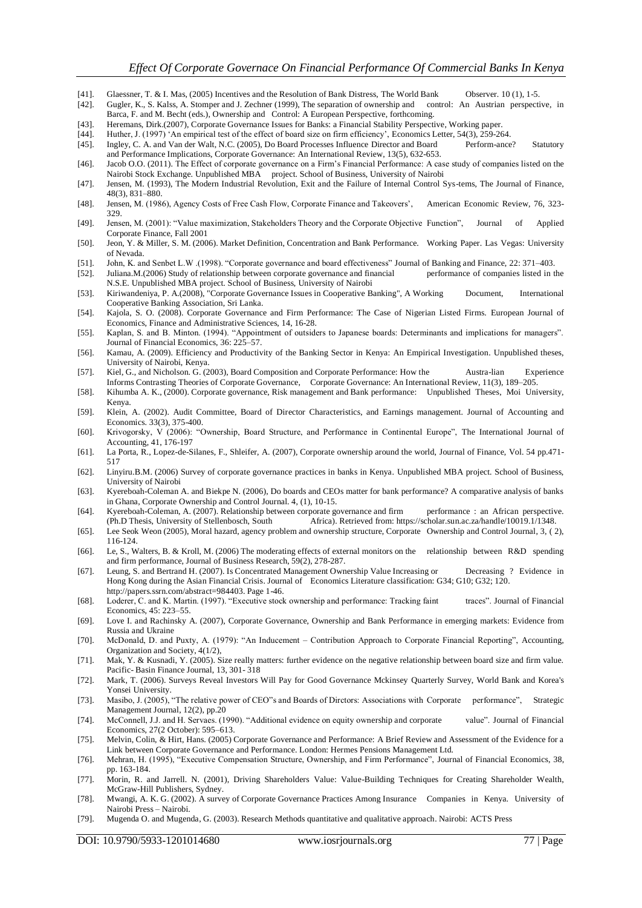[41]. Glaessner, T. & I. Mas, (2005) Incentives and the Resolution of Bank Distress, The World Bank Observer. 10 (1), 1-5.

[42]. Gugler, K., S. Kalss, A. Stomper and J. Zechner (1999), The separation of ownership and control: An Austrian perspective, in Barca, F. and M. Becht (eds.), Ownership and Control: A European Perspective, forthcoming.

[43]. Heremans, Dirk.(2007), Corporate Governance Issues for Banks: a Financial Stability Perspective, Working paper.

[44]. Huther, J. (1997) 'An empirical test of the effect of board size on firm efficiency', Economics Letter, 54(3), 259-264.

[45]. Ingley, C. A. and Van der Walt, N.C. (2005), Do Board Processes Influence Director and Board Perform-ance? Statutory and Performance Implications, Corporate Governance: An International Review, 13(5), 632-653.

[46]. Jacob O.O. (2011). The Effect of corporate governance on a Firm's Financial Performance: A case study of companies listed on the Nairobi Stock Exchange. Unpublished MBA project. School of Business, University of Nairobi

[47]. Jensen, M. (1993), The Modern Industrial Revolution, Exit and the Failure of Internal Control Sys-tems, The Journal of Finance, 48(3), 831–880.

[48]. Jensen, M. (1986), Agency Costs of Free Cash Flow, Corporate Finance and Takeovers', American Economic Review, 76, 323-329.

[49]. Jensen, M. (2001): "Value maximization, Stakeholders Theory and the Corporate Objective Function", Journal of Applied Corporate Finance, Fall 2001

[50]. Jeon, Y. & Miller, S. M. (2006). Market Definition, Concentration and Bank Performance. Working Paper. Las Vegas: University of Nevada.

[51]. John, K. and Senbet L.W .(1998). "Corporate governance and board effectiveness" Journal of Banking and Finance, 22: 371–403.

[52]. Juliana.M.(2006) Study of relationship between corporate governance and financial performance of companies listed in the N.S.E. Unpublished MBA project. School of Business, University of Nairobi

[53]. Kiriwandeniya, P. A.(2008), "Corporate Governance Issues in Cooperative Banking", A Working Document, International Cooperative Banking Association, Sri Lanka.

[54]. Kajola, S. O. (2008). Corporate Governance and Firm Performance: The Case of Nigerian Listed Firms. European Journal of Economics, Finance and Administrative Sciences, 14, 16-28.

[55]. Kaplan, S. and B. Minton. (1994). "Appointment of outsiders to Japanese boards: Determinants and implications for managers". Journal of Financial Economics, 36: 225–57.

[56]. Kamau, A. (2009). Efficiency and Productivity of the Banking Sector in Kenya: An Empirical Investigation. Unpublished theses, University of Nairobi, Kenya.

[57]. Kiel, G., and Nicholson. G. (2003), Board Composition and Corporate Performance: How the Austra-lian Experience Informs Contrasting Theories of Corporate Governance, Corporate Governance: An International Review, 11(3), 189–205.

[58]. Kihumba A. K., (2000). Corporate governance, Risk management and Bank performance: Unpublished Theses, Moi University, Kenya.

[59]. Klein, A. (2002). Audit Committee, Board of Director Characteristics, and Earnings management. Journal of Accounting and Economics. 33(3), 375-400.

[60]. Krivogorsky, V (2006): "Ownership, Board Structure, and Performance in Continental Europe", The International Journal of Accounting, 41, 176-197

[61]. La Porta, R., Lopez-de-Silanes, F., Shleifer, A. (2007), Corporate ownership around the world, Journal of Finance, Vol. 54 pp.471-517

[62]. Linyiru.B.M. (2006) Survey of corporate governance practices in banks in Kenya. Unpublished MBA project. School of Business, University of Nairobi

[63]. Kyereboah-Coleman A. and Biekpe N. (2006), Do boards and CEOs matter for bank performance? A comparative analysis of banks in Ghana, Corporate Ownership and Control Journal. 4, (1), 10-15.

[64]. Kyereboah-Coleman, A. (2007). Relationship between corporate governance and firm performance : an African perspective. (Ph.D Thesis, University of Stellenbosch, South Africa). Retrieved from: https://scholar.sun.ac.za/handle/10019.1/1348.

[65]. Lee Seok Weon (2005), Moral hazard, agency problem and ownership structure, Corporate Ownership and Control Journal, 3, ( 2), 116-124.

[66]. Le, S., Walters, B. & Kroll, M. (2006) The moderating effects of external monitors on the relationship between R&D spending and firm performance, Journal of Business Research, 59(2), 278-287.

[67]. Leung, S. and Bertrand H. (2007). Is Concentrated Management Ownership Value Increasing or Decreasing ? Evidence in Hong Kong during the Asian Financial Crisis. Journal of Economics Literature classification: G34; G10; G32; 120. http://papers.ssrn.com/abstract=984403. Page 1-46.

[68]. Loderer, C. and K. Martin. (1997). "Executive stock ownership and performance: Tracking faint traces". Journal of Financial Economics, 45: 223–55.

[69]. Love I. and Rachinsky A. (2007), Corporate Governance, Ownership and Bank Performance in emerging markets: Evidence from Russia and Ukraine

[70]. McDonald, D. and Puxty, A. (1979): "An Inducement – Contribution Approach to Corporate Financial Reporting", Accounting, Organization and Society, 4(1/2),

[71]. Mak, Y. & Kusnadi, Y. (2005). Size really matters: further evidence on the negative relationship between board size and firm value. Pacific- Basin Finance Journal, 13, 301- 318

[72]. Mark, T. (2006). Surveys Reveal Investors Will Pay for Good Governance Mckinsey Quarterly Survey, World Bank and Korea's Yonsei University.

[73]. Masibo, J. (2005), "The relative power of CEO"s and Boards of Dirctors: Associations with Corporate performance", Strategic Management Journal, 12(2), pp.20

[74]. McConnell, J.J. and H. Servaes. (1990). "Additional evidence on equity ownership and corporate value". Journal of Financial Economics, 27(2 October): 595–613.

[75]. Melvin, Colin, & Hirt, Hans. (2005) Corporate Governance and Performance: A Brief Review and Assessment of the Evidence for a Link between Corporate Governance and Performance. London: Hermes Pensions Management Ltd.

[76]. Mehran, H. (1995), "Executive Compensation Structure, Ownership, and Firm Performance", Journal of Financial Economics, 38, pp. 163-184.

[77]. Morin, R. and Jarrell. N. (2001), Driving Shareholders Value: Value-Building Techniques for Creating Shareholder Wealth, McGraw-Hill Publishers, Sydney.

[78]. Mwangi, A. K. G. (2002). A survey of Corporate Governance Practices Among Insurance Companies in Kenya. University of Nairobi Press – Nairobi.

[79]. Mugenda O. and Mugenda, G. (2003). Research Methods quantitative and qualitative approach. Nairobi: ACTS Press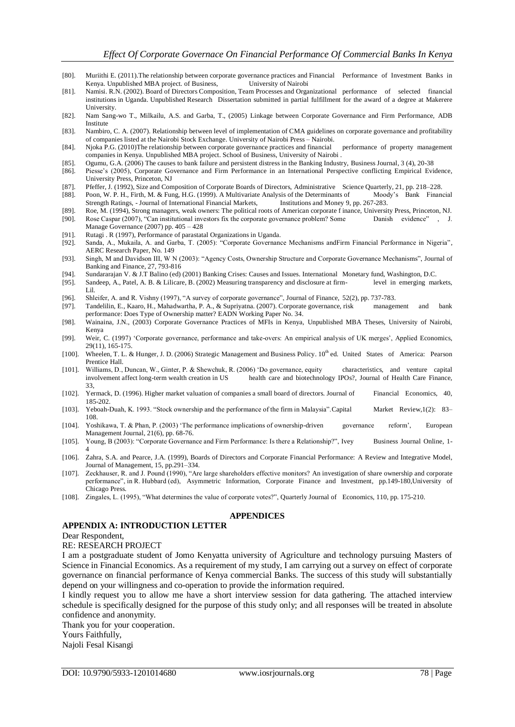[80]. Muriithi E. (2011).The relationship between corporate governance practices and Financial Performance of Investment Banks in Kenya. Unpublished MBA project. of Business, University of Nairobi

[81]. Namisi. R.N. (2002). Board of Directors Composition, Team Processes and Organizational performance of selected financial institutions in Uganda. Unpublished Research Dissertation submitted in partial fulfillment for the award of a degree at Makerere University.

[82]. Nam Sang-wo T., Milkailu, A.S. and Garba, T., (2005) Linkage between Corporate Governance and Firm Performance, ADB Institute

[83]. Nambiro, C. A. (2007). Relationship between level of implementation of CMA guidelines on corporate governance and profitability of companies listed at the Nairobi Stock Exchange. University of Nairobi Press – Nairobi.

[84]. Njoka P.G. (2010)The relationship between corporate governance practices and financial performance of property management companies in Kenya. Unpublished MBA project. School of Business, University of Nairobi .

[85]. Ogumu, G.A. (2006) The causes to bank failure and persistent distress in the Banking Industry, Business Journal, 3 (4), 20-38

[86]. Piesse's (2005), Corporate Governance and Firm Performance in an International Perspective conflicting Empirical Evidence, University Press, Princeton, NJ

[87]. Pfeffer, J. (1992), Size and Composition of Corporate Boards of Directors, Administrative Science Quarterly, 21, pp. 218–228.

[88]. Poon, W. P. H., Firth, M. & Fung, H.G. (1999). A Multivariate Analysis of the Determinants of Moody's Bank Financial Strength Ratings, - Journal of International Financial Markets, Institutions and Money 9, pp. 267-283.

[89]. Roe, M. (1994), Strong managers, weak owners: The political roots of American corporate f inance, University Press, Princeton, NJ.

[90]. Rose Caspar (2007), "Can institutional investors fix the corporate governance problem? Some Danish evidence" , J. Manage Governance (2007) pp. 405 – 428

[91]. Rutagi . R (1997), Performance of parastatal Organizations in Uganda.

[92]. Sanda, A., Mukaila, A. and Garba, T. (2005): "Corporate Governance Mechanisms andFirm Financial Performance in Nigeria", AERC Research Paper, No. 149

[93]. Singh, M and Davidson III, W N (2003): "Agency Costs, Ownership Structure and Corporate Governance Mechanisms", Journal of Banking and Finance, 27, 793-816

[94]. Sundararajan V. & J.T Balino (ed) (2001) Banking Crises: Causes and Issues. International Monetary fund, Washington, D.C.

[95]. Sandeep, A., Patel, A. B. & Lilicare, B. (2002) Measuring transparency and disclosure at firm- level in emerging markets, Lil.

[96]. Shleifer, A. and R. Vishny (1997), "A survey of corporate governance", Journal of Finance, 52(2), pp. 737-783.

[97]. Tandelilin, E., Kaaro, H., Mahadwartha, P. A., & Supriyatna. (2007). Corporate governance, risk management and bank performance: Does Type of Ownership matter? EADN Working Paper No. 34.

[98]. Wainaina, J.N., (2003) Corporate Governance Practices of MFIs in Kenya, Unpublished MBA Theses, University of Nairobi, Kenya

[99]. Weir, C. (1997) 'Corporate governance, performance and take-overs: An empirical analysis of UK merges', Applied Economics, 29(11), 165-175.

[100]. Wheelen, T. L. & Hunger, J. D. (2006) Strategic Management and Business Policy. 10th ed. United States of America: Pearson Prentice Hall.

[101]. Williams, D., Duncan, W., Ginter, P. & Shewchuk, R. (2006) 'Do governance, equity characteristics, and venture capital involvement affect long-term wealth creation in US health care and biotechnology IPOs?, Journal of Health Care Finance, 33,

[102]. Yermack, D. (1996). Higher market valuation of companies a small board of directors. Journal of Financial Economics, 40, 185-202.

[103]. Yeboah-Duah, K. 1993. "Stock ownership and the performance of the firm in Malaysia".Capital Market Review,1(2): 83–108.

[104]. Yoshikawa, T. & Phan, P. (2003) 'The performance implications of ownership-driven governance reform', European Management Journal, 21(6), pp. 68-76.

[105]. Young, B (2003): "Corporate Governance and Firm Performance: Is there a Relationship?", Ivey Business Journal Online, 1-4

[106]. Zahra, S.A. and Pearce, J.A. (1999), Boards of Directors and Corporate Financial Performance: A Review and Integrative Model, Journal of Management, 15, pp.291–334.

[107]. Zeckhauser, R. and J. Pound (1990), "Are large shareholders effective monitors? An investigation of share ownership and corporate performance", in R. Hubbard (ed), Asymmetric Information, Corporate Finance and Investment, pp.149-180,University of Chicago Press.

[108]. Zingales, L. (1995), "What determines the value of corporate votes?", Quarterly Journal of Economics, 110, pp. 175-210.

## APPENDICES

### APPENDIX A: INTRODUCTION LETTER

Dear Respondent,

RE: RESEARCH PROJECT

I am a postgraduate student of Jomo Kenyatta university of Agriculture and technology pursuing Masters of Science in Financial Economics. As a requirement of my study, I am carrying out a survey on effect of corporate governance on financial performance of Kenya commercial Banks. The success of this study will substantially depend on your willingness and co-operation to provide the information required.

I kindly request you to allow me have a short interview session for data gathering. The attached interview schedule is specifically designed for the purpose of this study only; and all responses will be treated in absolute confidence and anonymity.

Thank you for your cooperation.

Yours Faithfully,

Najoli Fesal Kisangi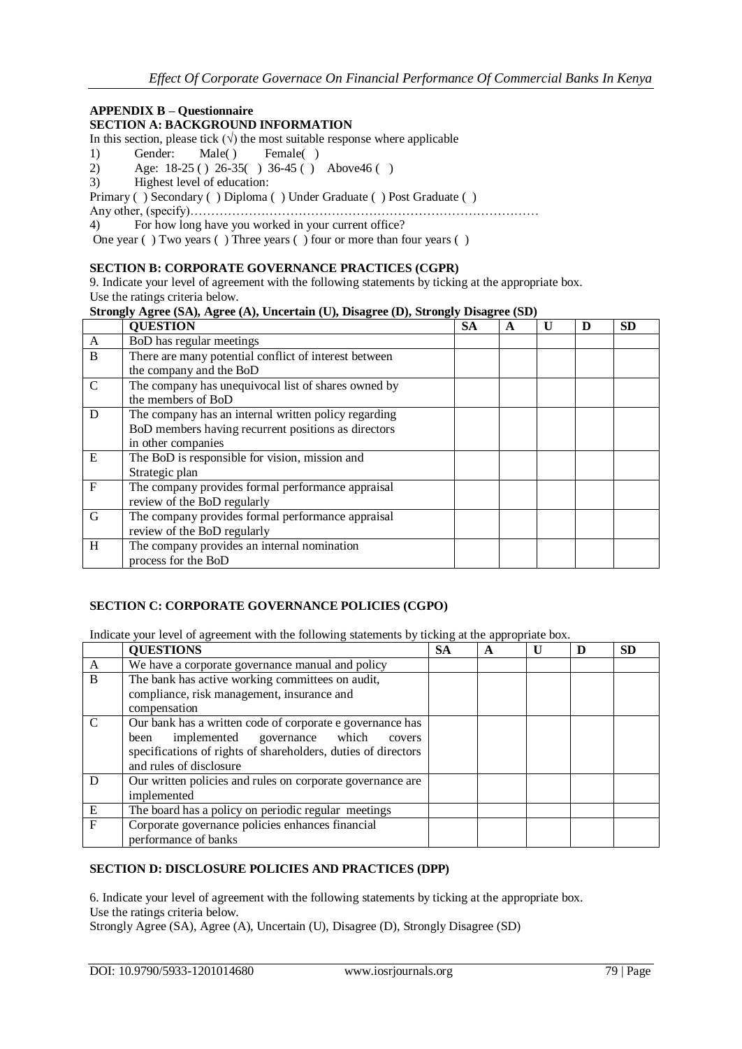## APPENDIX B – Questionnaire

### SECTION A: BACKGROUND INFORMATION

In this section, please tick (√) the most suitable response where applicable

1) Gender: Male( ) Female( )
2) Age: 18-25 ( ) 26-35( ) 36-45 ( ) Above46 ( )
3) Highest level of education:

Primary ( ) Secondary ( ) Diploma ( ) Under Graduate ( ) Post Graduate ( )

Any other, (specify)…………………………………………………………………………

4) For how long have you worked in your current office?

One year ( ) Two years ( ) Three years ( ) four or more than four years ( )

### SECTION B: CORPORATE GOVERNANCE PRACTICES (CGPR)

9. Indicate your level of agreement with the following statements by ticking at the appropriate box.
Use the ratings criteria below.

**Strongly Agree (SA), Agree (A), Uncertain (U), Disagree (D), Strongly Disagree (SD)**

| | QUESTION | SA | A | U | D | SD |
|---|---|---|---|---|---|---|
| A | BoD has regular meetings | | | | | |
| B | There are many potential conflict of interest between the company and the BoD | | | | | |
| C | The company has unequivocal list of shares owned by the members of BoD | | | | | |
| D | The company has an internal written policy regarding BoD members having recurrent positions as directors in other companies | | | | | |
| E | The BoD is responsible for vision, mission and Strategic plan | | | | | |
| F | The company provides formal performance appraisal review of the BoD regularly | | | | | |
| G | The company provides formal performance appraisal review of the BoD regularly | | | | | |
| H | The company provides an internal nomination process for the BoD | | | | | |

### SECTION C: CORPORATE GOVERNANCE POLICIES (CGPO)

Indicate your level of agreement with the following statements by ticking at the appropriate box.

| | QUESTIONS | SA | A | U | D | SD |
|---|---|---|---|---|---|---|
| A | We have a corporate governance manual and policy | | | | | |
| B | The bank has active working committees on audit, compliance, risk management, insurance and compensation | | | | | |
| C | Our bank has a written code of corporate e governance has been implemented governance which covers specifications of rights of shareholders, duties of directors and rules of disclosure | | | | | |
| D | Our written policies and rules on corporate governance are implemented | | | | | |
| E | The board has a policy on periodic regular meetings | | | | | |
| F | Corporate governance policies enhances financial performance of banks | | | | | |

### SECTION D: DISCLOSURE POLICIES AND PRACTICES (DPP)

6. Indicate your level of agreement with the following statements by ticking at the appropriate box.
Use the ratings criteria below.

Strongly Agree (SA), Agree (A), Uncertain (U), Disagree (D), Strongly Disagree (SD)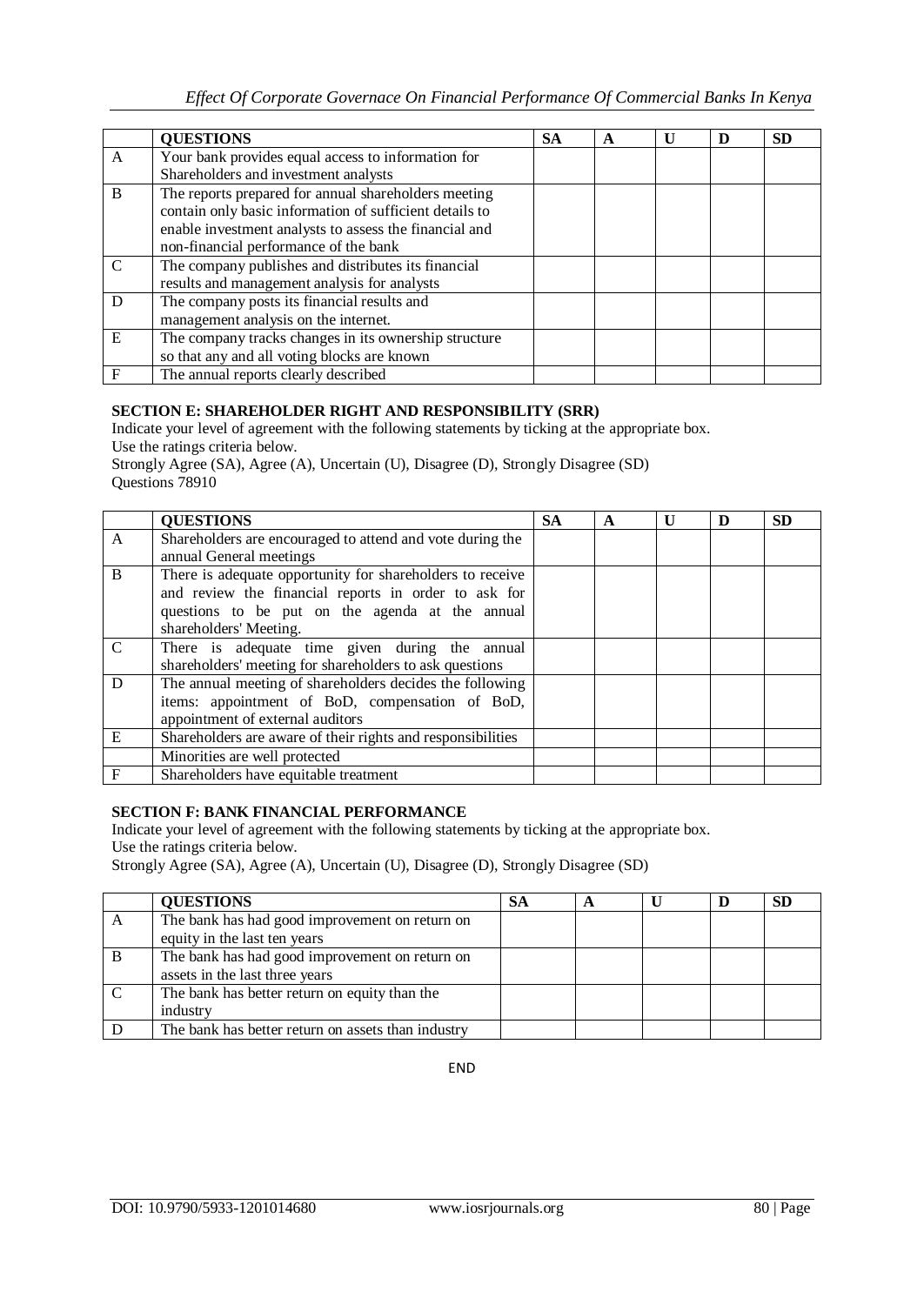| | QUESTIONS | SA | A | U | D | SD |
|---|---|---|---|---|---|---|
| A | Your bank provides equal access to information for Shareholders and investment analysts | | | | | |
| B | The reports prepared for annual shareholders meeting contain only basic information of sufficient details to enable investment analysts to assess the financial and non-financial performance of the bank | | | | | |
| C | The company publishes and distributes its financial results and management analysis for analysts | | | | | |
| D | The company posts its financial results and management analysis on the internet. | | | | | |
| E | The company tracks changes in its ownership structure so that any and all voting blocks are known | | | | | |
| F | The annual reports clearly described | | | | | |

**SECTION E: SHAREHOLDER RIGHT AND RESPONSIBILITY (SRR)**

Indicate your level of agreement with the following statements by ticking at the appropriate box.
Use the ratings criteria below.
Strongly Agree (SA), Agree (A), Uncertain (U), Disagree (D), Strongly Disagree (SD)
Questions 78910

| | QUESTIONS | SA | A | U | D | SD |
|---|---|---|---|---|---|---|
| A | Shareholders are encouraged to attend and vote during the annual General meetings | | | | | |
| B | There is adequate opportunity for shareholders to receive and review the financial reports in order to ask for questions to be put on the agenda at the annual shareholders' Meeting. | | | | | |
| C | There is adequate time given during the annual shareholders' meeting for shareholders to ask questions | | | | | |
| D | The annual meeting of shareholders decides the following items: appointment of BoD, compensation of BoD, appointment of external auditors | | | | | |
| E | Shareholders are aware of their rights and responsibilities | | | | | |
| | Minorities are well protected | | | | | |
| F | Shareholders have equitable treatment | | | | | |

**SECTION F: BANK FINANCIAL PERFORMANCE**

Indicate your level of agreement with the following statements by ticking at the appropriate box.
Use the ratings criteria below.
Strongly Agree (SA), Agree (A), Uncertain (U), Disagree (D), Strongly Disagree (SD)

| | QUESTIONS | SA | A | U | D | SD |
|---|---|---|---|---|---|---|
| A | The bank has had good improvement on return on equity in the last ten years | | | | | |
| B | The bank has had good improvement on return on assets in the last three years | | | | | |
| C | The bank has better return on equity than the industry | | | | | |
| D | The bank has better return on assets than industry | | | | | |

END